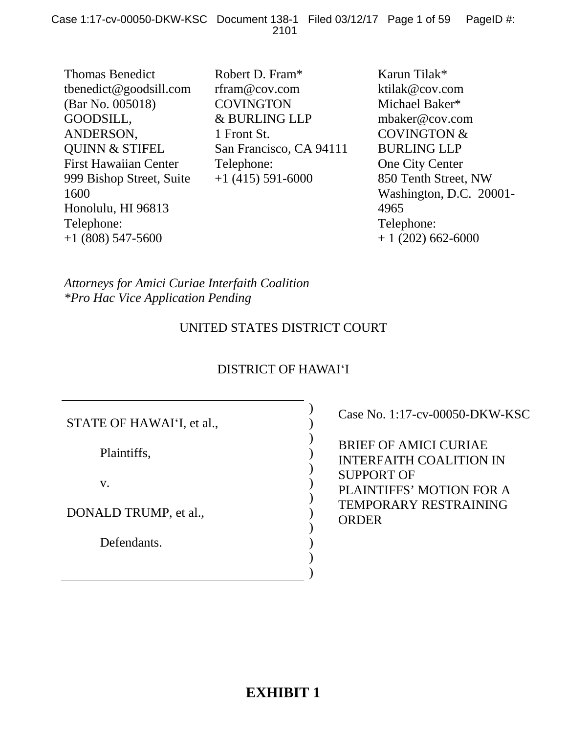Thomas Benedict
tbenedict@goodsill.com
(Bar No. 005018)
GOODSILL,
ANDERSON,
QUINN & STIFEL
First Hawaiian Center
999 Bishop Street, Suite 1600
Honolulu, HI 96813
Telephone:
+1 (808) 547-5600

Robert D. Fram*
rfram@cov.com
COVINGTON
& BURLING LLP
1 Front St.
San Francisco, CA 94111
Telephone:
+1 (415) 591-6000

Karun Tilak*
ktilak@cov.com
Michael Baker*
mbaker@cov.com
COVINGTON &
BURLING LLP
One City Center
850 Tenth Street, NW
Washington, D.C. 20001-4965
Telephone:
+ 1 (202) 662-6000

*Attorneys for Amici Curiae Interfaith Coalition*
*\*Pro Hac Vice Application Pending*

UNITED STATES DISTRICT COURT

DISTRICT OF HAWAI‘I

| | |
|---|---|
| STATE OF HAWAI‘I, et al.,<br><br>Plaintiffs,<br><br>v.<br><br>DONALD TRUMP, et al.,<br><br>Defendants. | Case No. 1:17-cv-00050-DKW-KSC<br><br>BRIEF OF AMICI CURIAE INTERFAITH COALITION IN SUPPORT OF PLAINTIFFS' MOTION FOR A TEMPORARY RESTRAINING ORDER |

**EXHIBIT 1**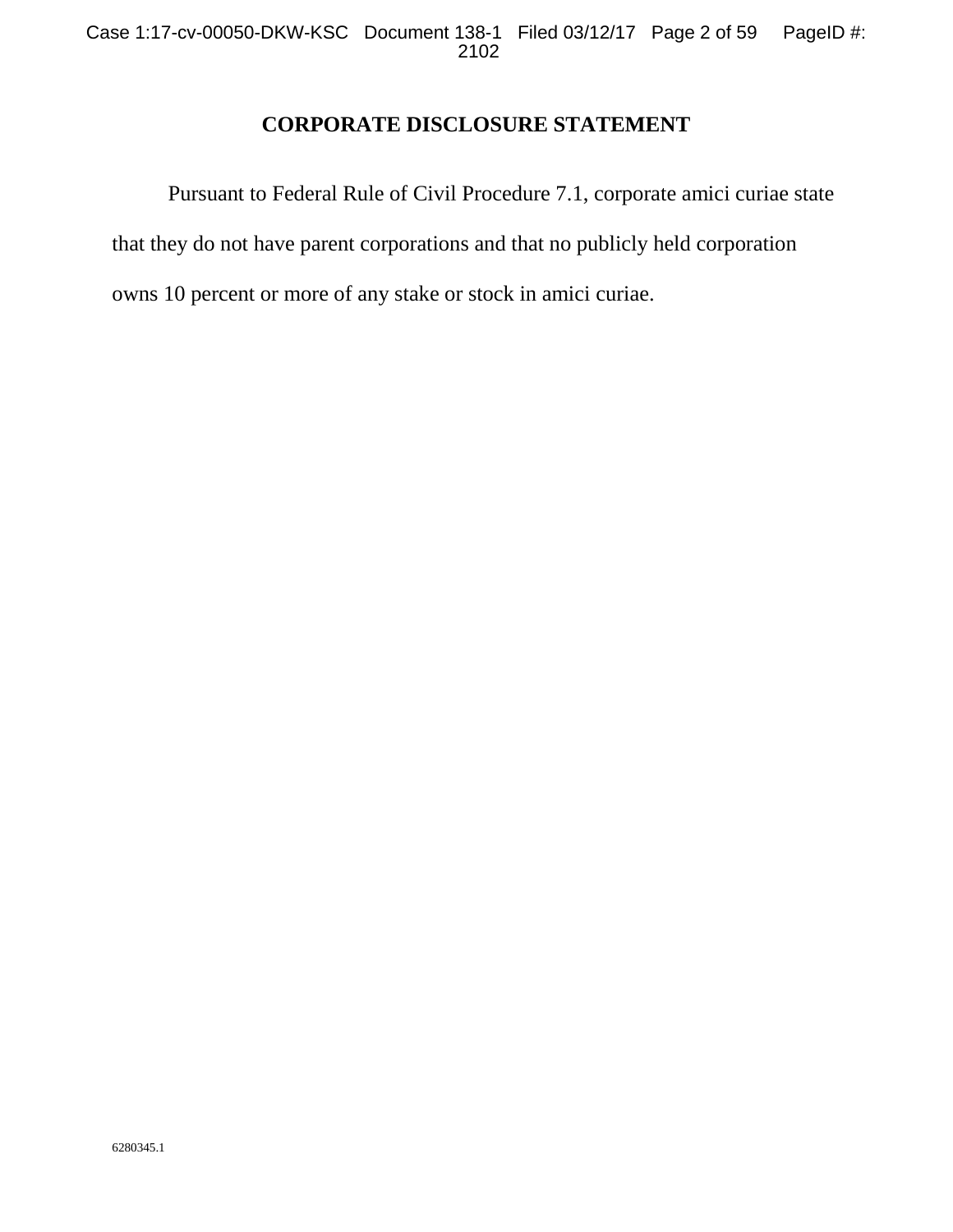# CORPORATE DISCLOSURE STATEMENT

Pursuant to Federal Rule of Civil Procedure 7.1, corporate amici curiae state that they do not have parent corporations and that no publicly held corporation owns 10 percent or more of any stake or stock in amici curiae.

6280345.1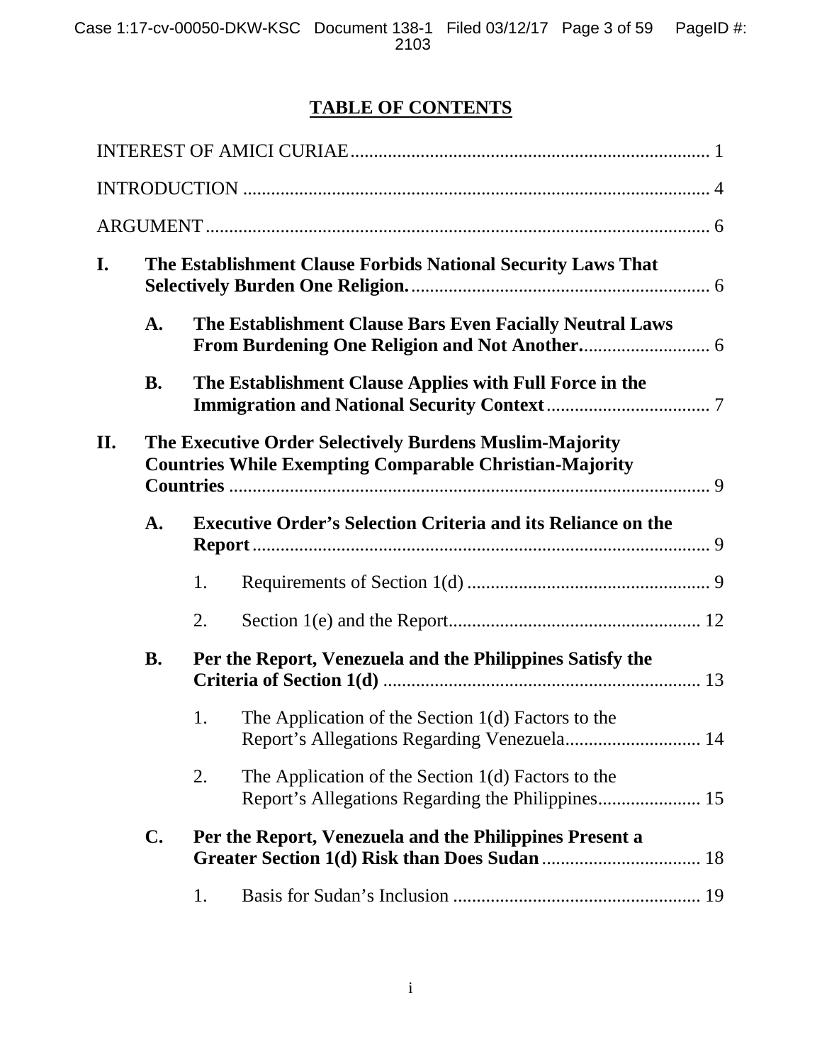## TABLE OF CONTENTS

INTEREST OF AMICI CURIAE .......... 1

INTRODUCTION .......... 4

ARGUMENT .......... 6

**I. The Establishment Clause Forbids National Security Laws That Selectively Burden One Religion.** .......... 6

- **A. The Establishment Clause Bars Even Facially Neutral Laws From Burdening One Religion and Not Another.** .......... 6
- **B. The Establishment Clause Applies with Full Force in the Immigration and National Security Context** .......... 7

**II. The Executive Order Selectively Burdens Muslim-Majority Countries While Exempting Comparable Christian-Majority Countries** .......... 9

- **A. Executive Order's Selection Criteria and its Reliance on the Report** .......... 9
  1. Requirements of Section 1(d) .......... 9
  2. Section 1(e) and the Report .......... 12
- **B. Per the Report, Venezuela and the Philippines Satisfy the Criteria of Section 1(d)** .......... 13
  1. The Application of the Section 1(d) Factors to the Report's Allegations Regarding Venezuela .......... 14
  2. The Application of the Section 1(d) Factors to the Report's Allegations Regarding the Philippines .......... 15
- **C. Per the Report, Venezuela and the Philippines Present a Greater Section 1(d) Risk than Does Sudan** .......... 18
  1. Basis for Sudan's Inclusion .......... 19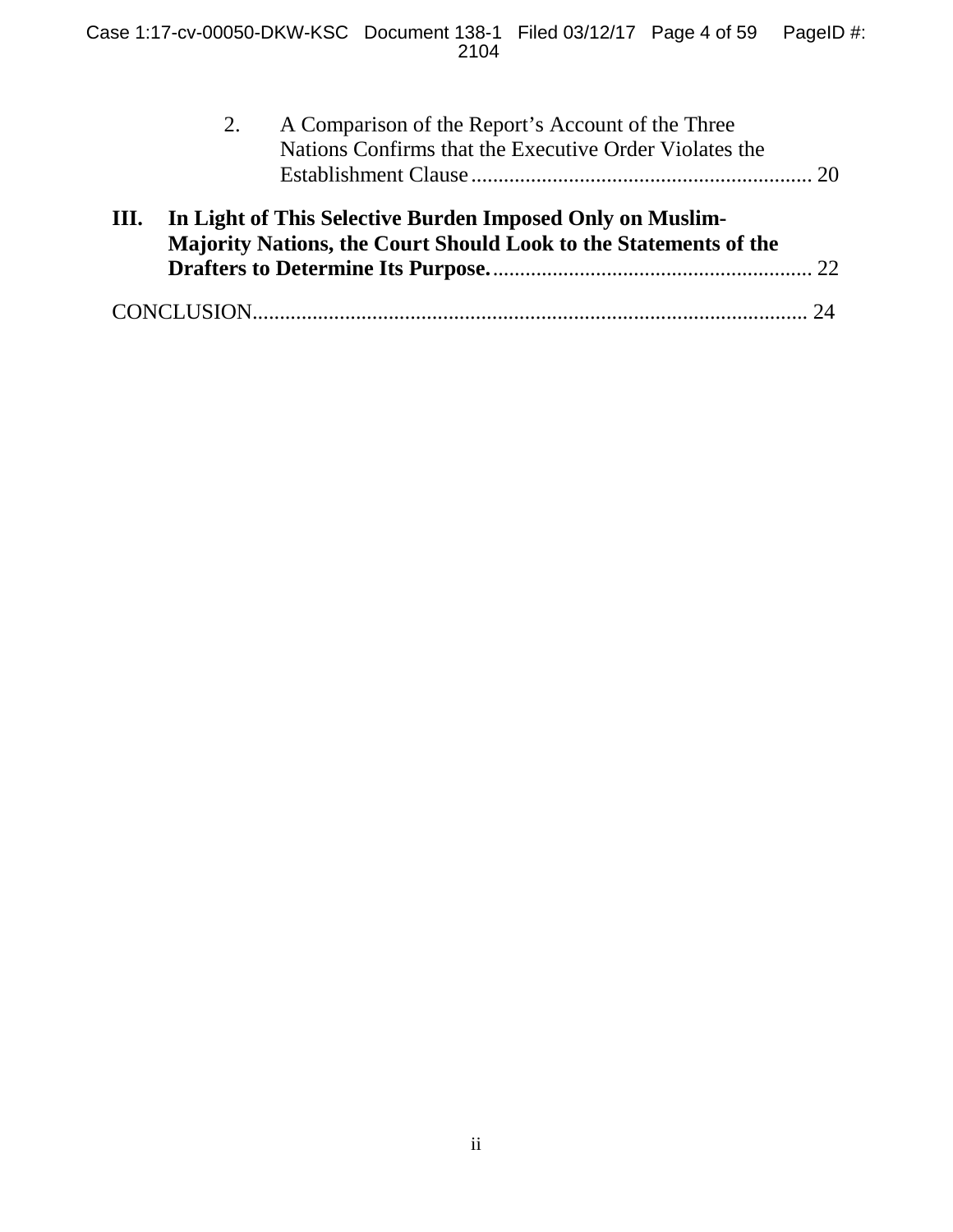2. A Comparison of the Report's Account of the Three Nations Confirms that the Executive Order Violates the Establishment Clause ............................................................. 20

**III. In Light of This Selective Burden Imposed Only on Muslim-Majority Nations, the Court Should Look to the Statements of the Drafters to Determine Its Purpose.** .......................................................... 22

CONCLUSION..................................................................................................... 24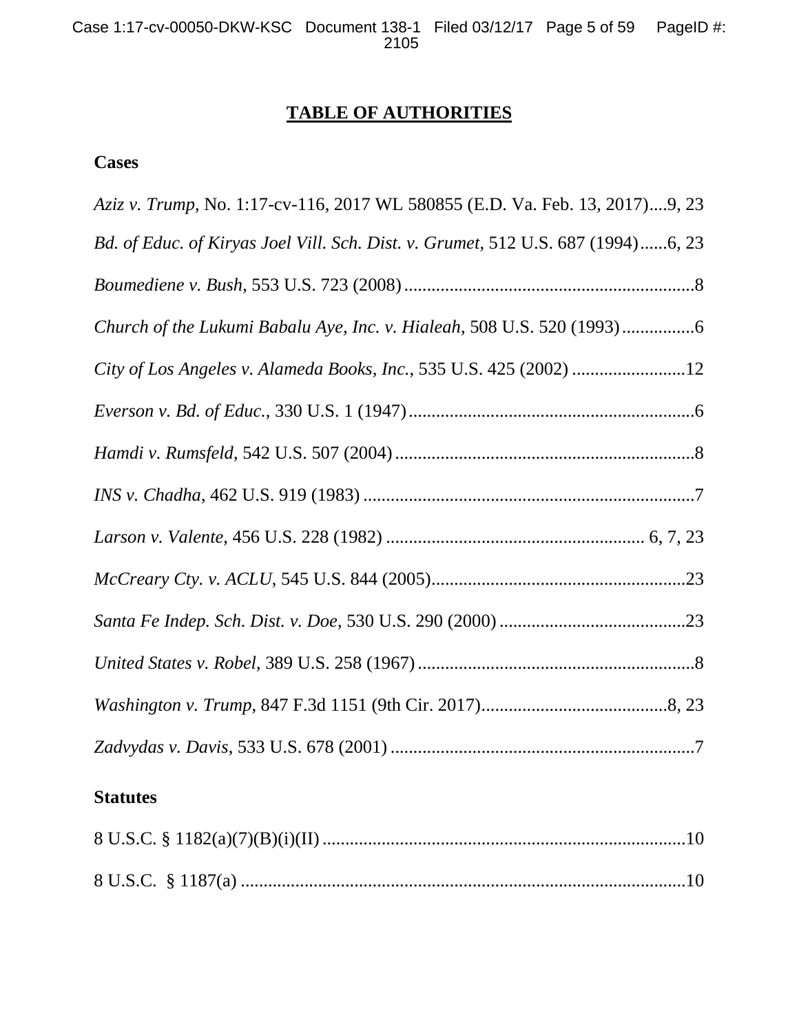# TABLE OF AUTHORITIES

## Cases

*Aziz v. Trump*, No. 1:17-cv-116, 2017 WL 580855 (E.D. Va. Feb. 13, 2017)....9, 23

*Bd. of Educ. of Kiryas Joel Vill. Sch. Dist. v. Grumet*, 512 U.S. 687 (1994)......6, 23

*Boumediene v. Bush*, 553 U.S. 723 (2008)................................................................8

*Church of the Lukumi Babalu Aye, Inc. v. Hialeah*, 508 U.S. 520 (1993)................6

*City of Los Angeles v. Alameda Books, Inc.*, 535 U.S. 425 (2002) .........................12

*Everson v. Bd. of Educ.*, 330 U.S. 1 (1947)...............................................................6

*Hamdi v. Rumsfeld*, 542 U.S. 507 (2004)..................................................................8

*INS v. Chadha*, 462 U.S. 919 (1983) .........................................................................7

*Larson v. Valente*, 456 U.S. 228 (1982) ........................................................ 6, 7, 23

*McCreary Cty. v. ACLU*, 545 U.S. 844 (2005).........................................................23

*Santa Fe Indep. Sch. Dist. v. Doe*, 530 U.S. 290 (2000) ..........................................23

*United States v. Robel*, 389 U.S. 258 (1967).............................................................8

*Washington v. Trump*, 847 F.3d 1151 (9th Cir. 2017).........................................8, 23

*Zadvydas v. Davis*, 533 U.S. 678 (2001) ...................................................................7

## Statutes

8 U.S.C. § 1182(a)(7)(B)(i)(II) ................................................................................10

8 U.S.C. § 1187(a) ..................................................................................................10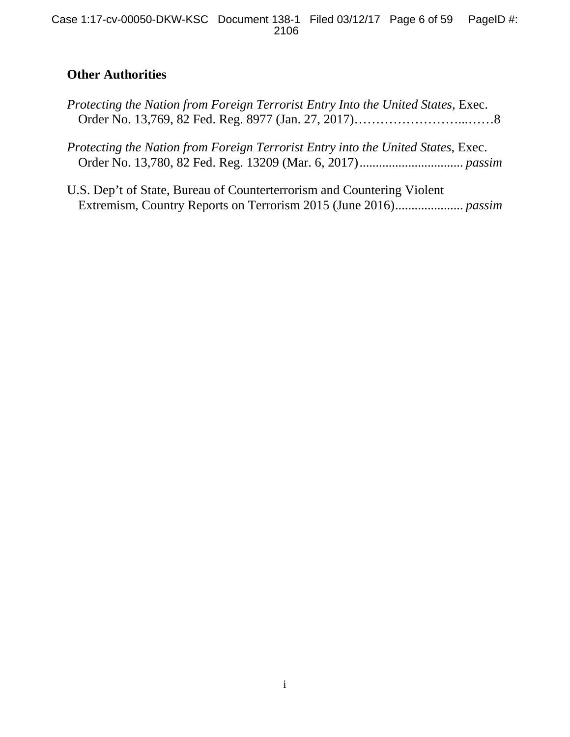## Other Authorities

*Protecting the Nation from Foreign Terrorist Entry Into the United States*, Exec. Order No. 13,769, 82 Fed. Reg. 8977 (Jan. 27, 2017)……………………...……8

*Protecting the Nation from Foreign Terrorist Entry into the United States*, Exec. Order No. 13,780, 82 Fed. Reg. 13209 (Mar. 6, 2017)................................ *passim*

U.S. Dep't of State, Bureau of Counterterrorism and Countering Violent Extremism, Country Reports on Terrorism 2015 (June 2016)..................... *passim*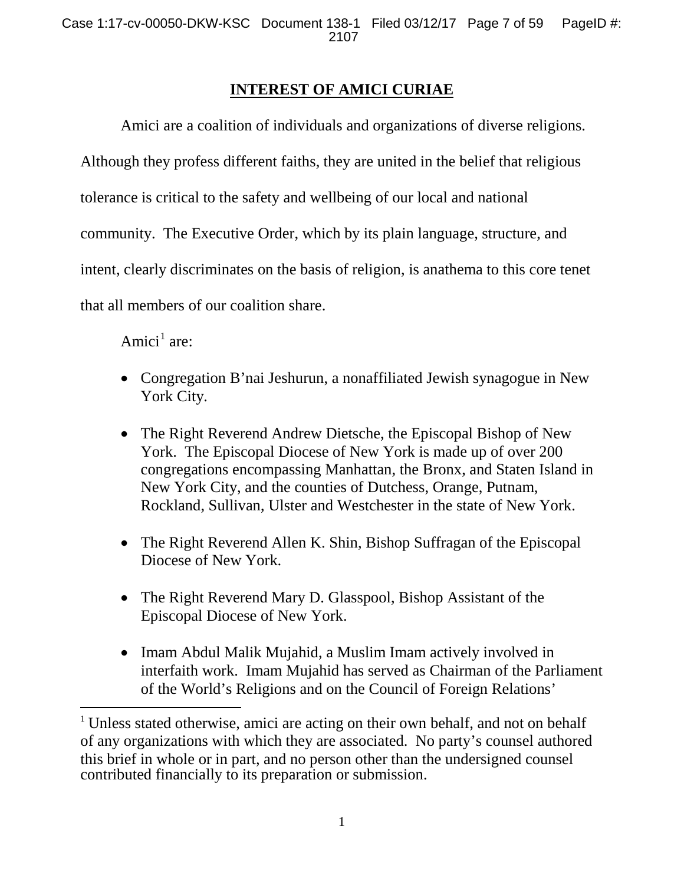## INTEREST OF AMICI CURIAE

Amici are a coalition of individuals and organizations of diverse religions. Although they profess different faiths, they are united in the belief that religious tolerance is critical to the safety and wellbeing of our local and national community. The Executive Order, which by its plain language, structure, and intent, clearly discriminates on the basis of religion, is anathema to this core tenet that all members of our coalition share.

Amici[1] are:

- Congregation B'nai Jeshurun, a nonaffiliated Jewish synagogue in New York City.
- The Right Reverend Andrew Dietsche, the Episcopal Bishop of New York. The Episcopal Diocese of New York is made up of over 200 congregations encompassing Manhattan, the Bronx, and Staten Island in New York City, and the counties of Dutchess, Orange, Putnam, Rockland, Sullivan, Ulster and Westchester in the state of New York.
- The Right Reverend Allen K. Shin, Bishop Suffragan of the Episcopal Diocese of New York.
- The Right Reverend Mary D. Glasspool, Bishop Assistant of the Episcopal Diocese of New York.
- Imam Abdul Malik Mujahid, a Muslim Imam actively involved in interfaith work. Imam Mujahid has served as Chairman of the Parliament of the World's Religions and on the Council of Foreign Relations'

[1] Unless stated otherwise, amici are acting on their own behalf, and not on behalf of any organizations with which they are associated. No party's counsel authored this brief in whole or in part, and no person other than the undersigned counsel contributed financially to its preparation or submission.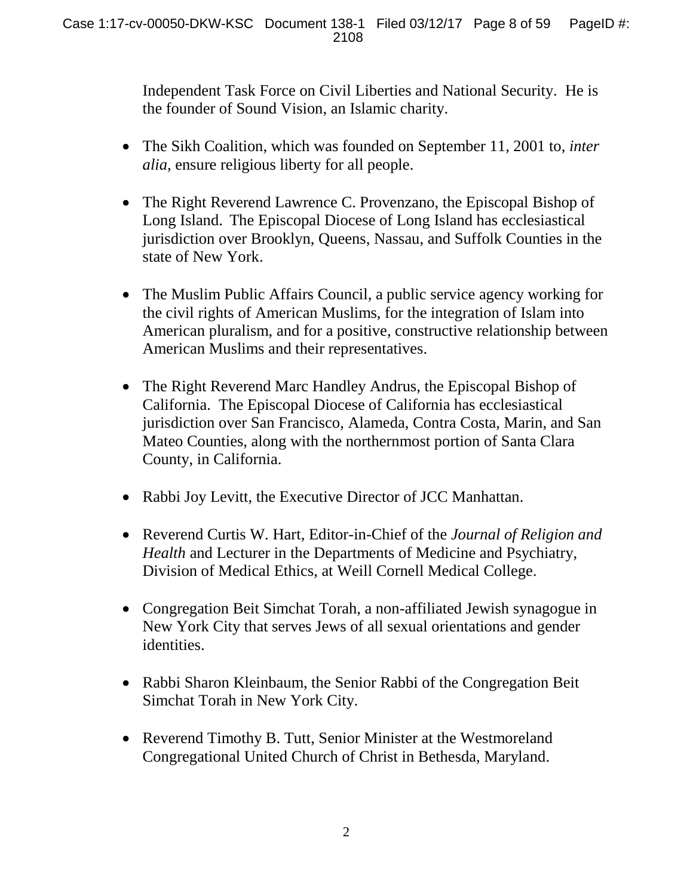Independent Task Force on Civil Liberties and National Security. He is the founder of Sound Vision, an Islamic charity.

- The Sikh Coalition, which was founded on September 11, 2001 to, *inter alia*, ensure religious liberty for all people.

- The Right Reverend Lawrence C. Provenzano, the Episcopal Bishop of Long Island. The Episcopal Diocese of Long Island has ecclesiastical jurisdiction over Brooklyn, Queens, Nassau, and Suffolk Counties in the state of New York.

- The Muslim Public Affairs Council, a public service agency working for the civil rights of American Muslims, for the integration of Islam into American pluralism, and for a positive, constructive relationship between American Muslims and their representatives.

- The Right Reverend Marc Handley Andrus, the Episcopal Bishop of California. The Episcopal Diocese of California has ecclesiastical jurisdiction over San Francisco, Alameda, Contra Costa, Marin, and San Mateo Counties, along with the northernmost portion of Santa Clara County, in California.

- Rabbi Joy Levitt, the Executive Director of JCC Manhattan.

- Reverend Curtis W. Hart, Editor-in-Chief of the *Journal of Religion and Health* and Lecturer in the Departments of Medicine and Psychiatry, Division of Medical Ethics, at Weill Cornell Medical College.

- Congregation Beit Simchat Torah, a non-affiliated Jewish synagogue in New York City that serves Jews of all sexual orientations and gender identities.

- Rabbi Sharon Kleinbaum, the Senior Rabbi of the Congregation Beit Simchat Torah in New York City.

- Reverend Timothy B. Tutt, Senior Minister at the Westmoreland Congregational United Church of Christ in Bethesda, Maryland.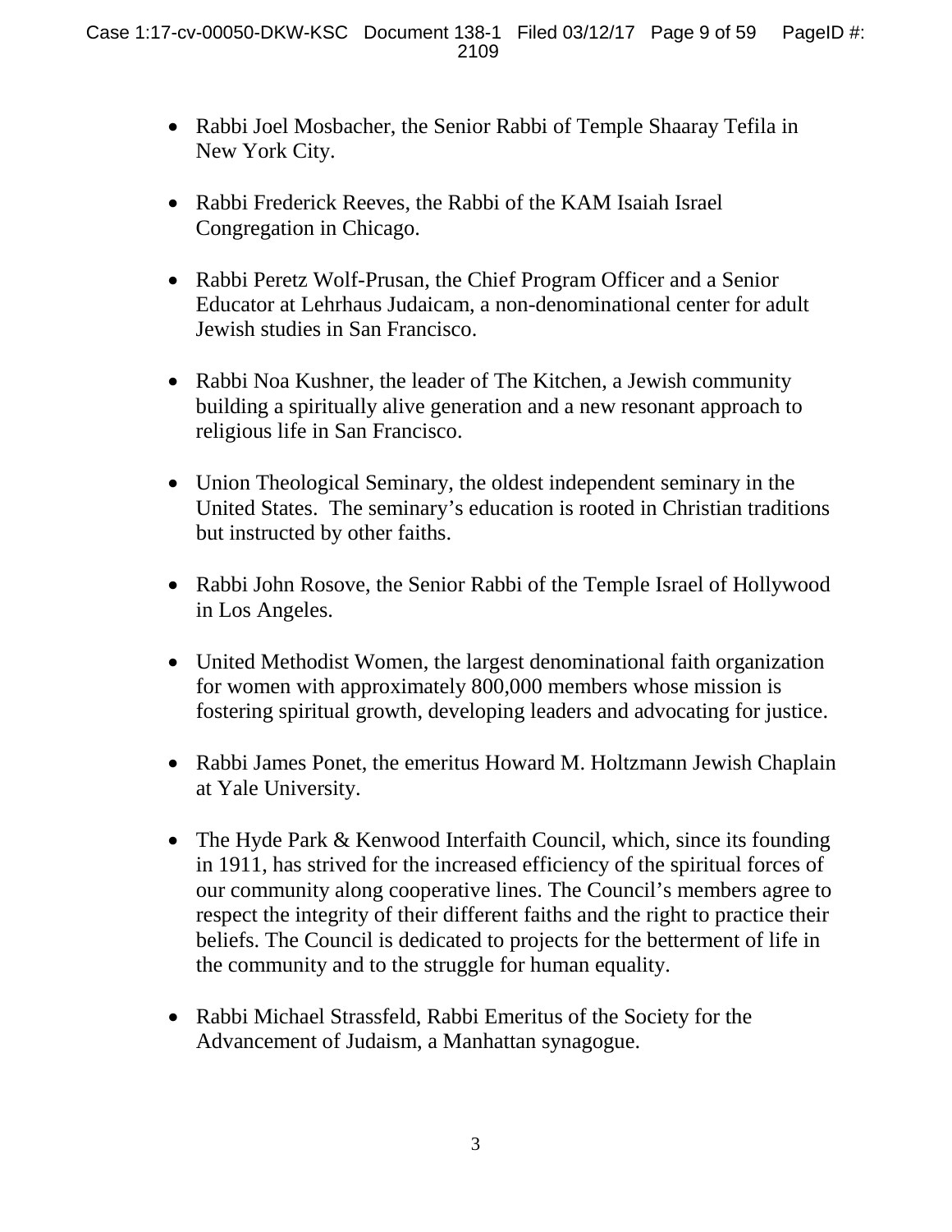- Rabbi Joel Mosbacher, the Senior Rabbi of Temple Shaaray Tefila in New York City.

- Rabbi Frederick Reeves, the Rabbi of the KAM Isaiah Israel Congregation in Chicago.

- Rabbi Peretz Wolf-Prusan, the Chief Program Officer and a Senior Educator at Lehrhaus Judaicam, a non-denominational center for adult Jewish studies in San Francisco.

- Rabbi Noa Kushner, the leader of The Kitchen, a Jewish community building a spiritually alive generation and a new resonant approach to religious life in San Francisco.

- Union Theological Seminary, the oldest independent seminary in the United States. The seminary's education is rooted in Christian traditions but instructed by other faiths.

- Rabbi John Rosove, the Senior Rabbi of the Temple Israel of Hollywood in Los Angeles.

- United Methodist Women, the largest denominational faith organization for women with approximately 800,000 members whose mission is fostering spiritual growth, developing leaders and advocating for justice.

- Rabbi James Ponet, the emeritus Howard M. Holtzmann Jewish Chaplain at Yale University.

- The Hyde Park & Kenwood Interfaith Council, which, since its founding in 1911, has strived for the increased efficiency of the spiritual forces of our community along cooperative lines. The Council's members agree to respect the integrity of their different faiths and the right to practice their beliefs. The Council is dedicated to projects for the betterment of life in the community and to the struggle for human equality.

- Rabbi Michael Strassfeld, Rabbi Emeritus of the Society for the Advancement of Judaism, a Manhattan synagogue.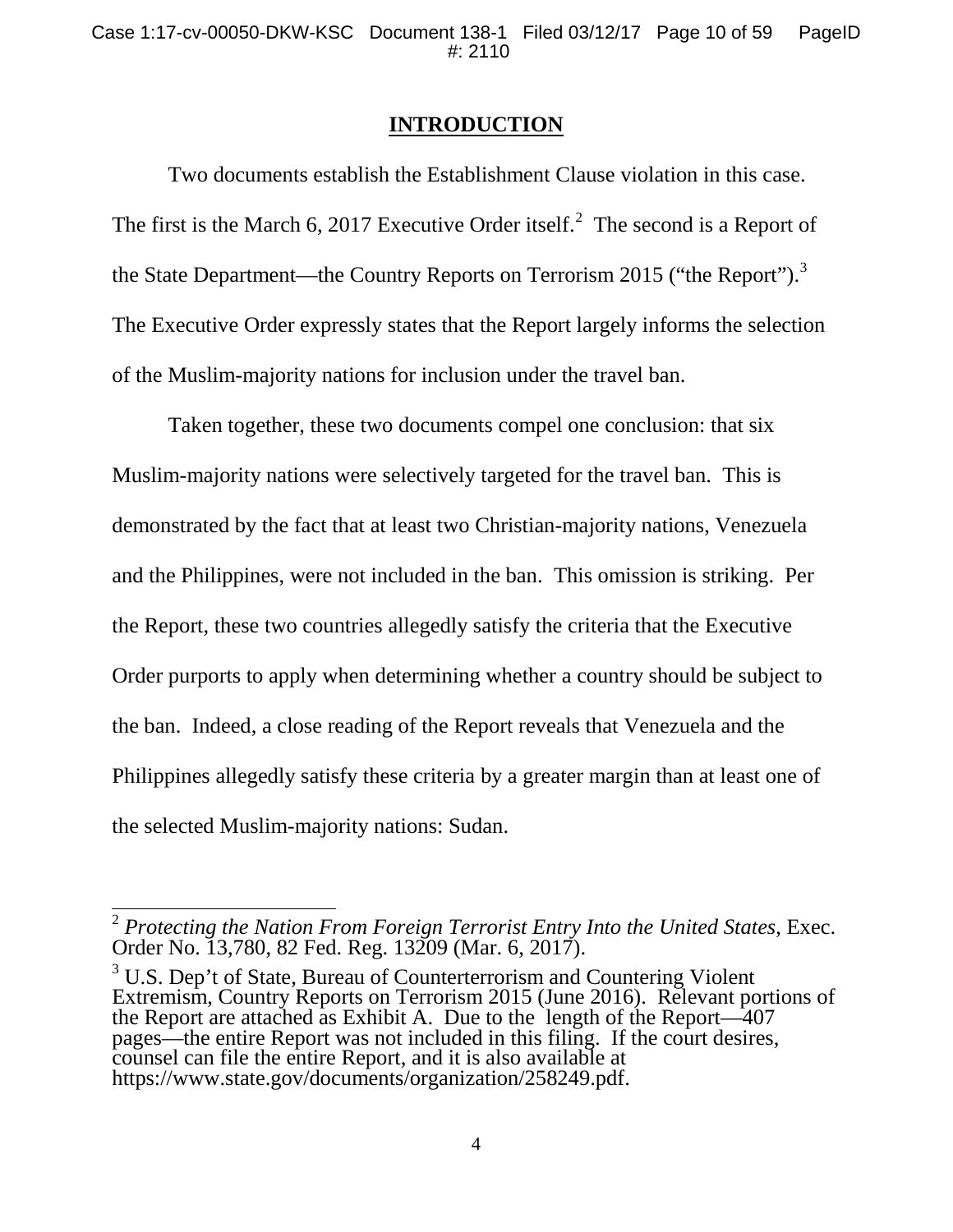## INTRODUCTION

Two documents establish the Establishment Clause violation in this case. The first is the March 6, 2017 Executive Order itself.[2] The second is a Report of the State Department—the Country Reports on Terrorism 2015 ("the Report").[3] The Executive Order expressly states that the Report largely informs the selection of the Muslim-majority nations for inclusion under the travel ban.

Taken together, these two documents compel one conclusion: that six Muslim-majority nations were selectively targeted for the travel ban. This is demonstrated by the fact that at least two Christian-majority nations, Venezuela and the Philippines, were not included in the ban. This omission is striking. Per the Report, these two countries allegedly satisfy the criteria that the Executive Order purports to apply when determining whether a country should be subject to the ban. Indeed, a close reading of the Report reveals that Venezuela and the Philippines allegedly satisfy these criteria by a greater margin than at least one of the selected Muslim-majority nations: Sudan.

---

[2] *Protecting the Nation From Foreign Terrorist Entry Into the United States*, Exec. Order No. 13,780, 82 Fed. Reg. 13209 (Mar. 6, 2017).

[3] U.S. Dep't of State, Bureau of Counterterrorism and Countering Violent Extremism, Country Reports on Terrorism 2015 (June 2016). Relevant portions of the Report are attached as Exhibit A. Due to the length of the Report—407 pages—the entire Report was not included in this filing. If the court desires, counsel can file the entire Report, and it is also available at https://www.state.gov/documents/organization/258249.pdf.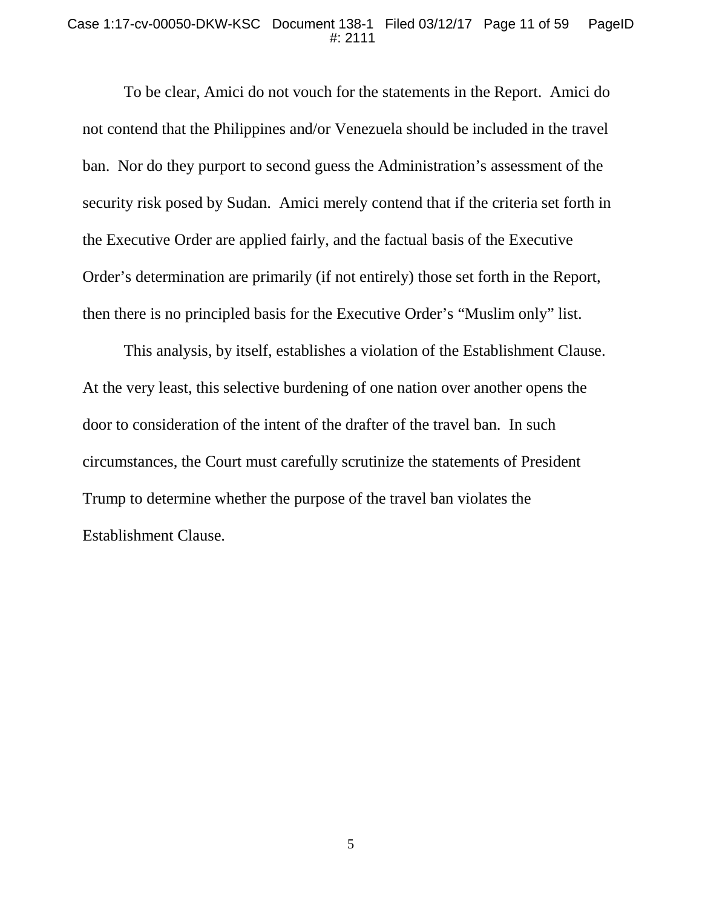To be clear, Amici do not vouch for the statements in the Report. Amici do not contend that the Philippines and/or Venezuela should be included in the travel ban. Nor do they purport to second guess the Administration's assessment of the security risk posed by Sudan. Amici merely contend that if the criteria set forth in the Executive Order are applied fairly, and the factual basis of the Executive Order's determination are primarily (if not entirely) those set forth in the Report, then there is no principled basis for the Executive Order's "Muslim only" list.

This analysis, by itself, establishes a violation of the Establishment Clause. At the very least, this selective burdening of one nation over another opens the door to consideration of the intent of the drafter of the travel ban. In such circumstances, the Court must carefully scrutinize the statements of President Trump to determine whether the purpose of the travel ban violates the Establishment Clause.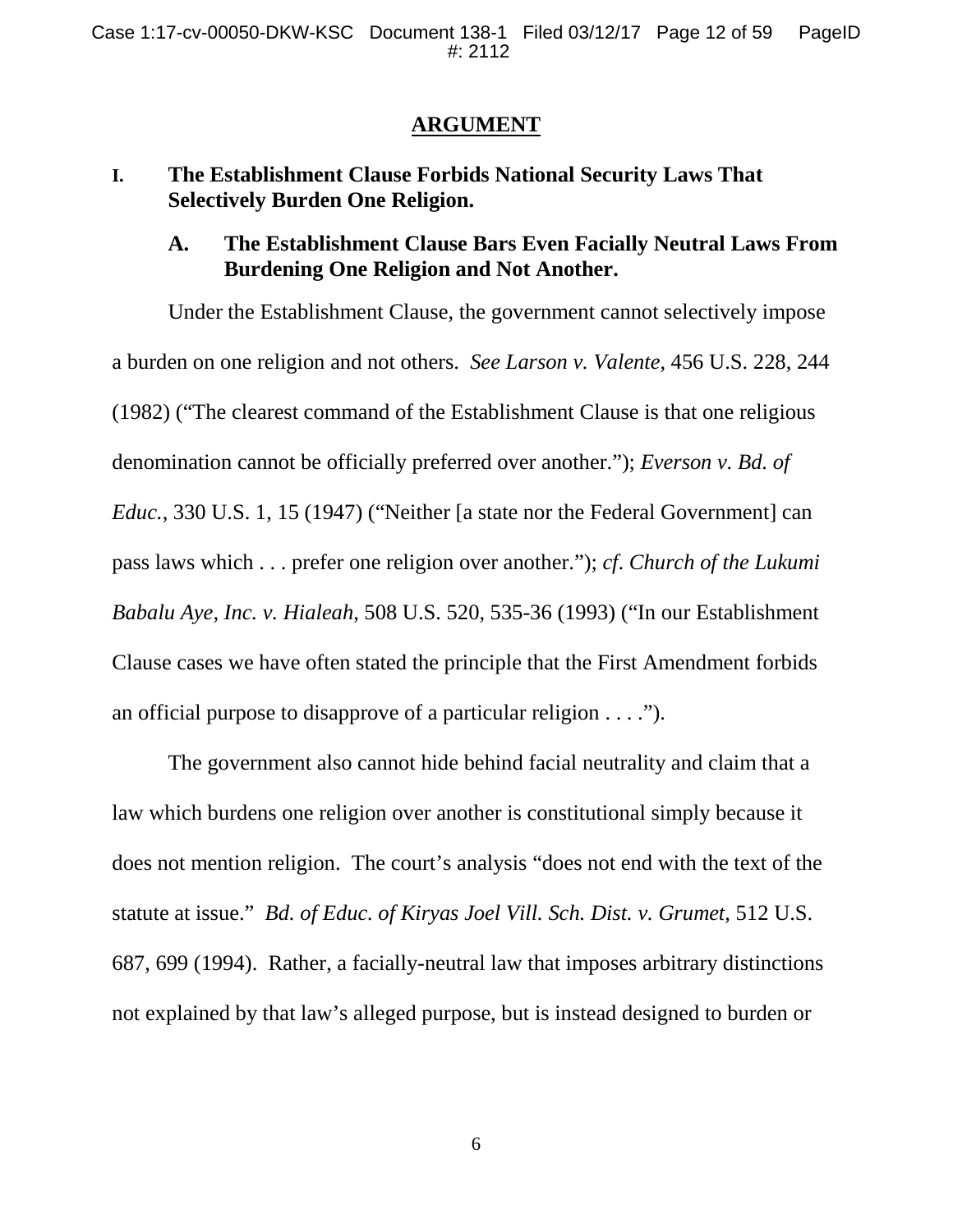## ARGUMENT

### I. The Establishment Clause Forbids National Security Laws That Selectively Burden One Religion.

#### A. The Establishment Clause Bars Even Facially Neutral Laws From Burdening One Religion and Not Another.

Under the Establishment Clause, the government cannot selectively impose a burden on one religion and not others. *See Larson v. Valente*, 456 U.S. 228, 244 (1982) ("The clearest command of the Establishment Clause is that one religious denomination cannot be officially preferred over another."); *Everson v. Bd. of Educ.*, 330 U.S. 1, 15 (1947) ("Neither [a state nor the Federal Government] can pass laws which . . . prefer one religion over another."); *cf. Church of the Lukumi Babalu Aye, Inc. v. Hialeah*, 508 U.S. 520, 535-36 (1993) ("In our Establishment Clause cases we have often stated the principle that the First Amendment forbids an official purpose to disapprove of a particular religion . . . .").

The government also cannot hide behind facial neutrality and claim that a law which burdens one religion over another is constitutional simply because it does not mention religion. The court's analysis "does not end with the text of the statute at issue." *Bd. of Educ. of Kiryas Joel Vill. Sch. Dist. v. Grumet*, 512 U.S. 687, 699 (1994). Rather, a facially-neutral law that imposes arbitrary distinctions not explained by that law's alleged purpose, but is instead designed to burden or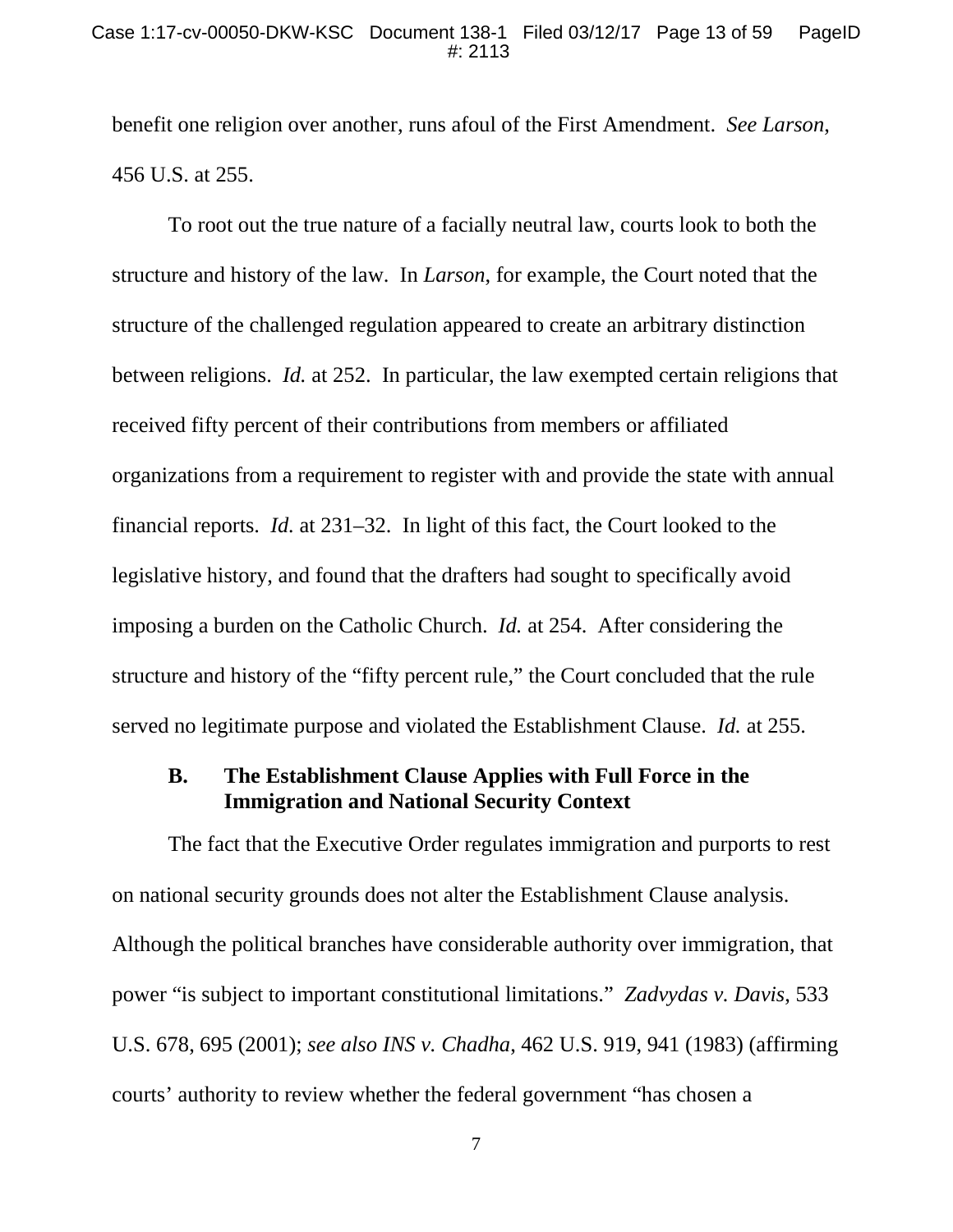benefit one religion over another, runs afoul of the First Amendment. *See Larson*, 456 U.S. at 255.

To root out the true nature of a facially neutral law, courts look to both the structure and history of the law. In *Larson*, for example, the Court noted that the structure of the challenged regulation appeared to create an arbitrary distinction between religions. *Id.* at 252. In particular, the law exempted certain religions that received fifty percent of their contributions from members or affiliated organizations from a requirement to register with and provide the state with annual financial reports. *Id.* at 231–32. In light of this fact, the Court looked to the legislative history, and found that the drafters had sought to specifically avoid imposing a burden on the Catholic Church. *Id.* at 254. After considering the structure and history of the "fifty percent rule," the Court concluded that the rule served no legitimate purpose and violated the Establishment Clause. *Id.* at 255.

### B. The Establishment Clause Applies with Full Force in the Immigration and National Security Context

The fact that the Executive Order regulates immigration and purports to rest on national security grounds does not alter the Establishment Clause analysis. Although the political branches have considerable authority over immigration, that power "is subject to important constitutional limitations." *Zadvydas v. Davis*, 533 U.S. 678, 695 (2001); *see also INS v. Chadha*, 462 U.S. 919, 941 (1983) (affirming courts' authority to review whether the federal government "has chosen a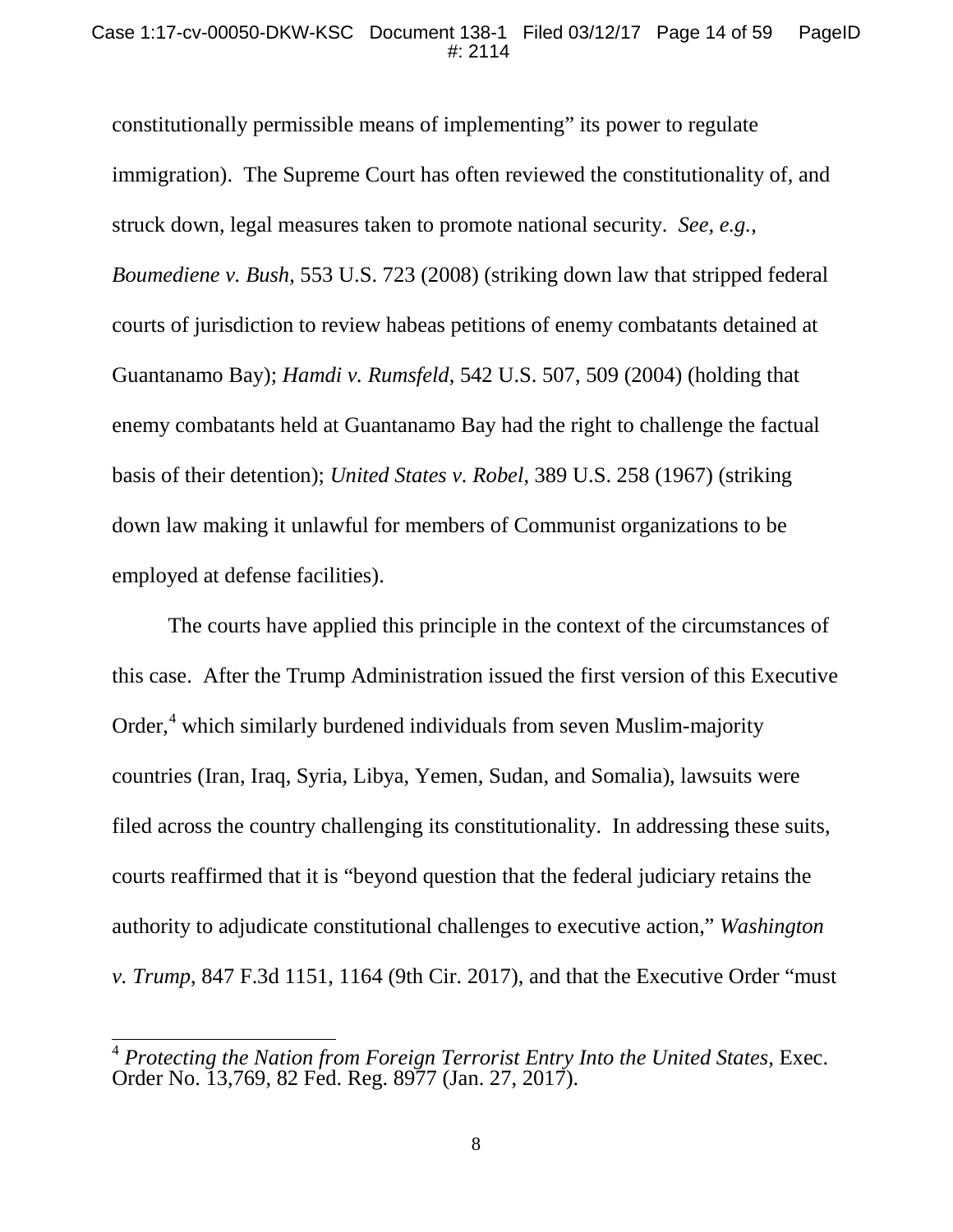constitutionally permissible means of implementing" its power to regulate immigration). The Supreme Court has often reviewed the constitutionality of, and struck down, legal measures taken to promote national security. *See, e.g.*, *Boumediene v. Bush*, 553 U.S. 723 (2008) (striking down law that stripped federal courts of jurisdiction to review habeas petitions of enemy combatants detained at Guantanamo Bay); *Hamdi v. Rumsfeld*, 542 U.S. 507, 509 (2004) (holding that enemy combatants held at Guantanamo Bay had the right to challenge the factual basis of their detention); *United States v. Robel*, 389 U.S. 258 (1967) (striking down law making it unlawful for members of Communist organizations to be employed at defense facilities).

The courts have applied this principle in the context of the circumstances of this case. After the Trump Administration issued the first version of this Executive Order,[4] which similarly burdened individuals from seven Muslim-majority countries (Iran, Iraq, Syria, Libya, Yemen, Sudan, and Somalia), lawsuits were filed across the country challenging its constitutionality. In addressing these suits, courts reaffirmed that it is "beyond question that the federal judiciary retains the authority to adjudicate constitutional challenges to executive action," *Washington v. Trump*, 847 F.3d 1151, 1164 (9th Cir. 2017), and that the Executive Order "must

---

[4] *Protecting the Nation from Foreign Terrorist Entry Into the United States*, Exec. Order No. 13,769, 82 Fed. Reg. 8977 (Jan. 27, 2017).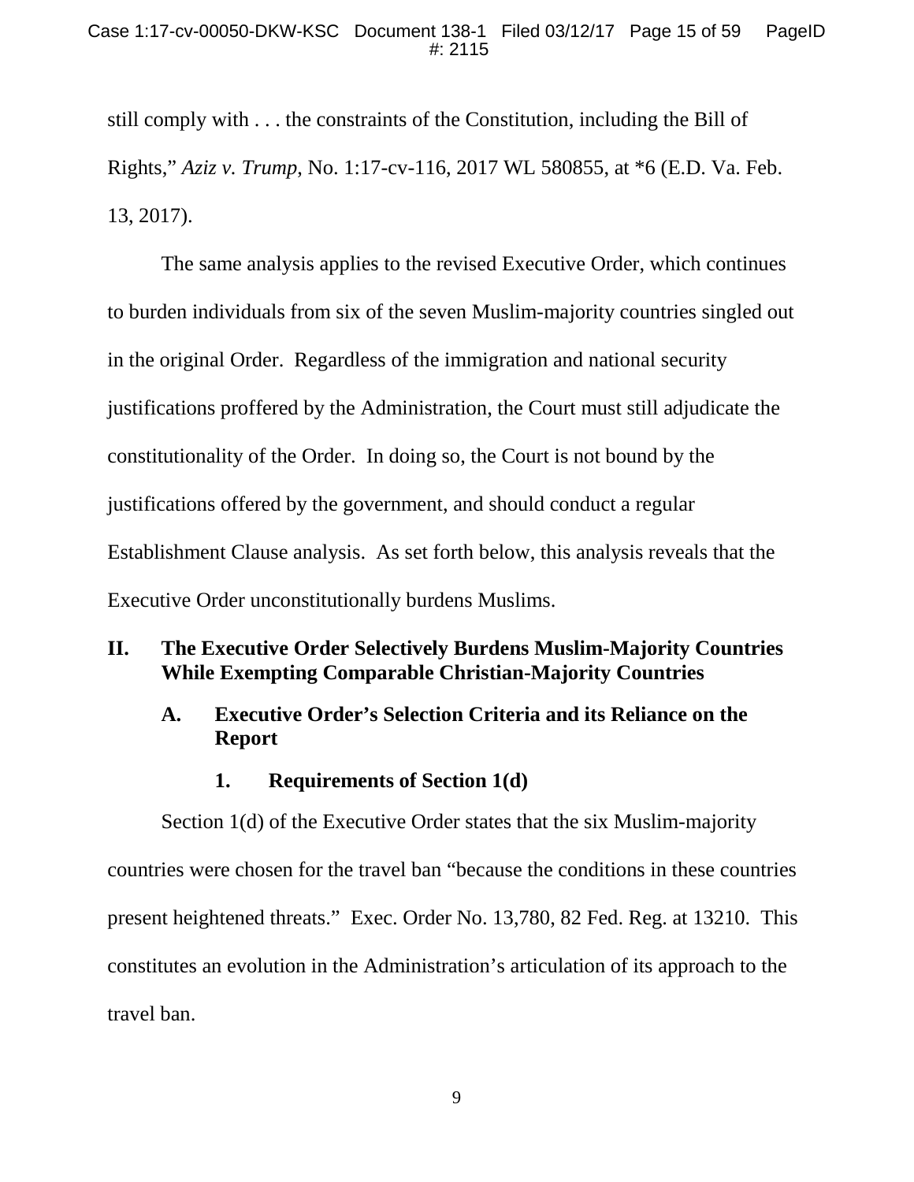still comply with . . . the constraints of the Constitution, including the Bill of Rights," *Aziz v. Trump*, No. 1:17-cv-116, 2017 WL 580855, at *6 (E.D. Va. Feb. 13, 2017).

The same analysis applies to the revised Executive Order, which continues to burden individuals from six of the seven Muslim-majority countries singled out in the original Order. Regardless of the immigration and national security justifications proffered by the Administration, the Court must still adjudicate the constitutionality of the Order. In doing so, the Court is not bound by the justifications offered by the government, and should conduct a regular Establishment Clause analysis. As set forth below, this analysis reveals that the Executive Order unconstitutionally burdens Muslims.

## II. The Executive Order Selectively Burdens Muslim-Majority Countries While Exempting Comparable Christian-Majority Countries

### A. Executive Order's Selection Criteria and its Reliance on the Report

#### 1. Requirements of Section 1(d)

Section 1(d) of the Executive Order states that the six Muslim-majority countries were chosen for the travel ban "because the conditions in these countries present heightened threats." Exec. Order No. 13,780, 82 Fed. Reg. at 13210. This constitutes an evolution in the Administration's articulation of its approach to the travel ban.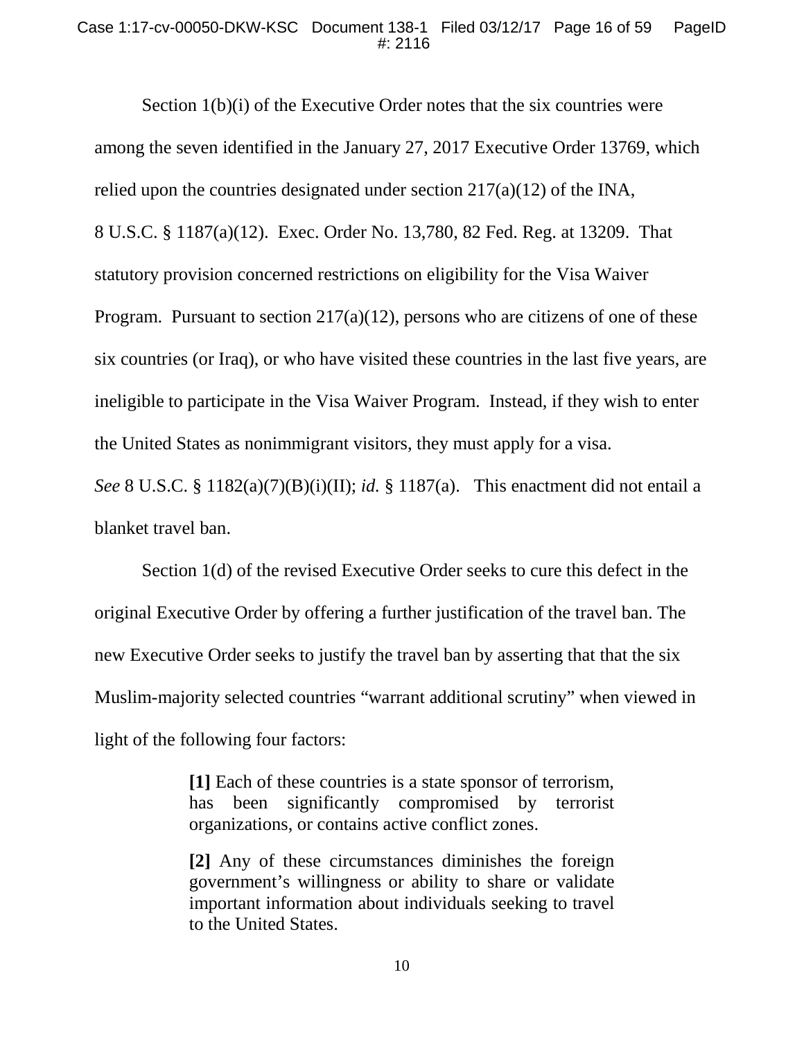Section 1(b)(i) of the Executive Order notes that the six countries were among the seven identified in the January 27, 2017 Executive Order 13769, which relied upon the countries designated under section 217(a)(12) of the INA, 8 U.S.C. § 1187(a)(12). Exec. Order No. 13,780, 82 Fed. Reg. at 13209. That statutory provision concerned restrictions on eligibility for the Visa Waiver Program. Pursuant to section 217(a)(12), persons who are citizens of one of these six countries (or Iraq), or who have visited these countries in the last five years, are ineligible to participate in the Visa Waiver Program. Instead, if they wish to enter the United States as nonimmigrant visitors, they must apply for a visa. *See* 8 U.S.C. § 1182(a)(7)(B)(i)(II); *id.* § 1187(a). This enactment did not entail a blanket travel ban.

Section 1(d) of the revised Executive Order seeks to cure this defect in the original Executive Order by offering a further justification of the travel ban. The new Executive Order seeks to justify the travel ban by asserting that that the six Muslim-majority selected countries "warrant additional scrutiny" when viewed in light of the following four factors:

> **[1]** Each of these countries is a state sponsor of terrorism, has been significantly compromised by terrorist organizations, or contains active conflict zones.
>
> **[2]** Any of these circumstances diminishes the foreign government's willingness or ability to share or validate important information about individuals seeking to travel to the United States.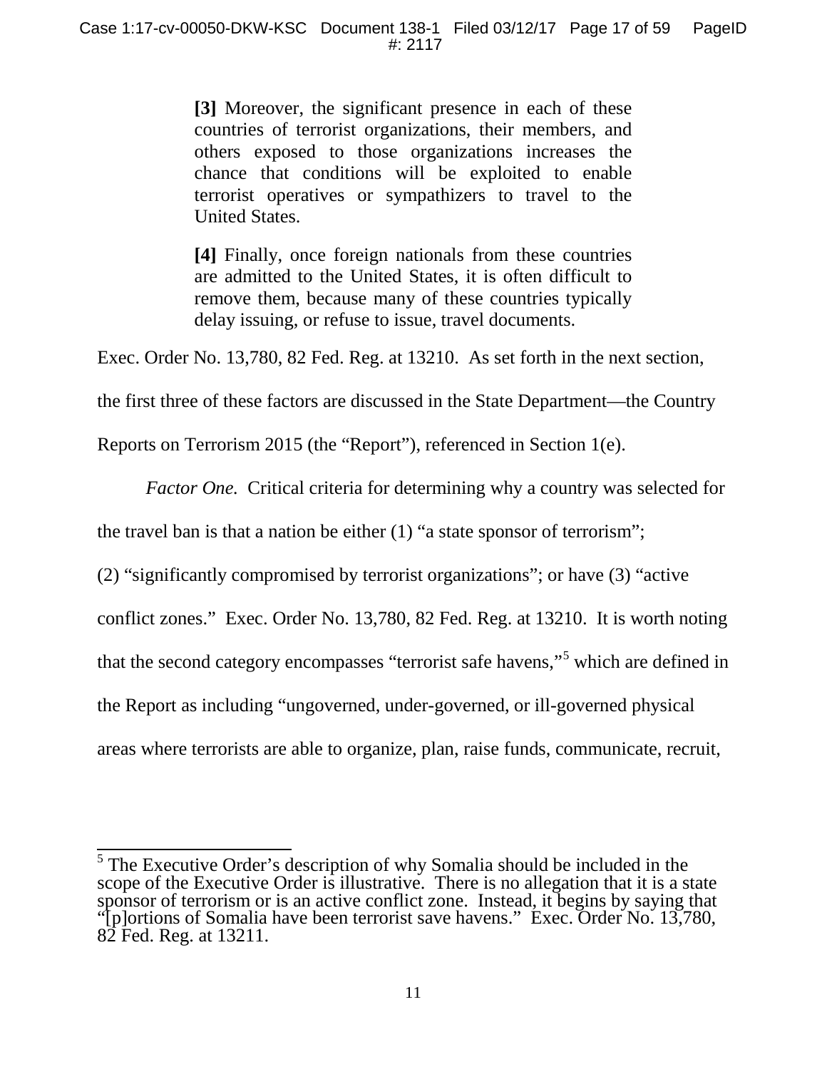> **[3]** Moreover, the significant presence in each of these countries of terrorist organizations, their members, and others exposed to those organizations increases the chance that conditions will be exploited to enable terrorist operatives or sympathizers to travel to the United States.
>
> **[4]** Finally, once foreign nationals from these countries are admitted to the United States, it is often difficult to remove them, because many of these countries typically delay issuing, or refuse to issue, travel documents.

Exec. Order No. 13,780, 82 Fed. Reg. at 13210. As set forth in the next section, the first three of these factors are discussed in the State Department—the Country Reports on Terrorism 2015 (the "Report"), referenced in Section 1(e).

*Factor One.* Critical criteria for determining why a country was selected for the travel ban is that a nation be either (1) "a state sponsor of terrorism"; (2) "significantly compromised by terrorist organizations"; or have (3) "active conflict zones." Exec. Order No. 13,780, 82 Fed. Reg. at 13210. It is worth noting that the second category encompasses "terrorist safe havens,"[5] which are defined in the Report as including "ungoverned, under-governed, or ill-governed physical areas where terrorists are able to organize, plan, raise funds, communicate, recruit,

[5] The Executive Order's description of why Somalia should be included in the scope of the Executive Order is illustrative. There is no allegation that it is a state sponsor of terrorism or is an active conflict zone. Instead, it begins by saying that "[p]ortions of Somalia have been terrorist save havens." Exec. Order No. 13,780, 82 Fed. Reg. at 13211.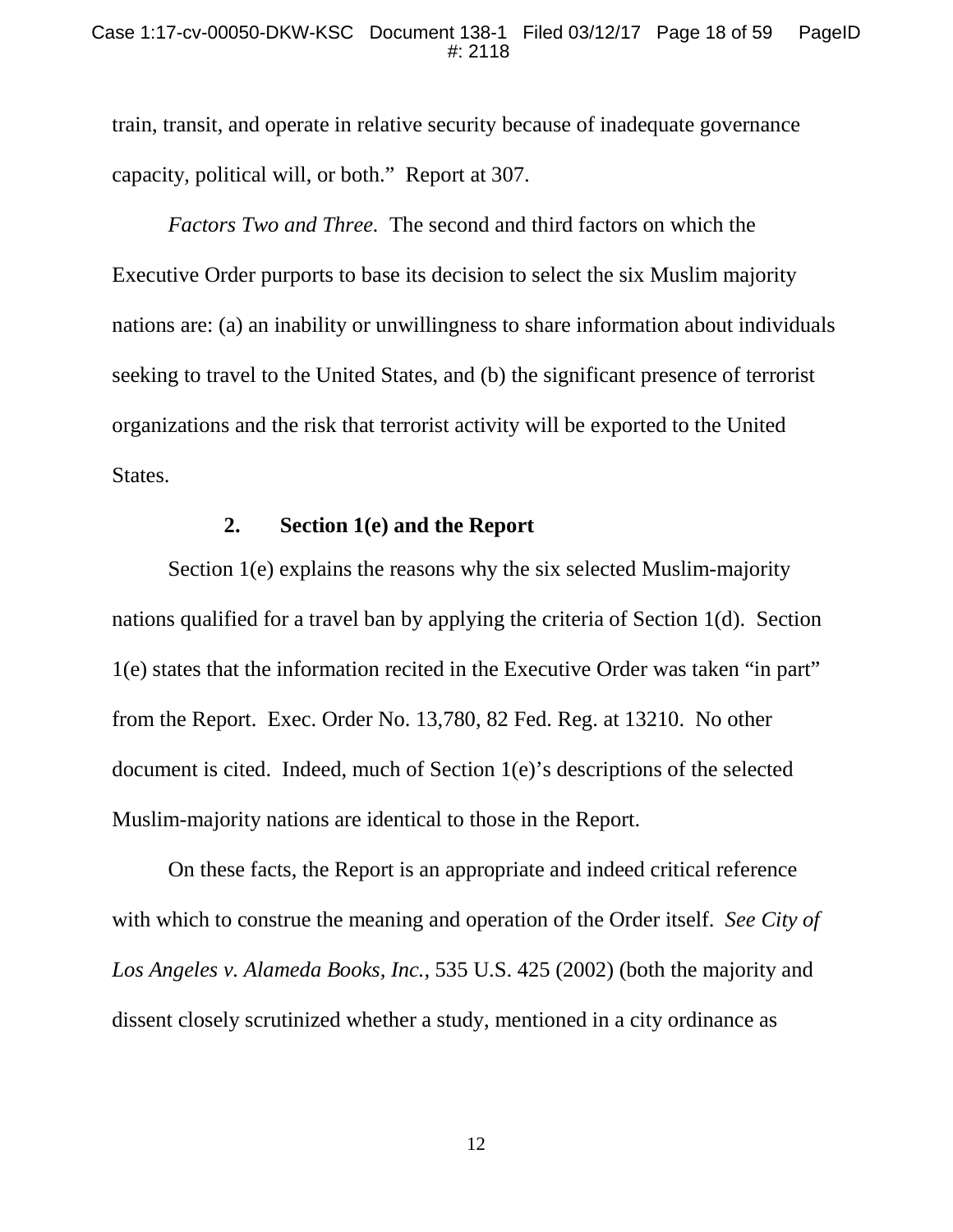train, transit, and operate in relative security because of inadequate governance capacity, political will, or both." Report at 307.

*Factors Two and Three.* The second and third factors on which the Executive Order purports to base its decision to select the six Muslim majority nations are: (a) an inability or unwillingness to share information about individuals seeking to travel to the United States, and (b) the significant presence of terrorist organizations and the risk that terrorist activity will be exported to the United States.

### 2. Section 1(e) and the Report

Section 1(e) explains the reasons why the six selected Muslim-majority nations qualified for a travel ban by applying the criteria of Section 1(d). Section 1(e) states that the information recited in the Executive Order was taken "in part" from the Report. Exec. Order No. 13,780, 82 Fed. Reg. at 13210. No other document is cited. Indeed, much of Section 1(e)'s descriptions of the selected Muslim-majority nations are identical to those in the Report.

On these facts, the Report is an appropriate and indeed critical reference with which to construe the meaning and operation of the Order itself. *See City of Los Angeles v. Alameda Books, Inc.*, 535 U.S. 425 (2002) (both the majority and dissent closely scrutinized whether a study, mentioned in a city ordinance as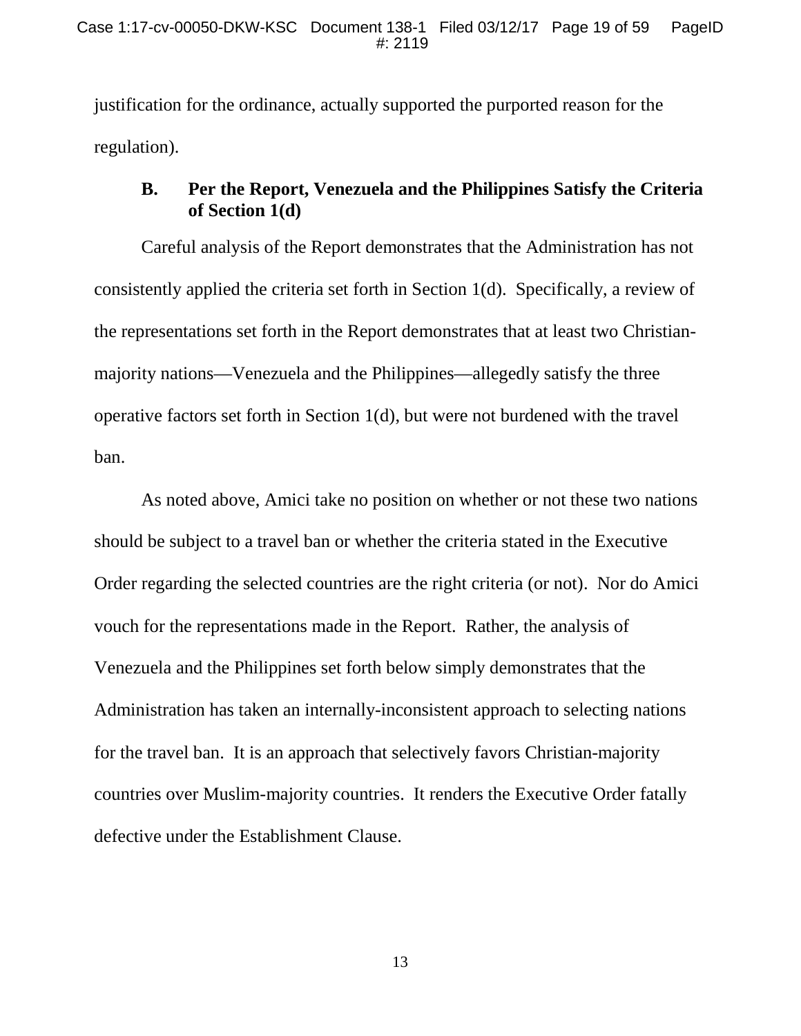justification for the ordinance, actually supported the purported reason for the regulation).

### B. Per the Report, Venezuela and the Philippines Satisfy the Criteria of Section 1(d)

Careful analysis of the Report demonstrates that the Administration has not consistently applied the criteria set forth in Section 1(d). Specifically, a review of the representations set forth in the Report demonstrates that at least two Christian-majority nations—Venezuela and the Philippines—allegedly satisfy the three operative factors set forth in Section 1(d), but were not burdened with the travel ban.

As noted above, Amici take no position on whether or not these two nations should be subject to a travel ban or whether the criteria stated in the Executive Order regarding the selected countries are the right criteria (or not). Nor do Amici vouch for the representations made in the Report. Rather, the analysis of Venezuela and the Philippines set forth below simply demonstrates that the Administration has taken an internally-inconsistent approach to selecting nations for the travel ban. It is an approach that selectively favors Christian-majority countries over Muslim-majority countries. It renders the Executive Order fatally defective under the Establishment Clause.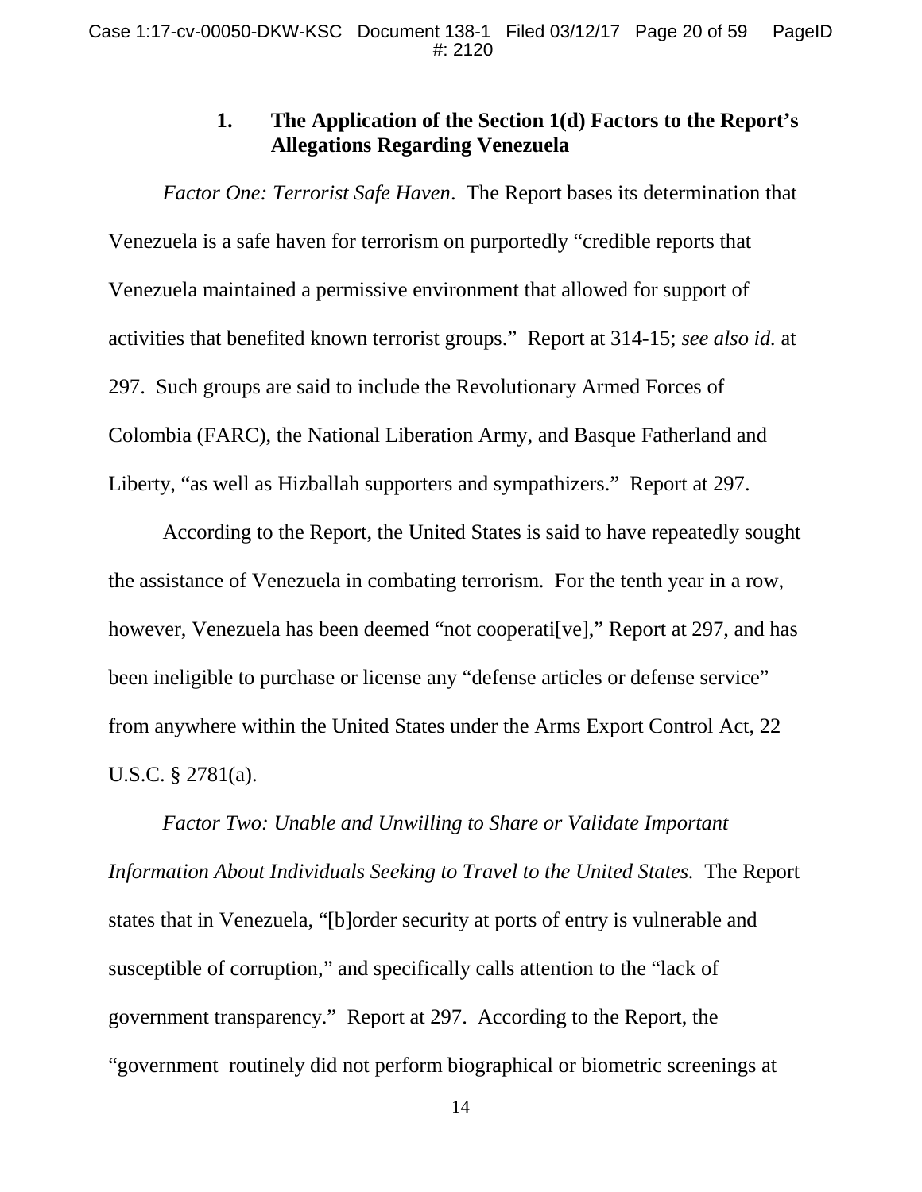### 1. The Application of the Section 1(d) Factors to the Report's Allegations Regarding Venezuela

*Factor One: Terrorist Safe Haven*. The Report bases its determination that Venezuela is a safe haven for terrorism on purportedly "credible reports that Venezuela maintained a permissive environment that allowed for support of activities that benefited known terrorist groups." Report at 314-15; *see also id.* at 297. Such groups are said to include the Revolutionary Armed Forces of Colombia (FARC), the National Liberation Army, and Basque Fatherland and Liberty, "as well as Hizballah supporters and sympathizers." Report at 297.

According to the Report, the United States is said to have repeatedly sought the assistance of Venezuela in combating terrorism. For the tenth year in a row, however, Venezuela has been deemed "not cooperati[ve]," Report at 297, and has been ineligible to purchase or license any "defense articles or defense service" from anywhere within the United States under the Arms Export Control Act, 22 U.S.C. § 2781(a).

*Factor Two: Unable and Unwilling to Share or Validate Important Information About Individuals Seeking to Travel to the United States.* The Report states that in Venezuela, "[b]order security at ports of entry is vulnerable and susceptible of corruption," and specifically calls attention to the "lack of government transparency." Report at 297. According to the Report, the "government routinely did not perform biographical or biometric screenings at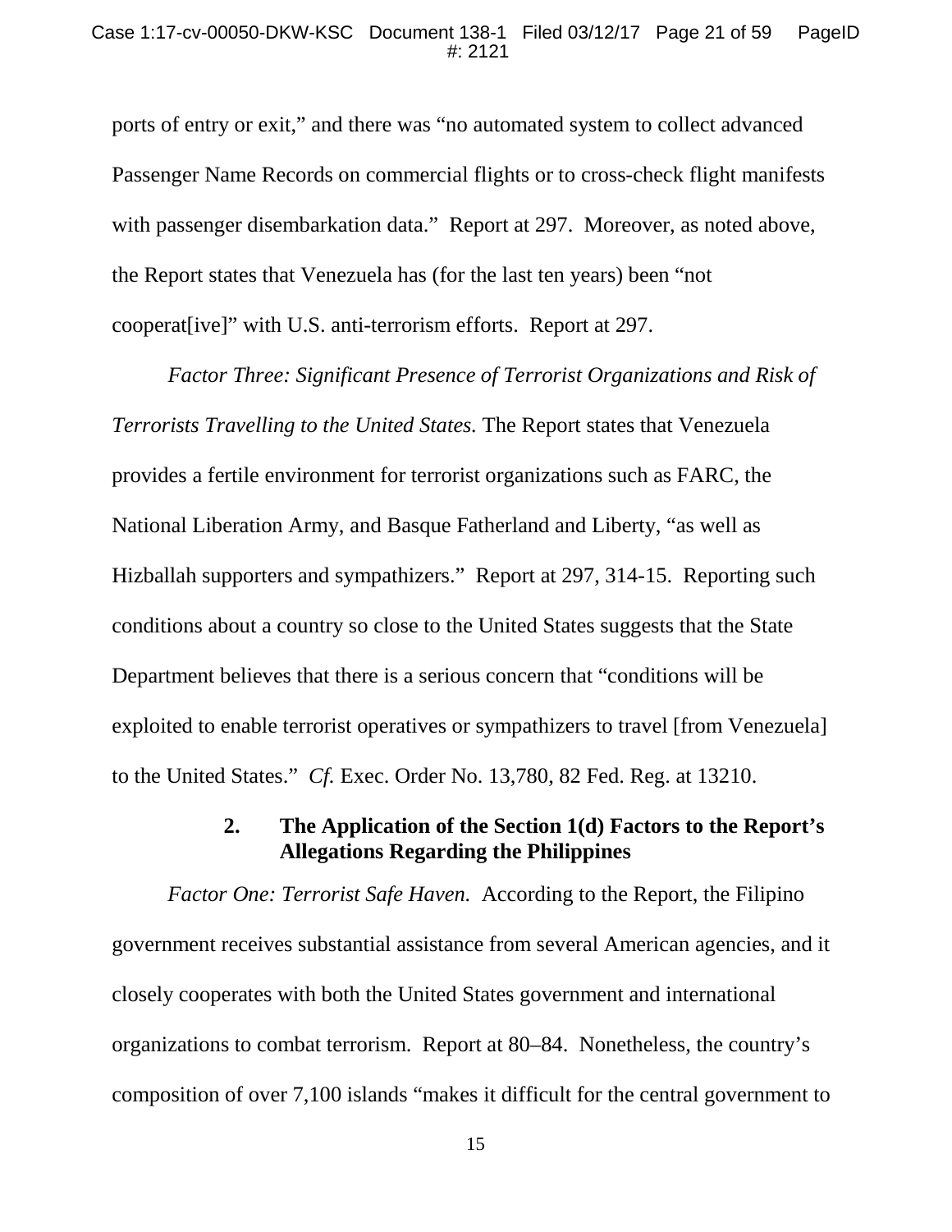ports of entry or exit," and there was "no automated system to collect advanced Passenger Name Records on commercial flights or to cross-check flight manifests with passenger disembarkation data." Report at 297. Moreover, as noted above, the Report states that Venezuela has (for the last ten years) been "not cooperat[ive]" with U.S. anti-terrorism efforts. Report at 297.

*Factor Three: Significant Presence of Terrorist Organizations and Risk of Terrorists Travelling to the United States.* The Report states that Venezuela provides a fertile environment for terrorist organizations such as FARC, the National Liberation Army, and Basque Fatherland and Liberty, "as well as Hizballah supporters and sympathizers." Report at 297, 314-15. Reporting such conditions about a country so close to the United States suggests that the State Department believes that there is a serious concern that "conditions will be exploited to enable terrorist operatives or sympathizers to travel [from Venezuela] to the United States." *Cf.* Exec. Order No. 13,780, 82 Fed. Reg. at 13210.

### 2. The Application of the Section 1(d) Factors to the Report's Allegations Regarding the Philippines

*Factor One: Terrorist Safe Haven.* According to the Report, the Filipino government receives substantial assistance from several American agencies, and it closely cooperates with both the United States government and international organizations to combat terrorism. Report at 80–84. Nonetheless, the country's composition of over 7,100 islands "makes it difficult for the central government to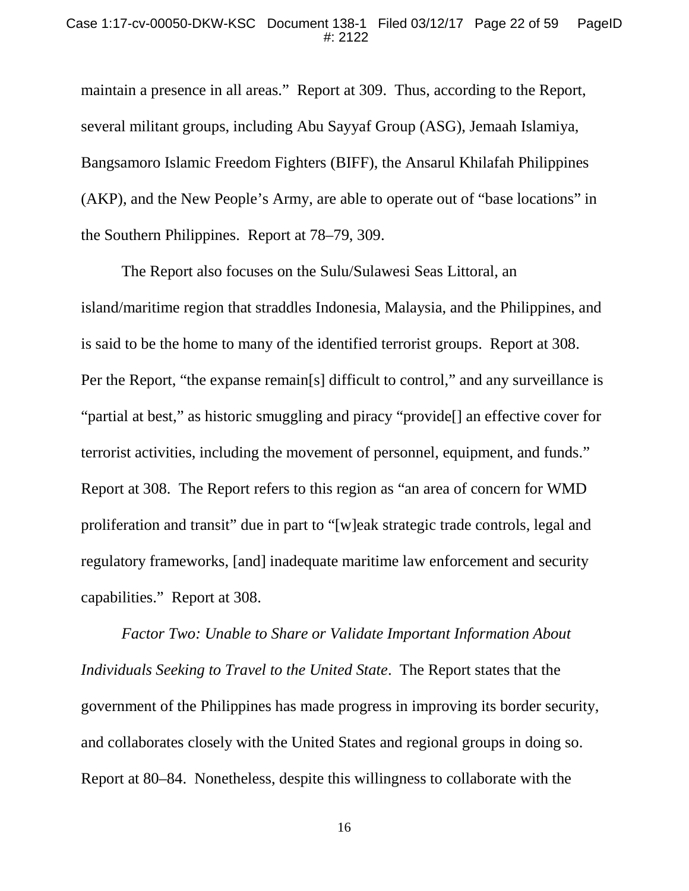maintain a presence in all areas." Report at 309. Thus, according to the Report, several militant groups, including Abu Sayyaf Group (ASG), Jemaah Islamiya, Bangsamoro Islamic Freedom Fighters (BIFF), the Ansarul Khilafah Philippines (AKP), and the New People's Army, are able to operate out of "base locations" in the Southern Philippines. Report at 78–79, 309.

The Report also focuses on the Sulu/Sulawesi Seas Littoral, an island/maritime region that straddles Indonesia, Malaysia, and the Philippines, and is said to be the home to many of the identified terrorist groups. Report at 308. Per the Report, "the expanse remain[s] difficult to control," and any surveillance is "partial at best," as historic smuggling and piracy "provide[] an effective cover for terrorist activities, including the movement of personnel, equipment, and funds." Report at 308. The Report refers to this region as "an area of concern for WMD proliferation and transit" due in part to "[w]eak strategic trade controls, legal and regulatory frameworks, [and] inadequate maritime law enforcement and security capabilities." Report at 308.

*Factor Two: Unable to Share or Validate Important Information About Individuals Seeking to Travel to the United State*. The Report states that the government of the Philippines has made progress in improving its border security, and collaborates closely with the United States and regional groups in doing so. Report at 80–84. Nonetheless, despite this willingness to collaborate with the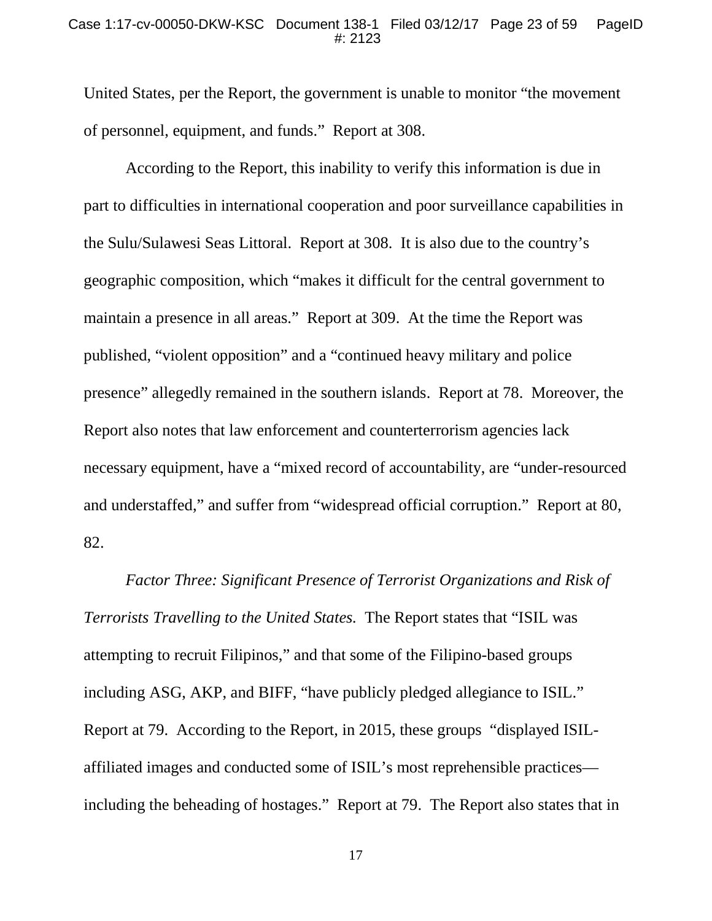United States, per the Report, the government is unable to monitor "the movement of personnel, equipment, and funds." Report at 308.

According to the Report, this inability to verify this information is due in part to difficulties in international cooperation and poor surveillance capabilities in the Sulu/Sulawesi Seas Littoral. Report at 308. It is also due to the country's geographic composition, which "makes it difficult for the central government to maintain a presence in all areas." Report at 309. At the time the Report was published, "violent opposition" and a "continued heavy military and police presence" allegedly remained in the southern islands. Report at 78. Moreover, the Report also notes that law enforcement and counterterrorism agencies lack necessary equipment, have a "mixed record of accountability, are "under-resourced and understaffed," and suffer from "widespread official corruption." Report at 80, 82.

*Factor Three: Significant Presence of Terrorist Organizations and Risk of Terrorists Travelling to the United States.* The Report states that "ISIL was attempting to recruit Filipinos," and that some of the Filipino-based groups including ASG, AKP, and BIFF, "have publicly pledged allegiance to ISIL." Report at 79. According to the Report, in 2015, these groups "displayed ISIL-affiliated images and conducted some of ISIL's most reprehensible practices—including the beheading of hostages." Report at 79. The Report also states that in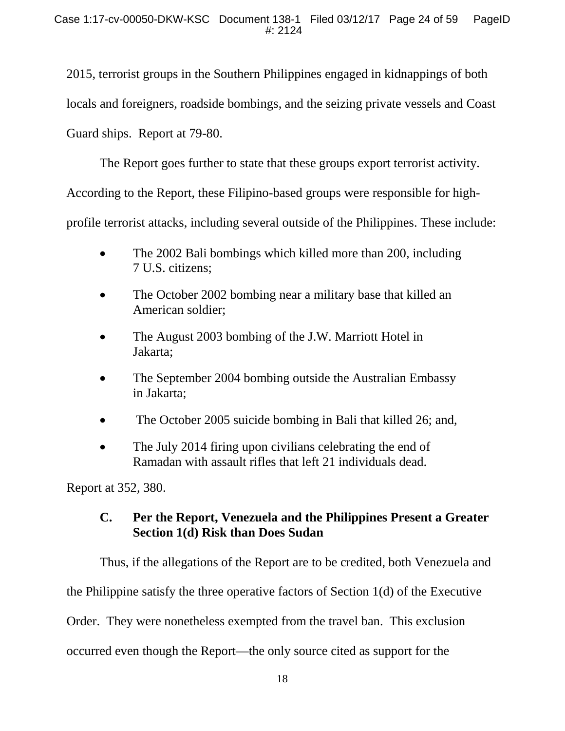2015, terrorist groups in the Southern Philippines engaged in kidnappings of both locals and foreigners, roadside bombings, and the seizing private vessels and Coast Guard ships. Report at 79-80.

The Report goes further to state that these groups export terrorist activity. According to the Report, these Filipino-based groups were responsible for high-profile terrorist attacks, including several outside of the Philippines. These include:

- The 2002 Bali bombings which killed more than 200, including 7 U.S. citizens;
- The October 2002 bombing near a military base that killed an American soldier;
- The August 2003 bombing of the J.W. Marriott Hotel in Jakarta;
- The September 2004 bombing outside the Australian Embassy in Jakarta;
- The October 2005 suicide bombing in Bali that killed 26; and,
- The July 2014 firing upon civilians celebrating the end of Ramadan with assault rifles that left 21 individuals dead.

Report at 352, 380.

### C. Per the Report, Venezuela and the Philippines Present a Greater Section 1(d) Risk than Does Sudan

Thus, if the allegations of the Report are to be credited, both Venezuela and the Philippine satisfy the three operative factors of Section 1(d) of the Executive Order. They were nonetheless exempted from the travel ban. This exclusion occurred even though the Report—the only source cited as support for the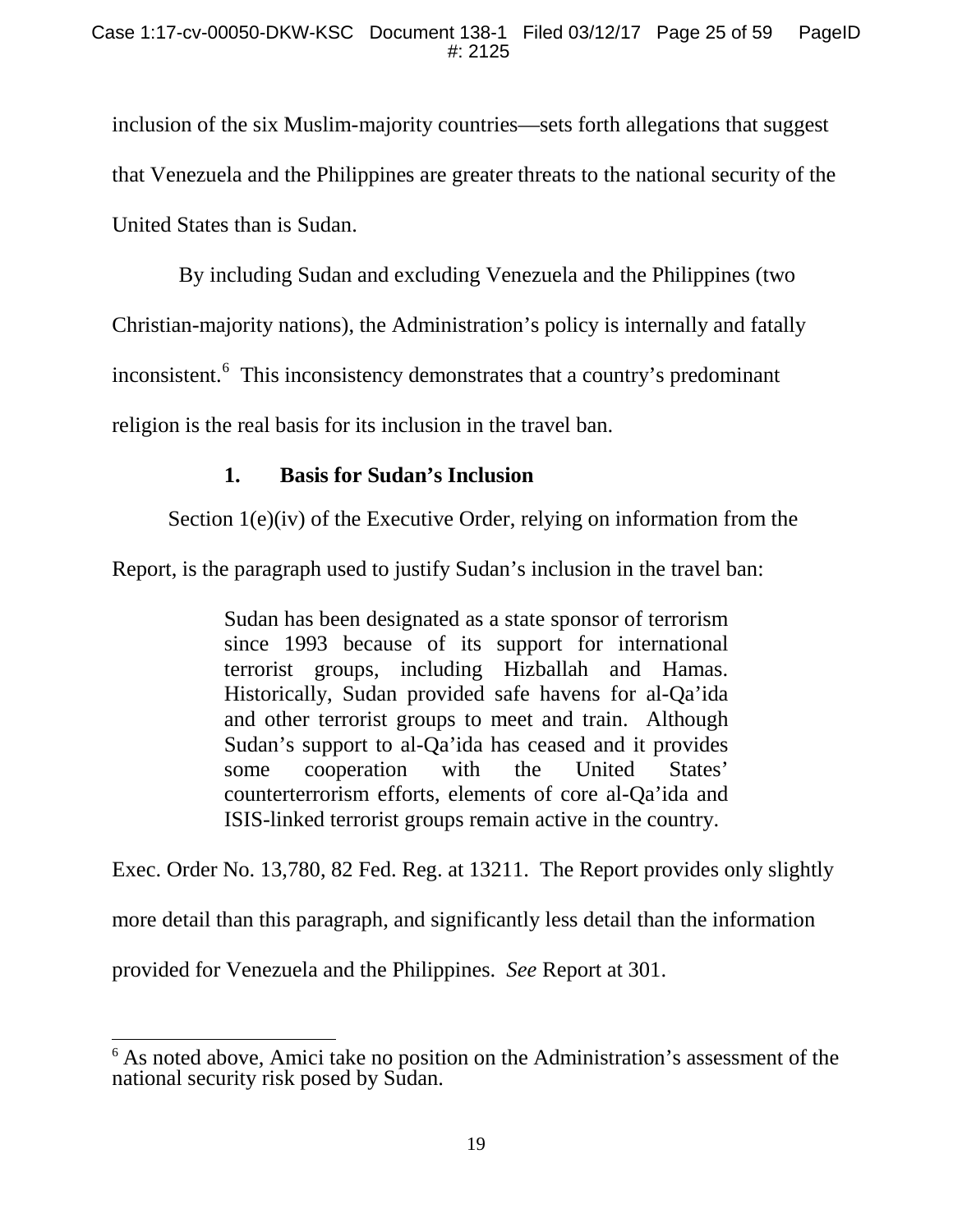inclusion of the six Muslim-majority countries—sets forth allegations that suggest that Venezuela and the Philippines are greater threats to the national security of the United States than is Sudan.

By including Sudan and excluding Venezuela and the Philippines (two Christian-majority nations), the Administration's policy is internally and fatally inconsistent.[6] This inconsistency demonstrates that a country's predominant religion is the real basis for its inclusion in the travel ban.

### 1. Basis for Sudan's Inclusion

Section 1(e)(iv) of the Executive Order, relying on information from the Report, is the paragraph used to justify Sudan's inclusion in the travel ban:

> Sudan has been designated as a state sponsor of terrorism since 1993 because of its support for international terrorist groups, including Hizballah and Hamas. Historically, Sudan provided safe havens for al-Qa'ida and other terrorist groups to meet and train. Although Sudan's support to al-Qa'ida has ceased and it provides some cooperation with the United States' counterterrorism efforts, elements of core al-Qa'ida and ISIS-linked terrorist groups remain active in the country.

Exec. Order No. 13,780, 82 Fed. Reg. at 13211. The Report provides only slightly more detail than this paragraph, and significantly less detail than the information provided for Venezuela and the Philippines. *See* Report at 301.

---

[6] As noted above, Amici take no position on the Administration's assessment of the national security risk posed by Sudan.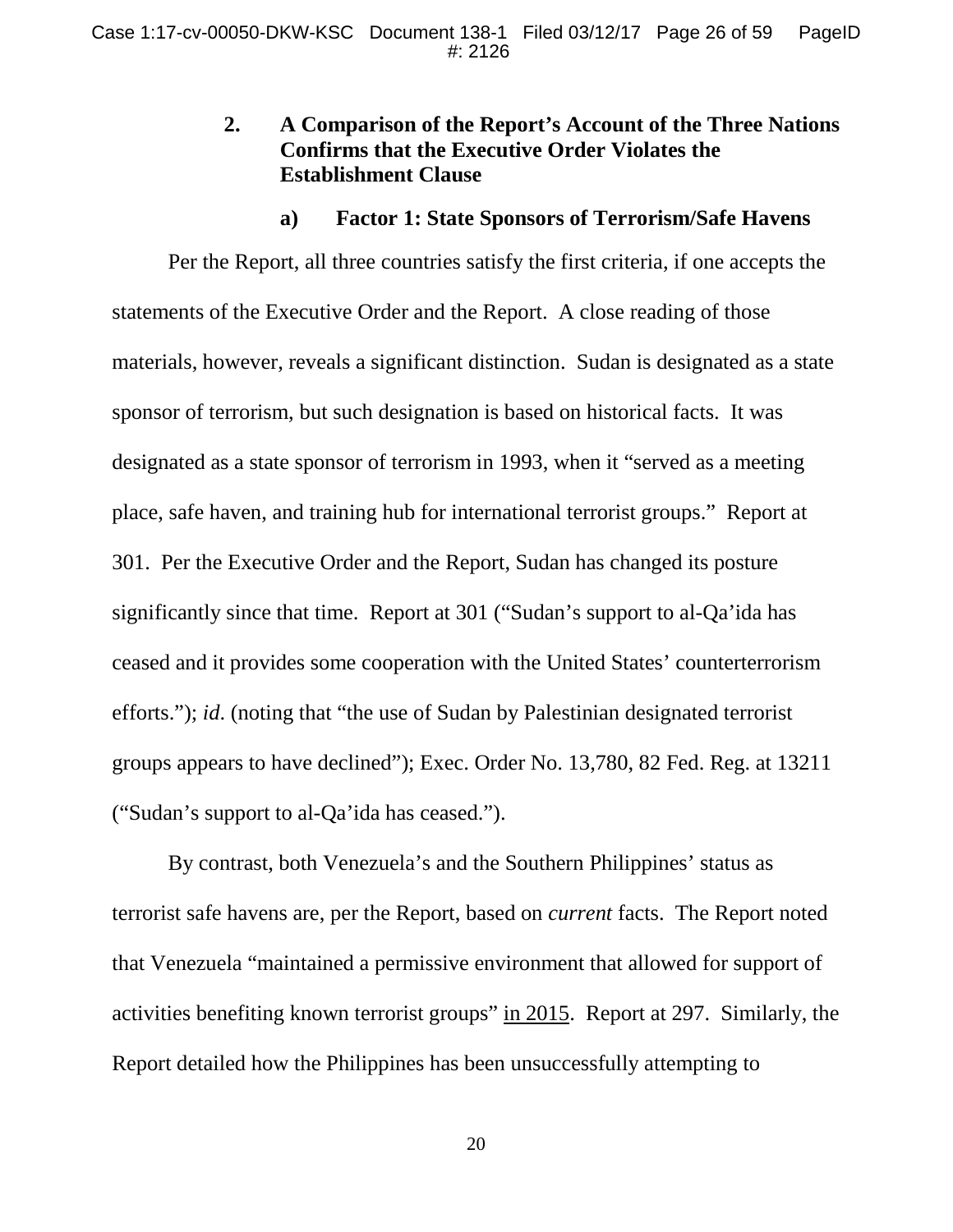### 2. A Comparison of the Report's Account of the Three Nations Confirms that the Executive Order Violates the Establishment Clause

#### a) Factor 1: State Sponsors of Terrorism/Safe Havens

Per the Report, all three countries satisfy the first criteria, if one accepts the statements of the Executive Order and the Report. A close reading of those materials, however, reveals a significant distinction. Sudan is designated as a state sponsor of terrorism, but such designation is based on historical facts. It was designated as a state sponsor of terrorism in 1993, when it "served as a meeting place, safe haven, and training hub for international terrorist groups." Report at 301. Per the Executive Order and the Report, Sudan has changed its posture significantly since that time. Report at 301 ("Sudan's support to al-Qa'ida has ceased and it provides some cooperation with the United States' counterterrorism efforts."); *id*. (noting that "the use of Sudan by Palestinian designated terrorist groups appears to have declined"); Exec. Order No. 13,780, 82 Fed. Reg. at 13211 ("Sudan's support to al-Qa'ida has ceased.").

By contrast, both Venezuela's and the Southern Philippines' status as terrorist safe havens are, per the Report, based on *current* facts. The Report noted that Venezuela "maintained a permissive environment that allowed for support of activities benefiting known terrorist groups" <u>in 2015</u>. Report at 297. Similarly, the Report detailed how the Philippines has been unsuccessfully attempting to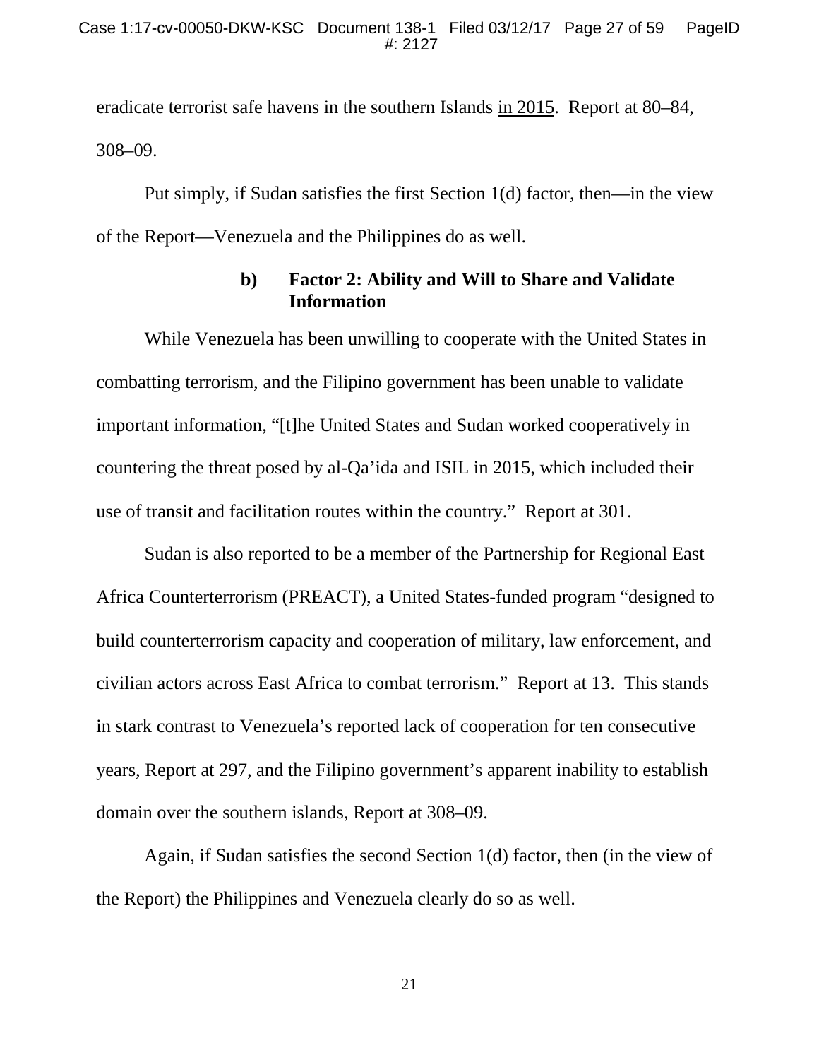eradicate terrorist safe havens in the southern Islands <u>in 2015</u>. Report at 80–84, 308–09.

Put simply, if Sudan satisfies the first Section 1(d) factor, then—in the view of the Report—Venezuela and the Philippines do as well.

#### b) Factor 2: Ability and Will to Share and Validate Information

While Venezuela has been unwilling to cooperate with the United States in combatting terrorism, and the Filipino government has been unable to validate important information, "[t]he United States and Sudan worked cooperatively in countering the threat posed by al-Qa'ida and ISIL in 2015, which included their use of transit and facilitation routes within the country." Report at 301.

Sudan is also reported to be a member of the Partnership for Regional East Africa Counterterrorism (PREACT), a United States-funded program "designed to build counterterrorism capacity and cooperation of military, law enforcement, and civilian actors across East Africa to combat terrorism." Report at 13. This stands in stark contrast to Venezuela's reported lack of cooperation for ten consecutive years, Report at 297, and the Filipino government's apparent inability to establish domain over the southern islands, Report at 308–09.

Again, if Sudan satisfies the second Section 1(d) factor, then (in the view of the Report) the Philippines and Venezuela clearly do so as well.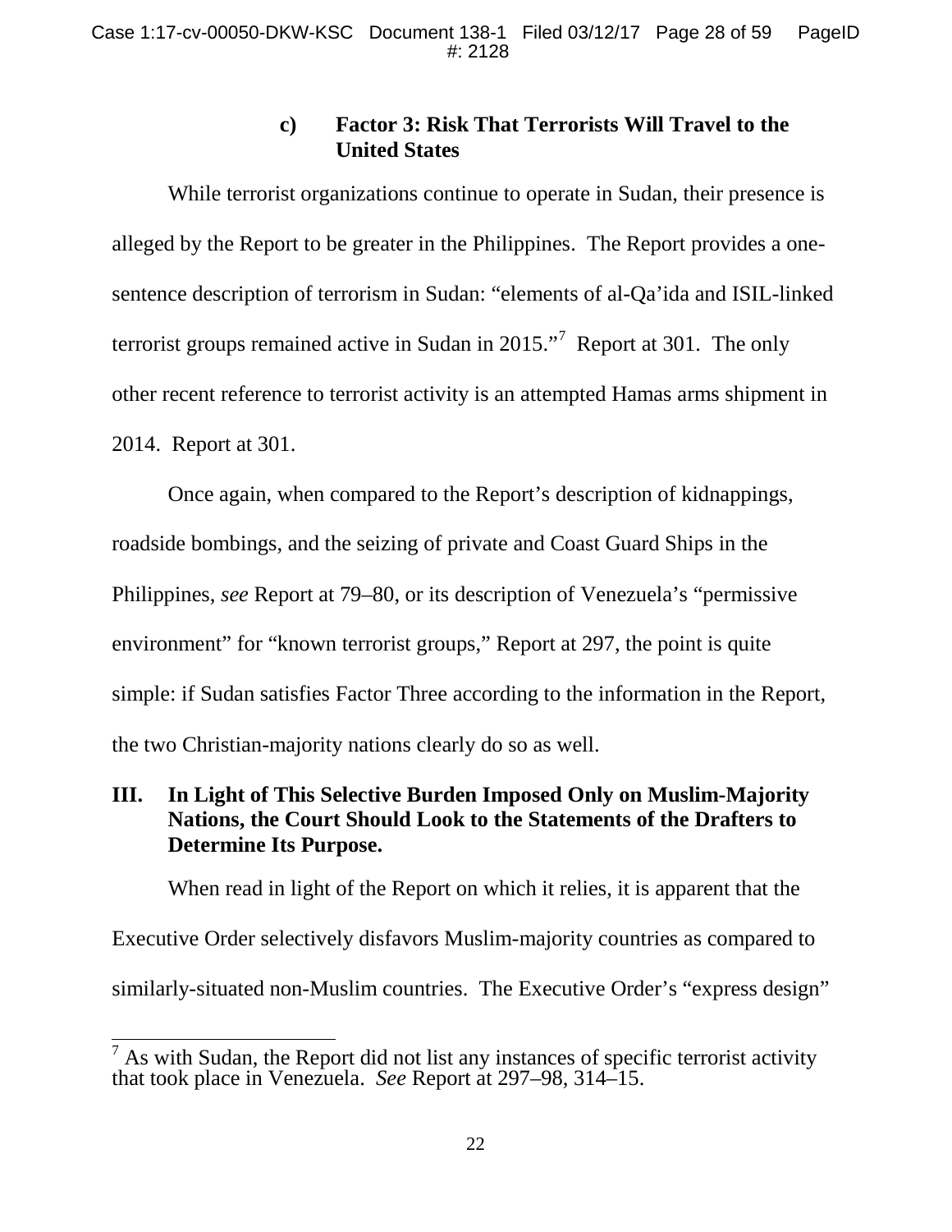#### c) Factor 3: Risk That Terrorists Will Travel to the United States

While terrorist organizations continue to operate in Sudan, their presence is alleged by the Report to be greater in the Philippines. The Report provides a one-sentence description of terrorism in Sudan: "elements of al-Qa'ida and ISIL-linked terrorist groups remained active in Sudan in 2015."[7] Report at 301. The only other recent reference to terrorist activity is an attempted Hamas arms shipment in 2014. Report at 301.

Once again, when compared to the Report's description of kidnappings, roadside bombings, and the seizing of private and Coast Guard Ships in the Philippines, *see* Report at 79–80, or its description of Venezuela's "permissive environment" for "known terrorist groups," Report at 297, the point is quite simple: if Sudan satisfies Factor Three according to the information in the Report, the two Christian-majority nations clearly do so as well.

## III. In Light of This Selective Burden Imposed Only on Muslim-Majority Nations, the Court Should Look to the Statements of the Drafters to Determine Its Purpose.

When read in light of the Report on which it relies, it is apparent that the Executive Order selectively disfavors Muslim-majority countries as compared to similarly-situated non-Muslim countries. The Executive Order's "express design"

---

[7] As with Sudan, the Report did not list any instances of specific terrorist activity that took place in Venezuela. *See* Report at 297–98, 314–15.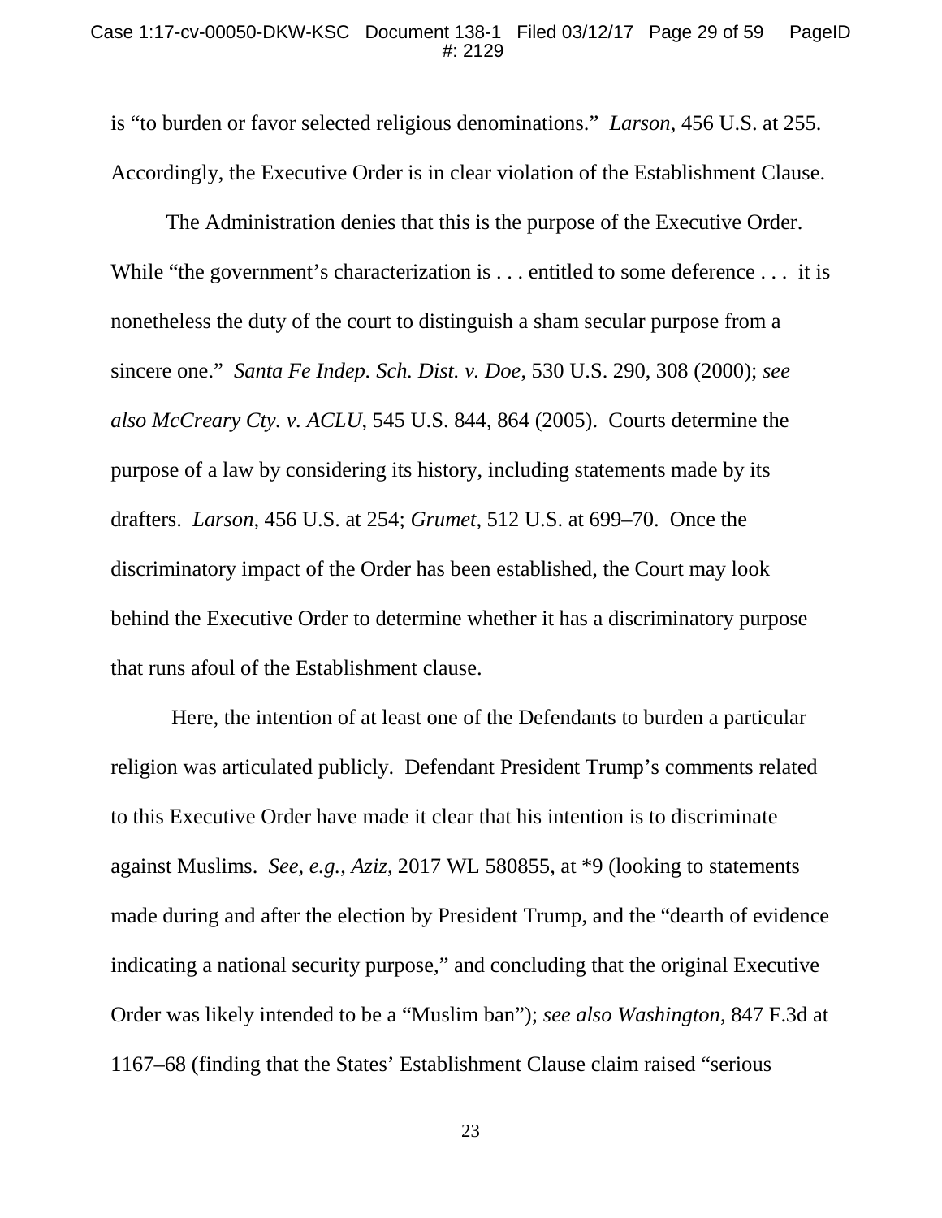is "to burden or favor selected religious denominations." *Larson*, 456 U.S. at 255. Accordingly, the Executive Order is in clear violation of the Establishment Clause.

The Administration denies that this is the purpose of the Executive Order. While "the government's characterization is . . . entitled to some deference . . . it is nonetheless the duty of the court to distinguish a sham secular purpose from a sincere one." *Santa Fe Indep. Sch. Dist. v. Doe*, 530 U.S. 290, 308 (2000); *see also McCreary Cty. v. ACLU*, 545 U.S. 844, 864 (2005). Courts determine the purpose of a law by considering its history, including statements made by its drafters. *Larson*, 456 U.S. at 254; *Grumet*, 512 U.S. at 699–70. Once the discriminatory impact of the Order has been established, the Court may look behind the Executive Order to determine whether it has a discriminatory purpose that runs afoul of the Establishment clause.

Here, the intention of at least one of the Defendants to burden a particular religion was articulated publicly. Defendant President Trump's comments related to this Executive Order have made it clear that his intention is to discriminate against Muslims. *See, e.g.*, *Aziz*, 2017 WL 580855, at *9 (looking to statements made during and after the election by President Trump, and the "dearth of evidence indicating a national security purpose," and concluding that the original Executive Order was likely intended to be a "Muslim ban"); *see also Washington*, 847 F.3d at 1167–68 (finding that the States' Establishment Clause claim raised "serious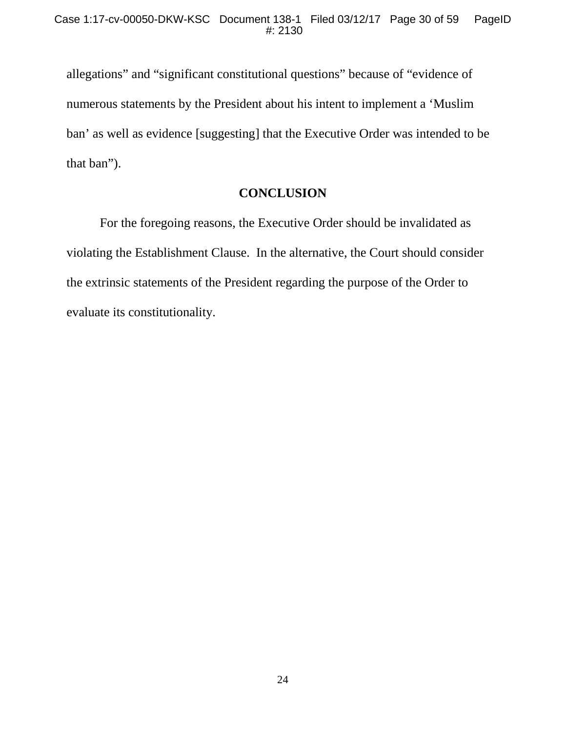allegations" and "significant constitutional questions" because of "evidence of numerous statements by the President about his intent to implement a 'Muslim ban' as well as evidence [suggesting] that the Executive Order was intended to be that ban").

## CONCLUSION

For the foregoing reasons, the Executive Order should be invalidated as violating the Establishment Clause. In the alternative, the Court should consider the extrinsic statements of the President regarding the purpose of the Order to evaluate its constitutionality.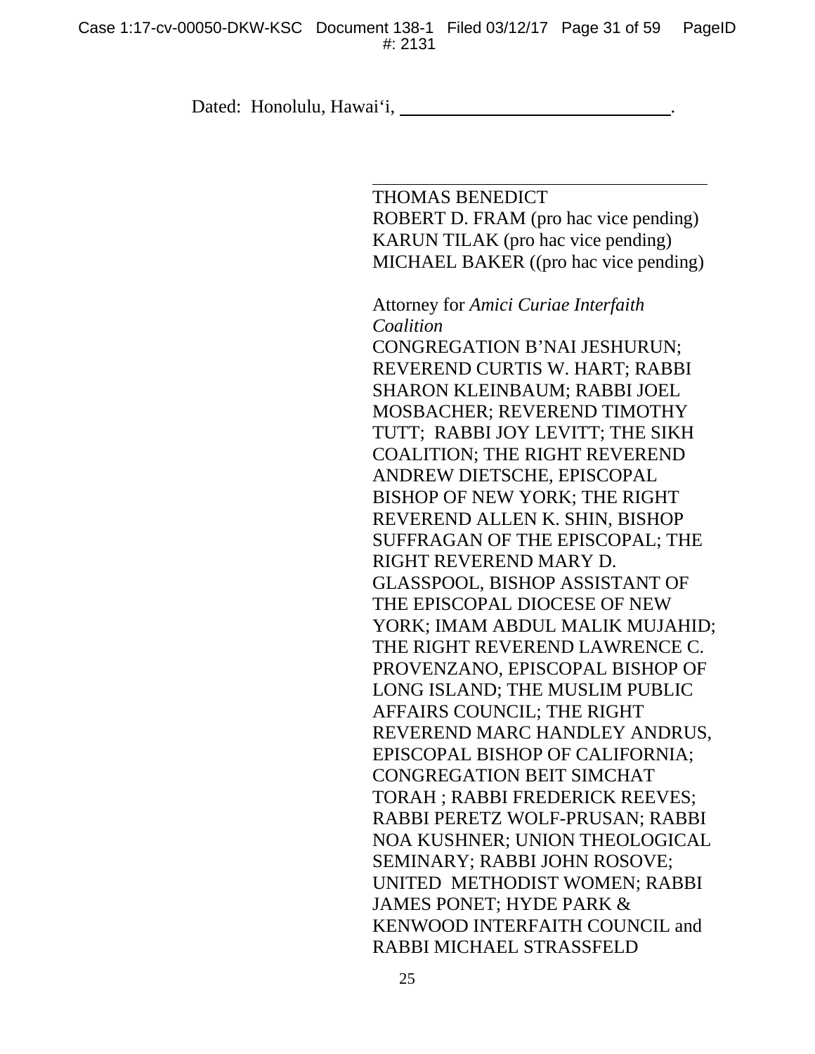Dated: Honolulu, Hawai‘i, ______________________________.

______________________________

THOMAS BENEDICT
ROBERT D. FRAM (pro hac vice pending)
KARUN TILAK (pro hac vice pending)
MICHAEL BAKER ((pro hac vice pending)

Attorney for *Amici Curiae Interfaith Coalition*
CONGREGATION B’NAI JESHURUN; REVEREND CURTIS W. HART; RABBI SHARON KLEINBAUM; RABBI JOEL MOSBACHER; REVEREND TIMOTHY TUTT; RABBI JOY LEVITT; THE SIKH COALITION; THE RIGHT REVEREND ANDREW DIETSCHE, EPISCOPAL BISHOP OF NEW YORK; THE RIGHT REVEREND ALLEN K. SHIN, BISHOP SUFFRAGAN OF THE EPISCOPAL; THE RIGHT REVEREND MARY D. GLASSPOOL, BISHOP ASSISTANT OF THE EPISCOPAL DIOCESE OF NEW YORK; IMAM ABDUL MALIK MUJAHID; THE RIGHT REVEREND LAWRENCE C. PROVENZANO, EPISCOPAL BISHOP OF LONG ISLAND; THE MUSLIM PUBLIC AFFAIRS COUNCIL; THE RIGHT REVEREND MARC HANDLEY ANDRUS, EPISCOPAL BISHOP OF CALIFORNIA; CONGREGATION BEIT SIMCHAT TORAH ; RABBI FREDERICK REEVES; RABBI PERETZ WOLF-PRUSAN; RABBI NOA KUSHNER; UNION THEOLOGICAL SEMINARY; RABBI JOHN ROSOVE; UNITED METHODIST WOMEN; RABBI JAMES PONET; HYDE PARK & KENWOOD INTERFAITH COUNCIL and RABBI MICHAEL STRASSFELD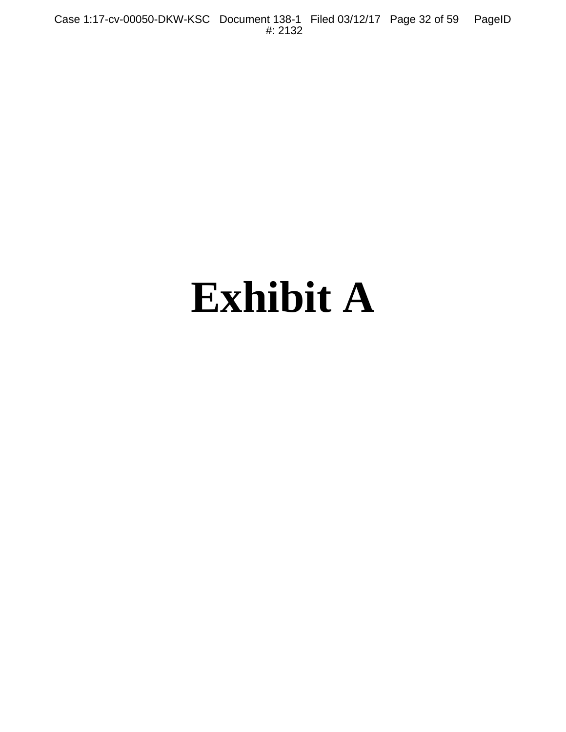# Exhibit A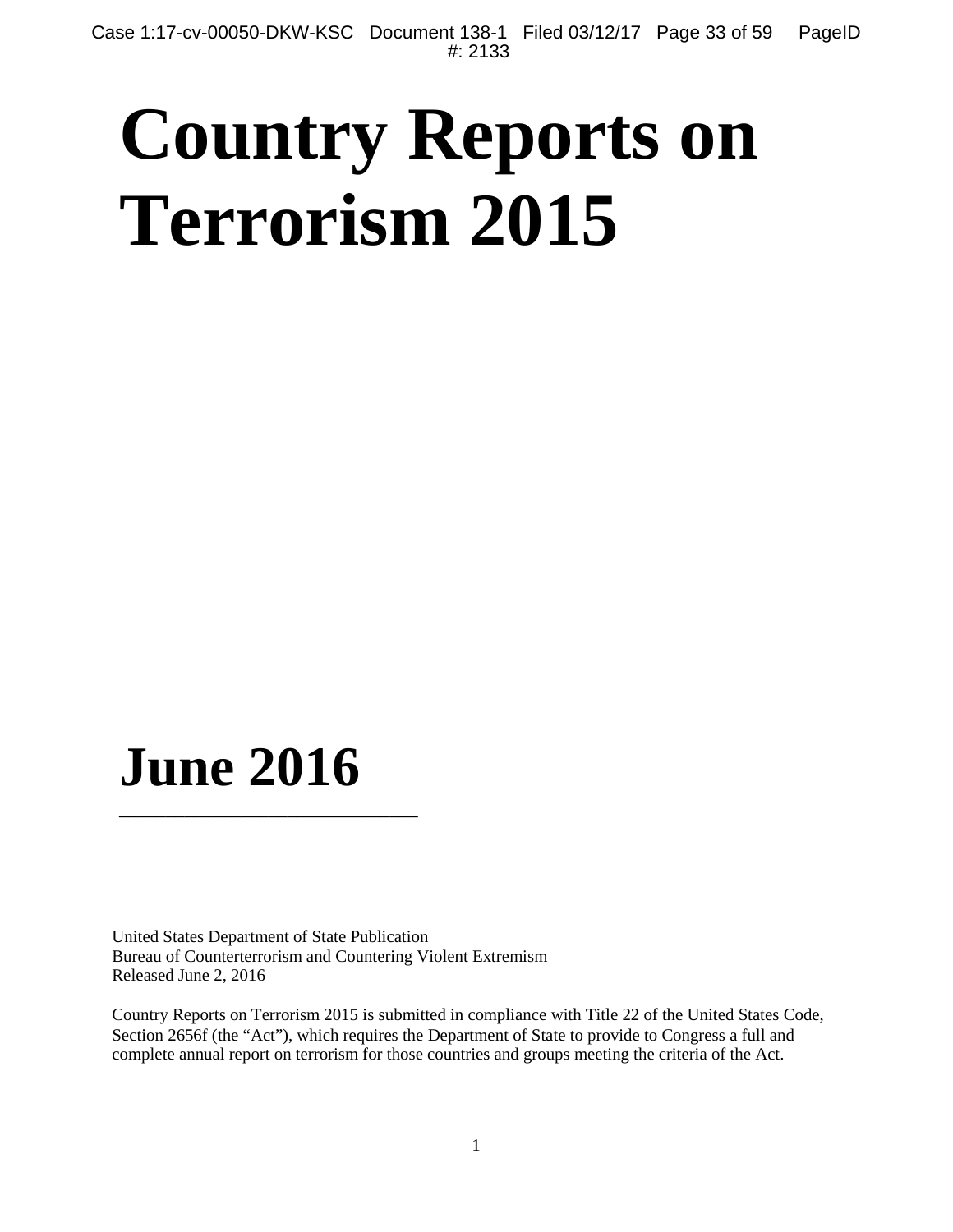# Country Reports on Terrorism 2015

## June 2016

United States Department of State Publication
Bureau of Counterterrorism and Countering Violent Extremism
Released June 2, 2016

Country Reports on Terrorism 2015 is submitted in compliance with Title 22 of the United States Code, Section 2656f (the "Act"), which requires the Department of State to provide to Congress a full and complete annual report on terrorism for those countries and groups meeting the criteria of the Act.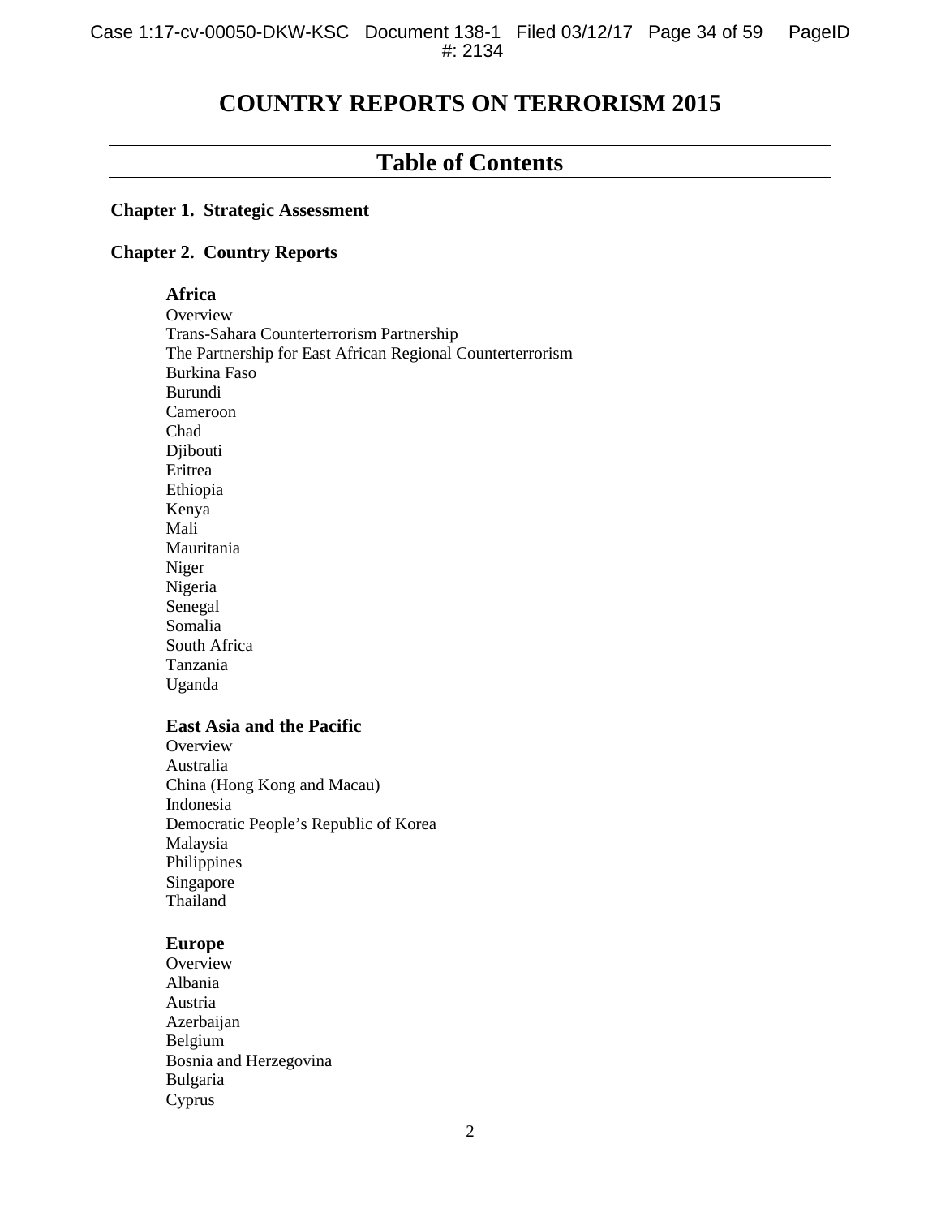# COUNTRY REPORTS ON TERRORISM 2015

## Table of Contents

**Chapter 1. Strategic Assessment**

**Chapter 2. Country Reports**

**Africa**

Overview
Trans-Sahara Counterterrorism Partnership
The Partnership for East African Regional Counterterrorism
Burkina Faso
Burundi
Cameroon
Chad
Djibouti
Eritrea
Ethiopia
Kenya
Mali
Mauritania
Niger
Nigeria
Senegal
Somalia
South Africa
Tanzania
Uganda

**East Asia and the Pacific**

Overview
Australia
China (Hong Kong and Macau)
Indonesia
Democratic People's Republic of Korea
Malaysia
Philippines
Singapore
Thailand

**Europe**

Overview
Albania
Austria
Azerbaijan
Belgium
Bosnia and Herzegovina
Bulgaria
Cyprus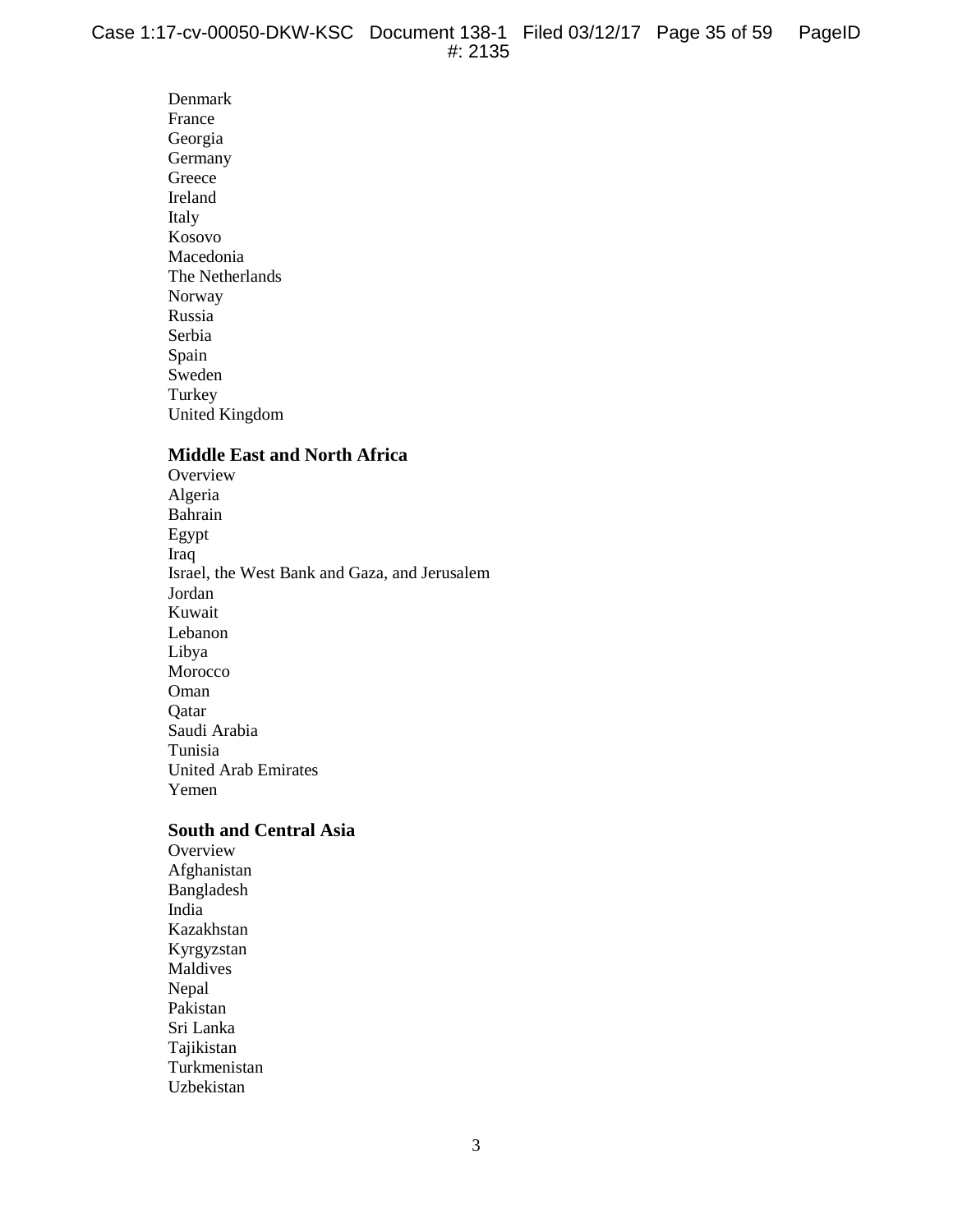Denmark
France
Georgia
Germany
Greece
Ireland
Italy
Kosovo
Macedonia
The Netherlands
Norway
Russia
Serbia
Spain
Sweden
Turkey
United Kingdom

**Middle East and North Africa**

Overview
Algeria
Bahrain
Egypt
Iraq
Israel, the West Bank and Gaza, and Jerusalem
Jordan
Kuwait
Lebanon
Libya
Morocco
Oman
Qatar
Saudi Arabia
Tunisia
United Arab Emirates
Yemen

**South and Central Asia**

Overview
Afghanistan
Bangladesh
India
Kazakhstan
Kyrgyzstan
Maldives
Nepal
Pakistan
Sri Lanka
Tajikistan
Turkmenistan
Uzbekistan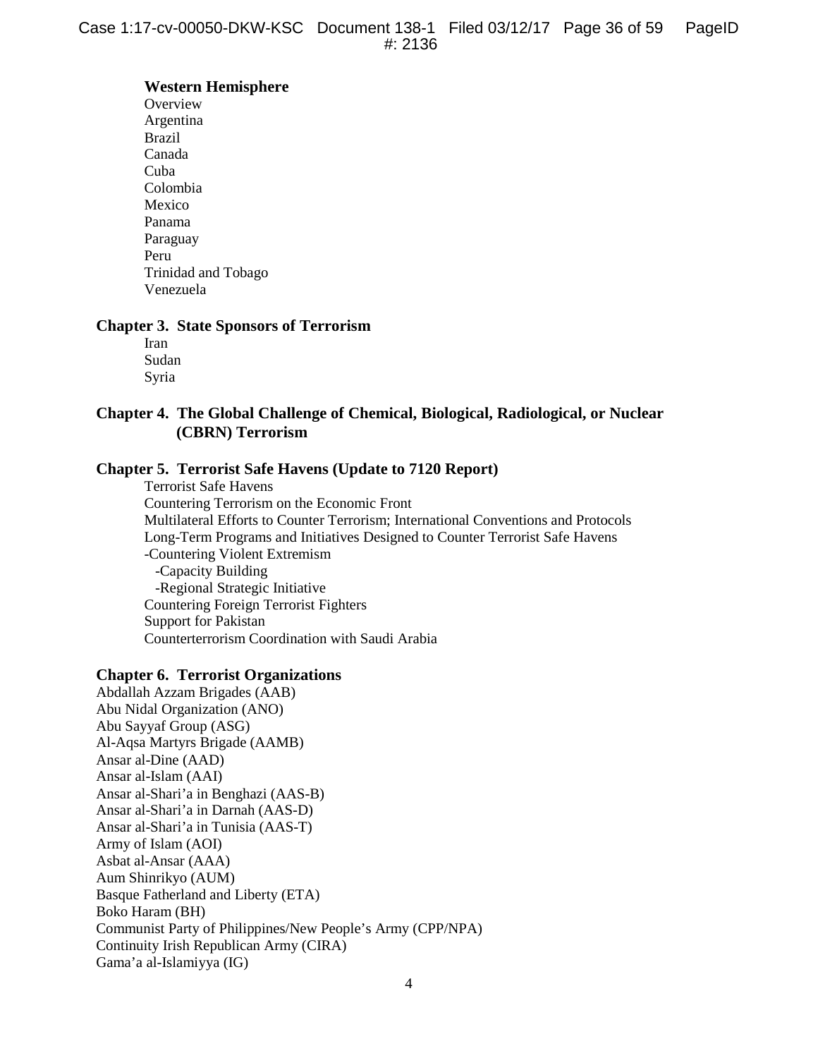**Western Hemisphere**

Overview
Argentina
Brazil
Canada
Cuba
Colombia
Mexico
Panama
Paraguay
Peru
Trinidad and Tobago
Venezuela

**Chapter 3. State Sponsors of Terrorism**

Iran
Sudan
Syria

**Chapter 4. The Global Challenge of Chemical, Biological, Radiological, or Nuclear (CBRN) Terrorism**

**Chapter 5. Terrorist Safe Havens (Update to 7120 Report)**

Terrorist Safe Havens
Countering Terrorism on the Economic Front
Multilateral Efforts to Counter Terrorism; International Conventions and Protocols
Long-Term Programs and Initiatives Designed to Counter Terrorist Safe Havens
-Countering Violent Extremism
-Capacity Building
-Regional Strategic Initiative
Countering Foreign Terrorist Fighters
Support for Pakistan
Counterterrorism Coordination with Saudi Arabia

**Chapter 6. Terrorist Organizations**

Abdallah Azzam Brigades (AAB)
Abu Nidal Organization (ANO)
Abu Sayyaf Group (ASG)
Al-Aqsa Martyrs Brigade (AAMB)
Ansar al-Dine (AAD)
Ansar al-Islam (AAI)
Ansar al-Shari'a in Benghazi (AAS-B)
Ansar al-Shari'a in Darnah (AAS-D)
Ansar al-Shari'a in Tunisia (AAS-T)
Army of Islam (AOI)
Asbat al-Ansar (AAA)
Aum Shinrikyo (AUM)
Basque Fatherland and Liberty (ETA)
Boko Haram (BH)
Communist Party of Philippines/New People's Army (CPP/NPA)
Continuity Irish Republican Army (CIRA)
Gama'a al-Islamiyya (IG)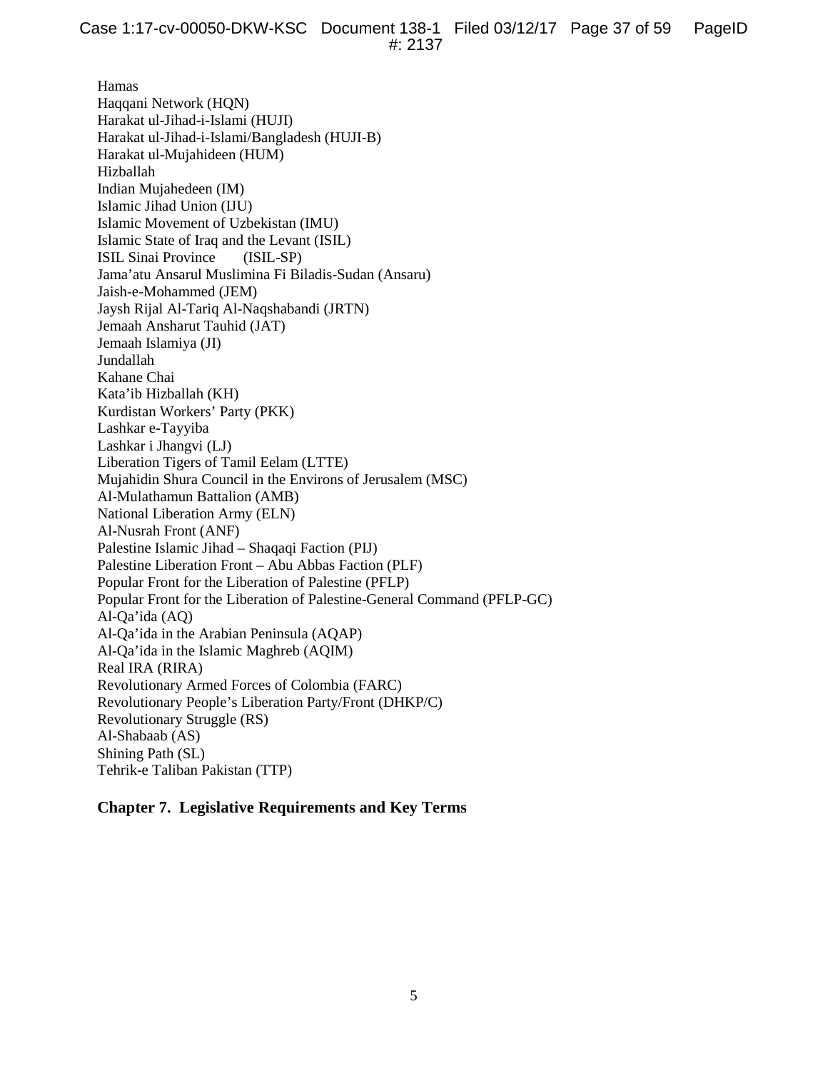Hamas
Haqqani Network (HQN)
Harakat ul-Jihad-i-Islami (HUJI)
Harakat ul-Jihad-i-Islami/Bangladesh (HUJI-B)
Harakat ul-Mujahideen (HUM)
Hizballah
Indian Mujahedeen (IM)
Islamic Jihad Union (IJU)
Islamic Movement of Uzbekistan (IMU)
Islamic State of Iraq and the Levant (ISIL)
ISIL Sinai Province (ISIL-SP)
Jama'atu Ansarul Muslimina Fi Biladis-Sudan (Ansaru)
Jaish-e-Mohammed (JEM)
Jaysh Rijal Al-Tariq Al-Naqshabandi (JRTN)
Jemaah Ansharut Tauhid (JAT)
Jemaah Islamiya (JI)
Jundallah
Kahane Chai
Kata'ib Hizballah (KH)
Kurdistan Workers' Party (PKK)
Lashkar e-Tayyiba
Lashkar i Jhangvi (LJ)
Liberation Tigers of Tamil Eelam (LTTE)
Mujahidin Shura Council in the Environs of Jerusalem (MSC)
Al-Mulathamun Battalion (AMB)
National Liberation Army (ELN)
Al-Nusrah Front (ANF)
Palestine Islamic Jihad – Shaqaqi Faction (PIJ)
Palestine Liberation Front – Abu Abbas Faction (PLF)
Popular Front for the Liberation of Palestine (PFLP)
Popular Front for the Liberation of Palestine-General Command (PFLP-GC)
Al-Qa'ida (AQ)
Al-Qa'ida in the Arabian Peninsula (AQAP)
Al-Qa'ida in the Islamic Maghreb (AQIM)
Real IRA (RIRA)
Revolutionary Armed Forces of Colombia (FARC)
Revolutionary People's Liberation Party/Front (DHKP/C)
Revolutionary Struggle (RS)
Al-Shabaab (AS)
Shining Path (SL)
Tehrik-e Taliban Pakistan (TTP)

## Chapter 7. Legislative Requirements and Key Terms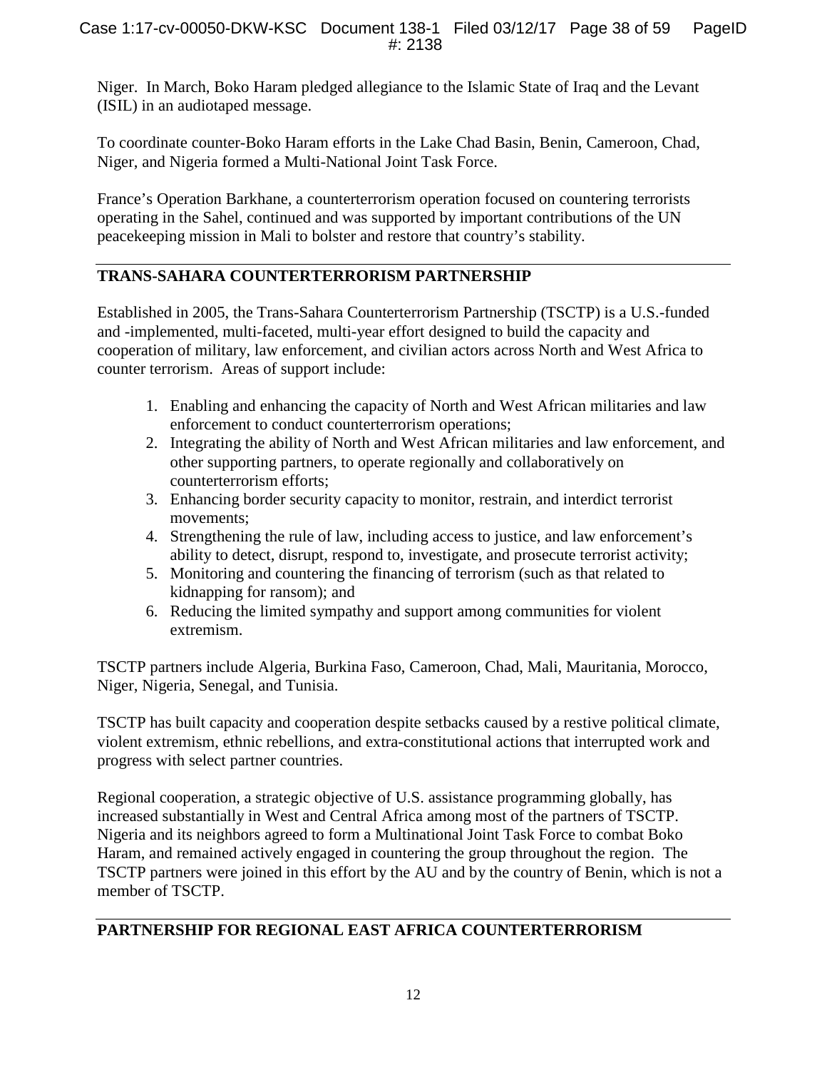Niger. In March, Boko Haram pledged allegiance to the Islamic State of Iraq and the Levant (ISIL) in an audiotaped message.

To coordinate counter-Boko Haram efforts in the Lake Chad Basin, Benin, Cameroon, Chad, Niger, and Nigeria formed a Multi-National Joint Task Force.

France's Operation Barkhane, a counterterrorism operation focused on countering terrorists operating in the Sahel, continued and was supported by important contributions of the UN peacekeeping mission in Mali to bolster and restore that country's stability.

---

## TRANS-SAHARA COUNTERTERRORISM PARTNERSHIP

Established in 2005, the Trans-Sahara Counterterrorism Partnership (TSCTP) is a U.S.-funded and -implemented, multi-faceted, multi-year effort designed to build the capacity and cooperation of military, law enforcement, and civilian actors across North and West Africa to counter terrorism. Areas of support include:

1. Enabling and enhancing the capacity of North and West African militaries and law enforcement to conduct counterterrorism operations;
2. Integrating the ability of North and West African militaries and law enforcement, and other supporting partners, to operate regionally and collaboratively on counterterrorism efforts;
3. Enhancing border security capacity to monitor, restrain, and interdict terrorist movements;
4. Strengthening the rule of law, including access to justice, and law enforcement's ability to detect, disrupt, respond to, investigate, and prosecute terrorist activity;
5. Monitoring and countering the financing of terrorism (such as that related to kidnapping for ransom); and
6. Reducing the limited sympathy and support among communities for violent extremism.

TSCTP partners include Algeria, Burkina Faso, Cameroon, Chad, Mali, Mauritania, Morocco, Niger, Nigeria, Senegal, and Tunisia.

TSCTP has built capacity and cooperation despite setbacks caused by a restive political climate, violent extremism, ethnic rebellions, and extra-constitutional actions that interrupted work and progress with select partner countries.

Regional cooperation, a strategic objective of U.S. assistance programming globally, has increased substantially in West and Central Africa among most of the partners of TSCTP. Nigeria and its neighbors agreed to form a Multinational Joint Task Force to combat Boko Haram, and remained actively engaged in countering the group throughout the region. The TSCTP partners were joined in this effort by the AU and by the country of Benin, which is not a member of TSCTP.

---

## PARTNERSHIP FOR REGIONAL EAST AFRICA COUNTERTERRORISM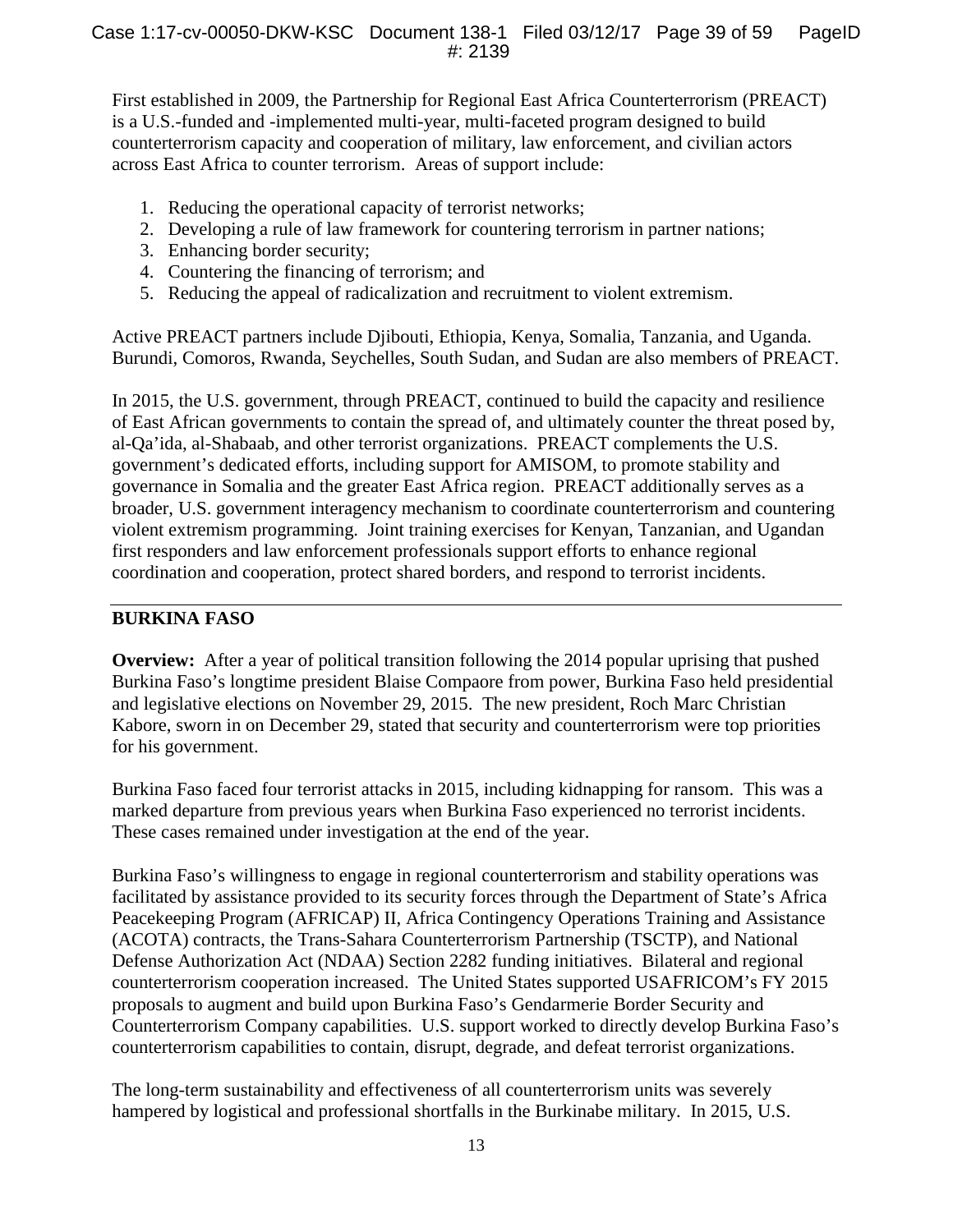First established in 2009, the Partnership for Regional East Africa Counterterrorism (PREACT) is a U.S.-funded and -implemented multi-year, multi-faceted program designed to build counterterrorism capacity and cooperation of military, law enforcement, and civilian actors across East Africa to counter terrorism. Areas of support include:

1. Reducing the operational capacity of terrorist networks;
2. Developing a rule of law framework for countering terrorism in partner nations;
3. Enhancing border security;
4. Countering the financing of terrorism; and
5. Reducing the appeal of radicalization and recruitment to violent extremism.

Active PREACT partners include Djibouti, Ethiopia, Kenya, Somalia, Tanzania, and Uganda. Burundi, Comoros, Rwanda, Seychelles, South Sudan, and Sudan are also members of PREACT.

In 2015, the U.S. government, through PREACT, continued to build the capacity and resilience of East African governments to contain the spread of, and ultimately counter the threat posed by, al-Qa'ida, al-Shabaab, and other terrorist organizations. PREACT complements the U.S. government's dedicated efforts, including support for AMISOM, to promote stability and governance in Somalia and the greater East Africa region. PREACT additionally serves as a broader, U.S. government interagency mechanism to coordinate counterterrorism and countering violent extremism programming. Joint training exercises for Kenyan, Tanzanian, and Ugandan first responders and law enforcement professionals support efforts to enhance regional coordination and cooperation, protect shared borders, and respond to terrorist incidents.

---

## BURKINA FASO

**Overview:** After a year of political transition following the 2014 popular uprising that pushed Burkina Faso's longtime president Blaise Compaore from power, Burkina Faso held presidential and legislative elections on November 29, 2015. The new president, Roch Marc Christian Kabore, sworn in on December 29, stated that security and counterterrorism were top priorities for his government.

Burkina Faso faced four terrorist attacks in 2015, including kidnapping for ransom. This was a marked departure from previous years when Burkina Faso experienced no terrorist incidents. These cases remained under investigation at the end of the year.

Burkina Faso's willingness to engage in regional counterterrorism and stability operations was facilitated by assistance provided to its security forces through the Department of State's Africa Peacekeeping Program (AFRICAP) II, Africa Contingency Operations Training and Assistance (ACOTA) contracts, the Trans-Sahara Counterterrorism Partnership (TSCTP), and National Defense Authorization Act (NDAA) Section 2282 funding initiatives. Bilateral and regional counterterrorism cooperation increased. The United States supported USAFRICOM's FY 2015 proposals to augment and build upon Burkina Faso's Gendarmerie Border Security and Counterterrorism Company capabilities. U.S. support worked to directly develop Burkina Faso's counterterrorism capabilities to contain, disrupt, degrade, and defeat terrorist organizations.

The long-term sustainability and effectiveness of all counterterrorism units was severely hampered by logistical and professional shortfalls in the Burkinabe military. In 2015, U.S.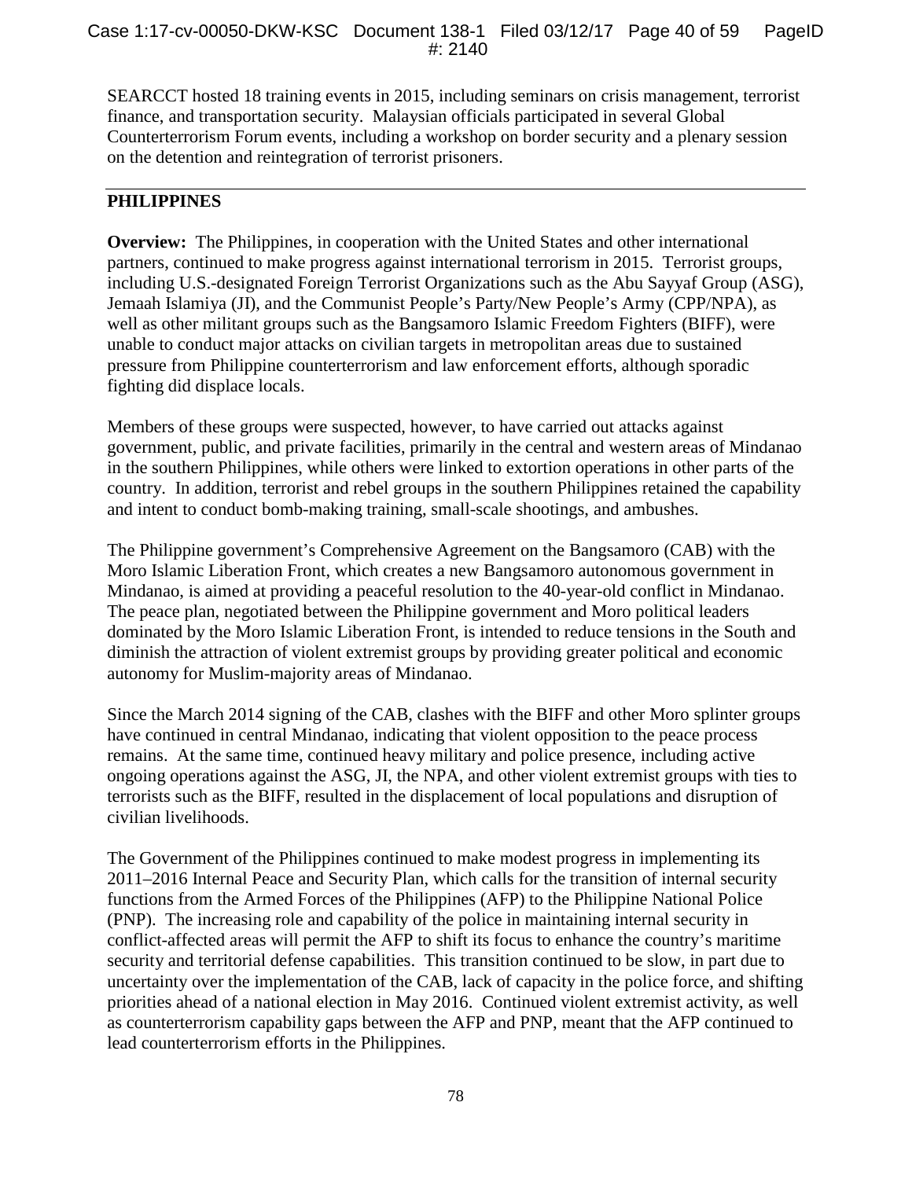SEARCCT hosted 18 training events in 2015, including seminars on crisis management, terrorist finance, and transportation security. Malaysian officials participated in several Global Counterterrorism Forum events, including a workshop on border security and a plenary session on the detention and reintegration of terrorist prisoners.

## PHILIPPINES

**Overview:** The Philippines, in cooperation with the United States and other international partners, continued to make progress against international terrorism in 2015. Terrorist groups, including U.S.-designated Foreign Terrorist Organizations such as the Abu Sayyaf Group (ASG), Jemaah Islamiya (JI), and the Communist People's Party/New People's Army (CPP/NPA), as well as other militant groups such as the Bangsamoro Islamic Freedom Fighters (BIFF), were unable to conduct major attacks on civilian targets in metropolitan areas due to sustained pressure from Philippine counterterrorism and law enforcement efforts, although sporadic fighting did displace locals.

Members of these groups were suspected, however, to have carried out attacks against government, public, and private facilities, primarily in the central and western areas of Mindanao in the southern Philippines, while others were linked to extortion operations in other parts of the country. In addition, terrorist and rebel groups in the southern Philippines retained the capability and intent to conduct bomb-making training, small-scale shootings, and ambushes.

The Philippine government's Comprehensive Agreement on the Bangsamoro (CAB) with the Moro Islamic Liberation Front, which creates a new Bangsamoro autonomous government in Mindanao, is aimed at providing a peaceful resolution to the 40-year-old conflict in Mindanao. The peace plan, negotiated between the Philippine government and Moro political leaders dominated by the Moro Islamic Liberation Front, is intended to reduce tensions in the South and diminish the attraction of violent extremist groups by providing greater political and economic autonomy for Muslim-majority areas of Mindanao.

Since the March 2014 signing of the CAB, clashes with the BIFF and other Moro splinter groups have continued in central Mindanao, indicating that violent opposition to the peace process remains. At the same time, continued heavy military and police presence, including active ongoing operations against the ASG, JI, the NPA, and other violent extremist groups with ties to terrorists such as the BIFF, resulted in the displacement of local populations and disruption of civilian livelihoods.

The Government of the Philippines continued to make modest progress in implementing its 2011–2016 Internal Peace and Security Plan, which calls for the transition of internal security functions from the Armed Forces of the Philippines (AFP) to the Philippine National Police (PNP). The increasing role and capability of the police in maintaining internal security in conflict-affected areas will permit the AFP to shift its focus to enhance the country's maritime security and territorial defense capabilities. This transition continued to be slow, in part due to uncertainty over the implementation of the CAB, lack of capacity in the police force, and shifting priorities ahead of a national election in May 2016. Continued violent extremist activity, as well as counterterrorism capability gaps between the AFP and PNP, meant that the AFP continued to lead counterterrorism efforts in the Philippines.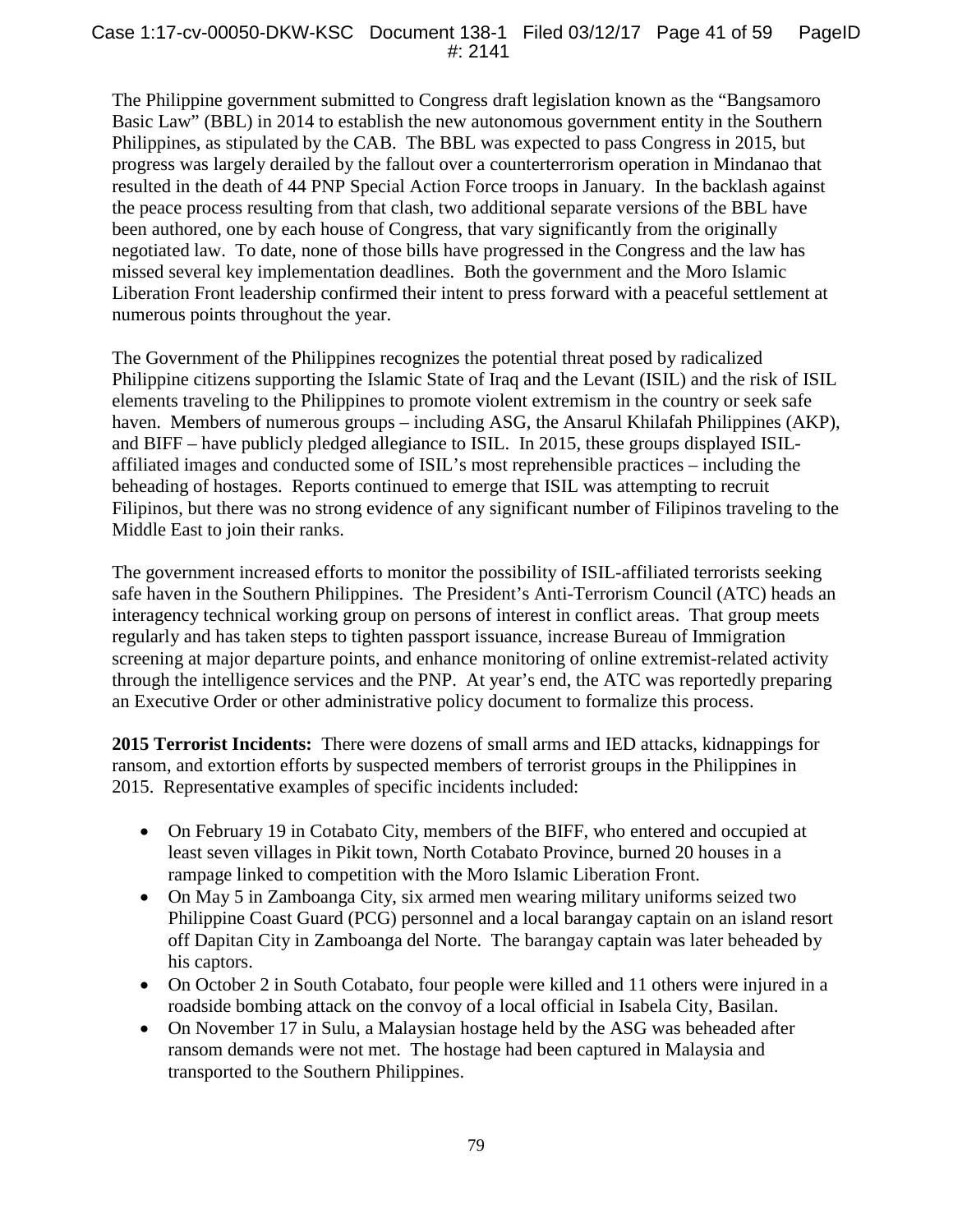The Philippine government submitted to Congress draft legislation known as the "Bangsamoro Basic Law" (BBL) in 2014 to establish the new autonomous government entity in the Southern Philippines, as stipulated by the CAB. The BBL was expected to pass Congress in 2015, but progress was largely derailed by the fallout over a counterterrorism operation in Mindanao that resulted in the death of 44 PNP Special Action Force troops in January. In the backlash against the peace process resulting from that clash, two additional separate versions of the BBL have been authored, one by each house of Congress, that vary significantly from the originally negotiated law. To date, none of those bills have progressed in the Congress and the law has missed several key implementation deadlines. Both the government and the Moro Islamic Liberation Front leadership confirmed their intent to press forward with a peaceful settlement at numerous points throughout the year.

The Government of the Philippines recognizes the potential threat posed by radicalized Philippine citizens supporting the Islamic State of Iraq and the Levant (ISIL) and the risk of ISIL elements traveling to the Philippines to promote violent extremism in the country or seek safe haven. Members of numerous groups – including ASG, the Ansarul Khilafah Philippines (AKP), and BIFF – have publicly pledged allegiance to ISIL. In 2015, these groups displayed ISIL-affiliated images and conducted some of ISIL's most reprehensible practices – including the beheading of hostages. Reports continued to emerge that ISIL was attempting to recruit Filipinos, but there was no strong evidence of any significant number of Filipinos traveling to the Middle East to join their ranks.

The government increased efforts to monitor the possibility of ISIL-affiliated terrorists seeking safe haven in the Southern Philippines. The President's Anti-Terrorism Council (ATC) heads an interagency technical working group on persons of interest in conflict areas. That group meets regularly and has taken steps to tighten passport issuance, increase Bureau of Immigration screening at major departure points, and enhance monitoring of online extremist-related activity through the intelligence services and the PNP. At year's end, the ATC was reportedly preparing an Executive Order or other administrative policy document to formalize this process.

**2015 Terrorist Incidents:** There were dozens of small arms and IED attacks, kidnappings for ransom, and extortion efforts by suspected members of terrorist groups in the Philippines in 2015. Representative examples of specific incidents included:

- On February 19 in Cotabato City, members of the BIFF, who entered and occupied at least seven villages in Pikit town, North Cotabato Province, burned 20 houses in a rampage linked to competition with the Moro Islamic Liberation Front.
- On May 5 in Zamboanga City, six armed men wearing military uniforms seized two Philippine Coast Guard (PCG) personnel and a local barangay captain on an island resort off Dapitan City in Zamboanga del Norte. The barangay captain was later beheaded by his captors.
- On October 2 in South Cotabato, four people were killed and 11 others were injured in a roadside bombing attack on the convoy of a local official in Isabela City, Basilan.
- On November 17 in Sulu, a Malaysian hostage held by the ASG was beheaded after ransom demands were not met. The hostage had been captured in Malaysia and transported to the Southern Philippines.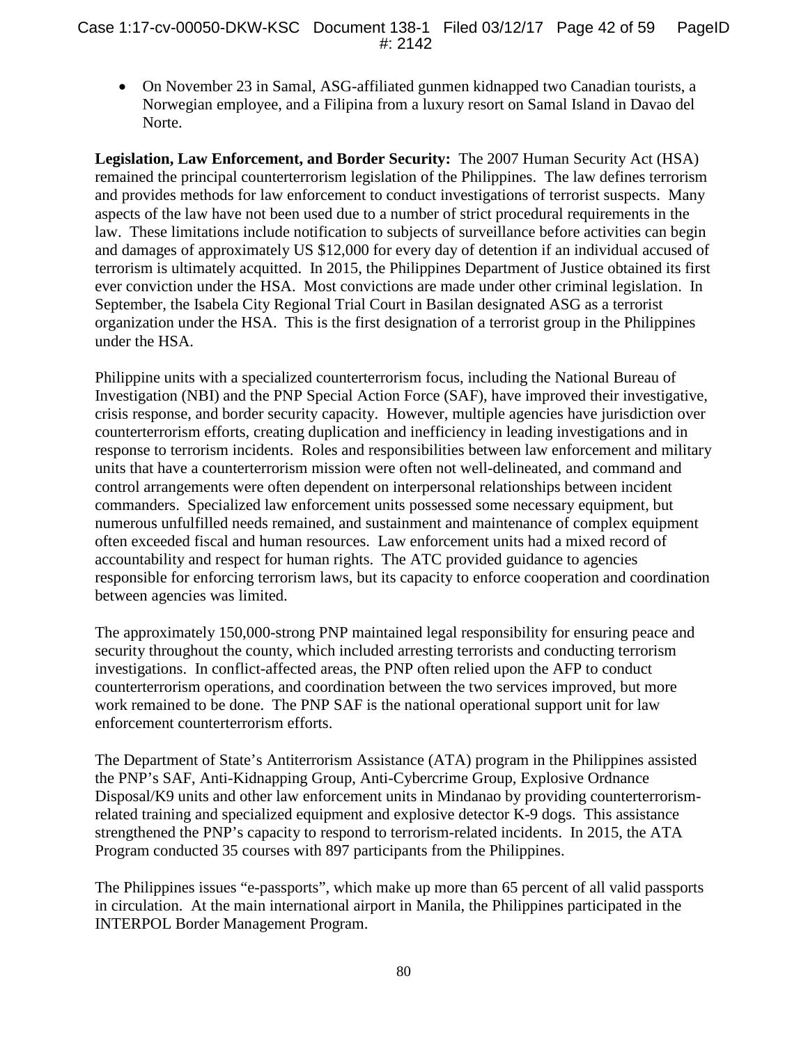- On November 23 in Samal, ASG-affiliated gunmen kidnapped two Canadian tourists, a Norwegian employee, and a Filipina from a luxury resort on Samal Island in Davao del Norte.

**Legislation, Law Enforcement, and Border Security:** The 2007 Human Security Act (HSA) remained the principal counterterrorism legislation of the Philippines. The law defines terrorism and provides methods for law enforcement to conduct investigations of terrorist suspects. Many aspects of the law have not been used due to a number of strict procedural requirements in the law. These limitations include notification to subjects of surveillance before activities can begin and damages of approximately US $12,000 for every day of detention if an individual accused of terrorism is ultimately acquitted. In 2015, the Philippines Department of Justice obtained its first ever conviction under the HSA. Most convictions are made under other criminal legislation. In September, the Isabela City Regional Trial Court in Basilan designated ASG as a terrorist organization under the HSA. This is the first designation of a terrorist group in the Philippines under the HSA.

Philippine units with a specialized counterterrorism focus, including the National Bureau of Investigation (NBI) and the PNP Special Action Force (SAF), have improved their investigative, crisis response, and border security capacity. However, multiple agencies have jurisdiction over counterterrorism efforts, creating duplication and inefficiency in leading investigations and in response to terrorism incidents. Roles and responsibilities between law enforcement and military units that have a counterterrorism mission were often not well-delineated, and command and control arrangements were often dependent on interpersonal relationships between incident commanders. Specialized law enforcement units possessed some necessary equipment, but numerous unfulfilled needs remained, and sustainment and maintenance of complex equipment often exceeded fiscal and human resources. Law enforcement units had a mixed record of accountability and respect for human rights. The ATC provided guidance to agencies responsible for enforcing terrorism laws, but its capacity to enforce cooperation and coordination between agencies was limited.

The approximately 150,000-strong PNP maintained legal responsibility for ensuring peace and security throughout the county, which included arresting terrorists and conducting terrorism investigations. In conflict-affected areas, the PNP often relied upon the AFP to conduct counterterrorism operations, and coordination between the two services improved, but more work remained to be done. The PNP SAF is the national operational support unit for law enforcement counterterrorism efforts.

The Department of State's Antiterrorism Assistance (ATA) program in the Philippines assisted the PNP's SAF, Anti-Kidnapping Group, Anti-Cybercrime Group, Explosive Ordnance Disposal/K9 units and other law enforcement units in Mindanao by providing counterterrorism-related training and specialized equipment and explosive detector K-9 dogs. This assistance strengthened the PNP's capacity to respond to terrorism-related incidents. In 2015, the ATA Program conducted 35 courses with 897 participants from the Philippines.

The Philippines issues "e-passports", which make up more than 65 percent of all valid passports in circulation. At the main international airport in Manila, the Philippines participated in the INTERPOL Border Management Program.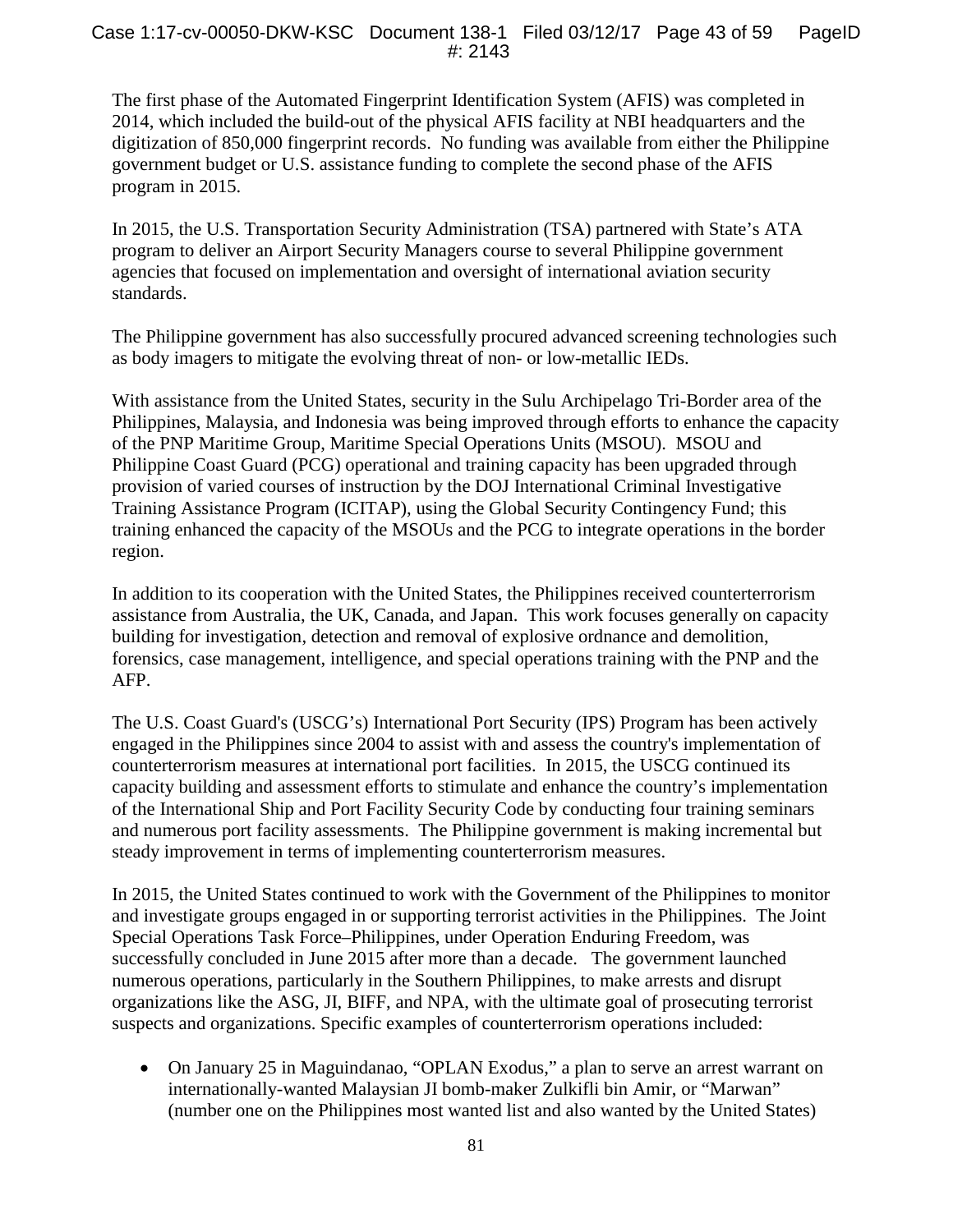The first phase of the Automated Fingerprint Identification System (AFIS) was completed in 2014, which included the build-out of the physical AFIS facility at NBI headquarters and the digitization of 850,000 fingerprint records. No funding was available from either the Philippine government budget or U.S. assistance funding to complete the second phase of the AFIS program in 2015.

In 2015, the U.S. Transportation Security Administration (TSA) partnered with State's ATA program to deliver an Airport Security Managers course to several Philippine government agencies that focused on implementation and oversight of international aviation security standards.

The Philippine government has also successfully procured advanced screening technologies such as body imagers to mitigate the evolving threat of non- or low-metallic IEDs.

With assistance from the United States, security in the Sulu Archipelago Tri-Border area of the Philippines, Malaysia, and Indonesia was being improved through efforts to enhance the capacity of the PNP Maritime Group, Maritime Special Operations Units (MSOU). MSOU and Philippine Coast Guard (PCG) operational and training capacity has been upgraded through provision of varied courses of instruction by the DOJ International Criminal Investigative Training Assistance Program (ICITAP), using the Global Security Contingency Fund; this training enhanced the capacity of the MSOUs and the PCG to integrate operations in the border region.

In addition to its cooperation with the United States, the Philippines received counterterrorism assistance from Australia, the UK, Canada, and Japan. This work focuses generally on capacity building for investigation, detection and removal of explosive ordnance and demolition, forensics, case management, intelligence, and special operations training with the PNP and the AFP.

The U.S. Coast Guard's (USCG's) International Port Security (IPS) Program has been actively engaged in the Philippines since 2004 to assist with and assess the country's implementation of counterterrorism measures at international port facilities. In 2015, the USCG continued its capacity building and assessment efforts to stimulate and enhance the country's implementation of the International Ship and Port Facility Security Code by conducting four training seminars and numerous port facility assessments. The Philippine government is making incremental but steady improvement in terms of implementing counterterrorism measures.

In 2015, the United States continued to work with the Government of the Philippines to monitor and investigate groups engaged in or supporting terrorist activities in the Philippines. The Joint Special Operations Task Force–Philippines, under Operation Enduring Freedom, was successfully concluded in June 2015 after more than a decade. The government launched numerous operations, particularly in the Southern Philippines, to make arrests and disrupt organizations like the ASG, JI, BIFF, and NPA, with the ultimate goal of prosecuting terrorist suspects and organizations. Specific examples of counterterrorism operations included:

- On January 25 in Maguindanao, "OPLAN Exodus," a plan to serve an arrest warrant on internationally-wanted Malaysian JI bomb-maker Zulkifli bin Amir, or "Marwan" (number one on the Philippines most wanted list and also wanted by the United States)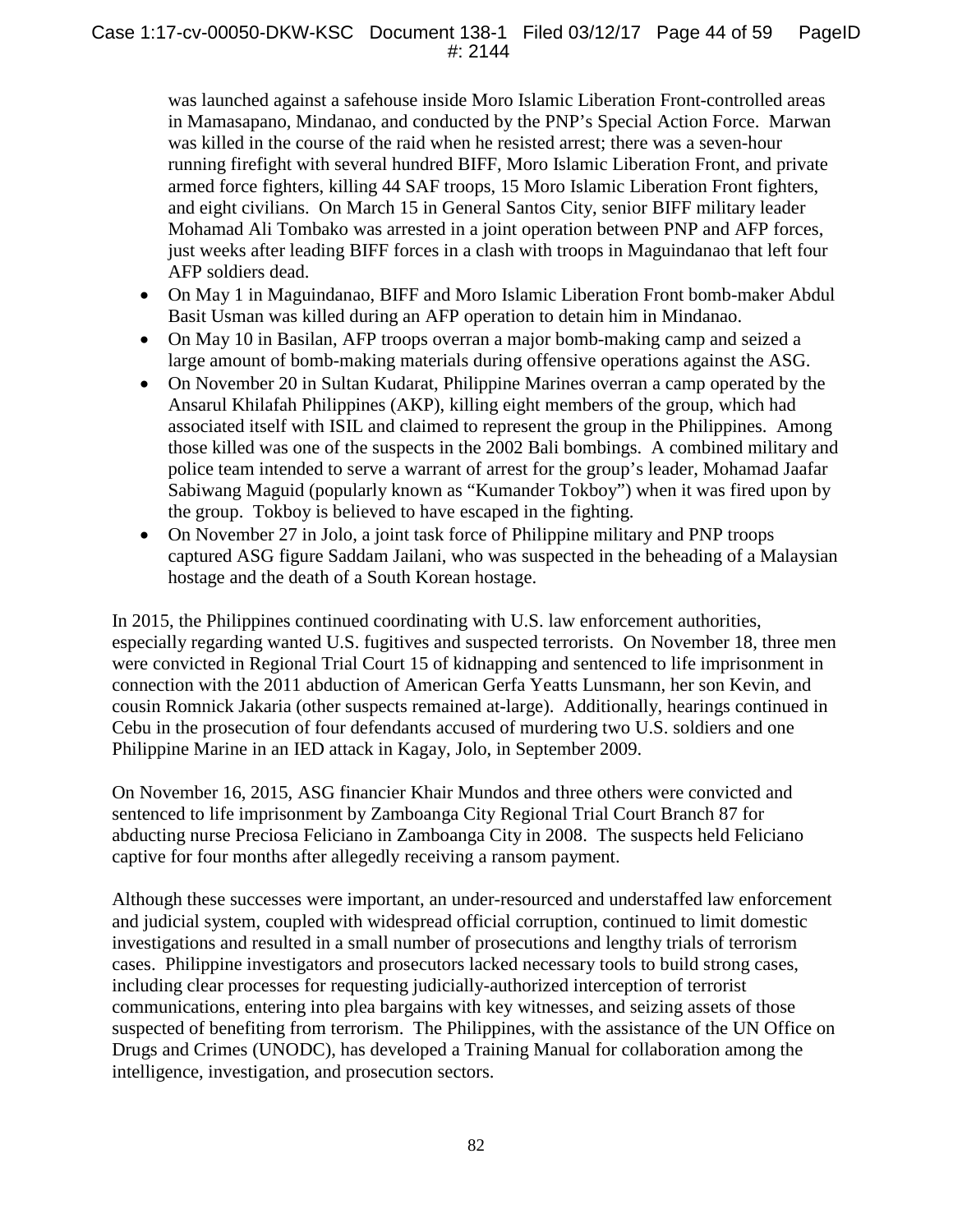was launched against a safehouse inside Moro Islamic Liberation Front-controlled areas in Mamasapano, Mindanao, and conducted by the PNP's Special Action Force. Marwan was killed in the course of the raid when he resisted arrest; there was a seven-hour running firefight with several hundred BIFF, Moro Islamic Liberation Front, and private armed force fighters, killing 44 SAF troops, 15 Moro Islamic Liberation Front fighters, and eight civilians. On March 15 in General Santos City, senior BIFF military leader Mohamad Ali Tombako was arrested in a joint operation between PNP and AFP forces, just weeks after leading BIFF forces in a clash with troops in Maguindanao that left four AFP soldiers dead.

- On May 1 in Maguindanao, BIFF and Moro Islamic Liberation Front bomb-maker Abdul Basit Usman was killed during an AFP operation to detain him in Mindanao.
- On May 10 in Basilan, AFP troops overran a major bomb-making camp and seized a large amount of bomb-making materials during offensive operations against the ASG.
- On November 20 in Sultan Kudarat, Philippine Marines overran a camp operated by the Ansarul Khilafah Philippines (AKP), killing eight members of the group, which had associated itself with ISIL and claimed to represent the group in the Philippines. Among those killed was one of the suspects in the 2002 Bali bombings. A combined military and police team intended to serve a warrant of arrest for the group's leader, Mohamad Jaafar Sabiwang Maguid (popularly known as "Kumander Tokboy") when it was fired upon by the group. Tokboy is believed to have escaped in the fighting.
- On November 27 in Jolo, a joint task force of Philippine military and PNP troops captured ASG figure Saddam Jailani, who was suspected in the beheading of a Malaysian hostage and the death of a South Korean hostage.

In 2015, the Philippines continued coordinating with U.S. law enforcement authorities, especially regarding wanted U.S. fugitives and suspected terrorists. On November 18, three men were convicted in Regional Trial Court 15 of kidnapping and sentenced to life imprisonment in connection with the 2011 abduction of American Gerfa Yeatts Lunsmann, her son Kevin, and cousin Romnick Jakaria (other suspects remained at-large). Additionally, hearings continued in Cebu in the prosecution of four defendants accused of murdering two U.S. soldiers and one Philippine Marine in an IED attack in Kagay, Jolo, in September 2009.

On November 16, 2015, ASG financier Khair Mundos and three others were convicted and sentenced to life imprisonment by Zamboanga City Regional Trial Court Branch 87 for abducting nurse Preciosa Feliciano in Zamboanga City in 2008. The suspects held Feliciano captive for four months after allegedly receiving a ransom payment.

Although these successes were important, an under-resourced and understaffed law enforcement and judicial system, coupled with widespread official corruption, continued to limit domestic investigations and resulted in a small number of prosecutions and lengthy trials of terrorism cases. Philippine investigators and prosecutors lacked necessary tools to build strong cases, including clear processes for requesting judicially-authorized interception of terrorist communications, entering into plea bargains with key witnesses, and seizing assets of those suspected of benefiting from terrorism. The Philippines, with the assistance of the UN Office on Drugs and Crimes (UNODC), has developed a Training Manual for collaboration among the intelligence, investigation, and prosecution sectors.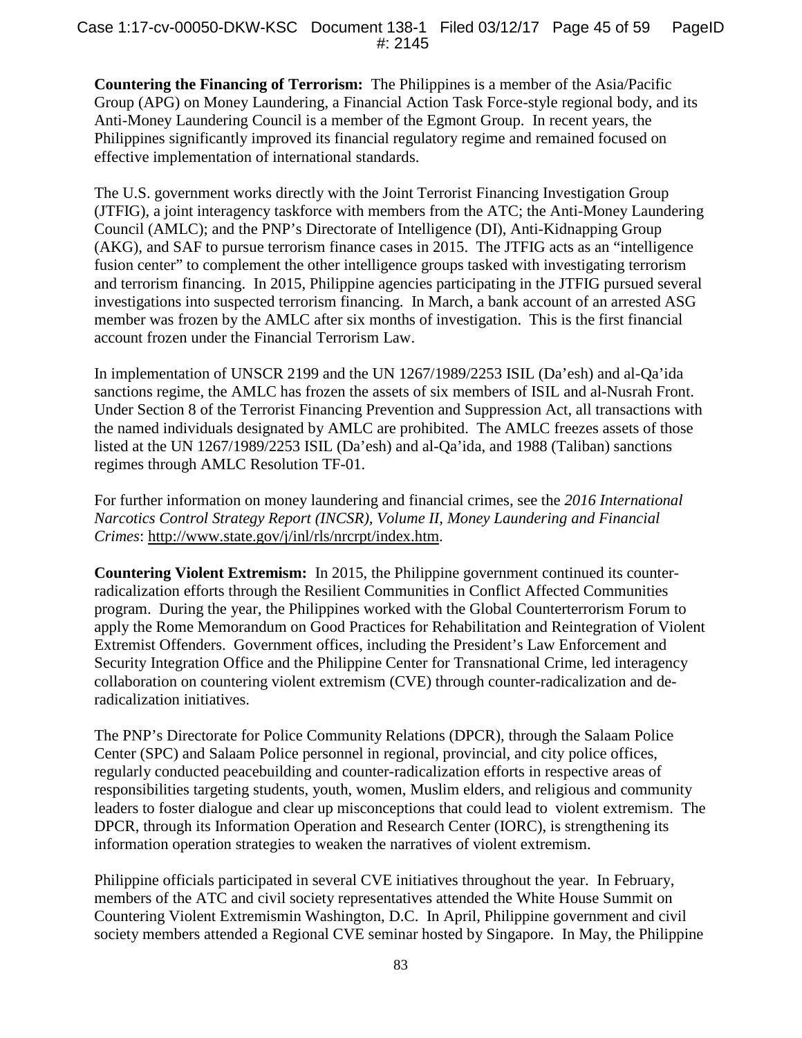**Countering the Financing of Terrorism:** The Philippines is a member of the Asia/Pacific Group (APG) on Money Laundering, a Financial Action Task Force-style regional body, and its Anti-Money Laundering Council is a member of the Egmont Group. In recent years, the Philippines significantly improved its financial regulatory regime and remained focused on effective implementation of international standards.

The U.S. government works directly with the Joint Terrorist Financing Investigation Group (JTFIG), a joint interagency taskforce with members from the ATC; the Anti-Money Laundering Council (AMLC); and the PNP's Directorate of Intelligence (DI), Anti-Kidnapping Group (AKG), and SAF to pursue terrorism finance cases in 2015. The JTFIG acts as an "intelligence fusion center" to complement the other intelligence groups tasked with investigating terrorism and terrorism financing. In 2015, Philippine agencies participating in the JTFIG pursued several investigations into suspected terrorism financing. In March, a bank account of an arrested ASG member was frozen by the AMLC after six months of investigation. This is the first financial account frozen under the Financial Terrorism Law.

In implementation of UNSCR 2199 and the UN 1267/1989/2253 ISIL (Da'esh) and al-Qa'ida sanctions regime, the AMLC has frozen the assets of six members of ISIL and al-Nusrah Front. Under Section 8 of the Terrorist Financing Prevention and Suppression Act, all transactions with the named individuals designated by AMLC are prohibited. The AMLC freezes assets of those listed at the UN 1267/1989/2253 ISIL (Da'esh) and al-Qa'ida, and 1988 (Taliban) sanctions regimes through AMLC Resolution TF-01.

For further information on money laundering and financial crimes, see the *2016 International Narcotics Control Strategy Report (INCSR), Volume II, Money Laundering and Financial Crimes*: http://www.state.gov/j/inl/rls/nrcrpt/index.htm.

**Countering Violent Extremism:** In 2015, the Philippine government continued its counter-radicalization efforts through the Resilient Communities in Conflict Affected Communities program. During the year, the Philippines worked with the Global Counterterrorism Forum to apply the Rome Memorandum on Good Practices for Rehabilitation and Reintegration of Violent Extremist Offenders. Government offices, including the President's Law Enforcement and Security Integration Office and the Philippine Center for Transnational Crime, led interagency collaboration on countering violent extremism (CVE) through counter-radicalization and de-radicalization initiatives.

The PNP's Directorate for Police Community Relations (DPCR), through the Salaam Police Center (SPC) and Salaam Police personnel in regional, provincial, and city police offices, regularly conducted peacebuilding and counter-radicalization efforts in respective areas of responsibilities targeting students, youth, women, Muslim elders, and religious and community leaders to foster dialogue and clear up misconceptions that could lead to violent extremism. The DPCR, through its Information Operation and Research Center (IORC), is strengthening its information operation strategies to weaken the narratives of violent extremism.

Philippine officials participated in several CVE initiatives throughout the year. In February, members of the ATC and civil society representatives attended the White House Summit on Countering Violent Extremismin Washington, D.C. In April, Philippine government and civil society members attended a Regional CVE seminar hosted by Singapore. In May, the Philippine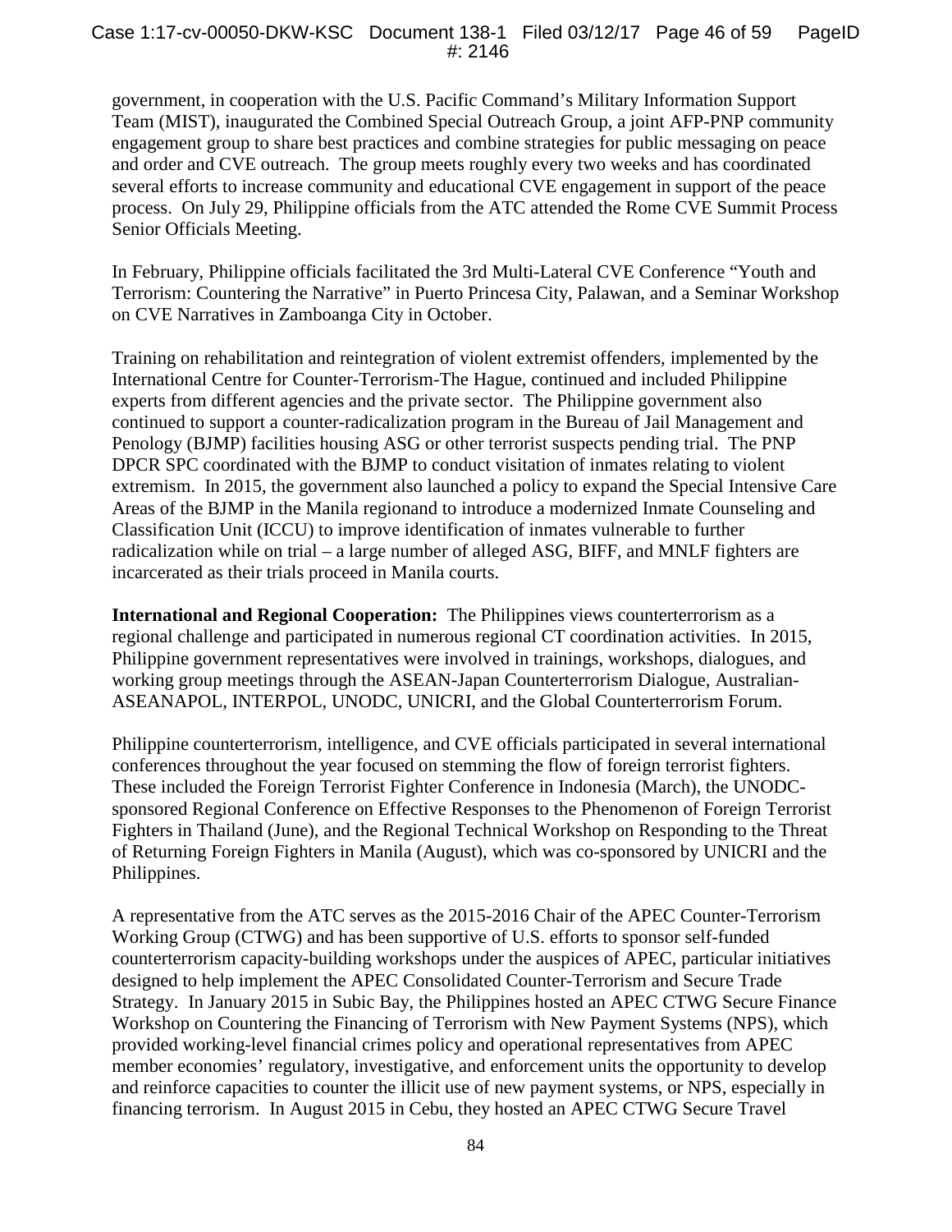government, in cooperation with the U.S. Pacific Command's Military Information Support Team (MIST), inaugurated the Combined Special Outreach Group, a joint AFP-PNP community engagement group to share best practices and combine strategies for public messaging on peace and order and CVE outreach. The group meets roughly every two weeks and has coordinated several efforts to increase community and educational CVE engagement in support of the peace process. On July 29, Philippine officials from the ATC attended the Rome CVE Summit Process Senior Officials Meeting.

In February, Philippine officials facilitated the 3rd Multi-Lateral CVE Conference "Youth and Terrorism: Countering the Narrative" in Puerto Princesa City, Palawan, and a Seminar Workshop on CVE Narratives in Zamboanga City in October.

Training on rehabilitation and reintegration of violent extremist offenders, implemented by the International Centre for Counter-Terrorism-The Hague, continued and included Philippine experts from different agencies and the private sector. The Philippine government also continued to support a counter-radicalization program in the Bureau of Jail Management and Penology (BJMP) facilities housing ASG or other terrorist suspects pending trial. The PNP DPCR SPC coordinated with the BJMP to conduct visitation of inmates relating to violent extremism. In 2015, the government also launched a policy to expand the Special Intensive Care Areas of the BJMP in the Manila regionand to introduce a modernized Inmate Counseling and Classification Unit (ICCU) to improve identification of inmates vulnerable to further radicalization while on trial – a large number of alleged ASG, BIFF, and MNLF fighters are incarcerated as their trials proceed in Manila courts.

**International and Regional Cooperation:** The Philippines views counterterrorism as a regional challenge and participated in numerous regional CT coordination activities. In 2015, Philippine government representatives were involved in trainings, workshops, dialogues, and working group meetings through the ASEAN-Japan Counterterrorism Dialogue, Australian-ASEANAPOL, INTERPOL, UNODC, UNICRI, and the Global Counterterrorism Forum.

Philippine counterterrorism, intelligence, and CVE officials participated in several international conferences throughout the year focused on stemming the flow of foreign terrorist fighters. These included the Foreign Terrorist Fighter Conference in Indonesia (March), the UNODC-sponsored Regional Conference on Effective Responses to the Phenomenon of Foreign Terrorist Fighters in Thailand (June), and the Regional Technical Workshop on Responding to the Threat of Returning Foreign Fighters in Manila (August), which was co-sponsored by UNICRI and the Philippines.

A representative from the ATC serves as the 2015-2016 Chair of the APEC Counter-Terrorism Working Group (CTWG) and has been supportive of U.S. efforts to sponsor self-funded counterterrorism capacity-building workshops under the auspices of APEC, particular initiatives designed to help implement the APEC Consolidated Counter-Terrorism and Secure Trade Strategy. In January 2015 in Subic Bay, the Philippines hosted an APEC CTWG Secure Finance Workshop on Countering the Financing of Terrorism with New Payment Systems (NPS), which provided working-level financial crimes policy and operational representatives from APEC member economies' regulatory, investigative, and enforcement units the opportunity to develop and reinforce capacities to counter the illicit use of new payment systems, or NPS, especially in financing terrorism. In August 2015 in Cebu, they hosted an APEC CTWG Secure Travel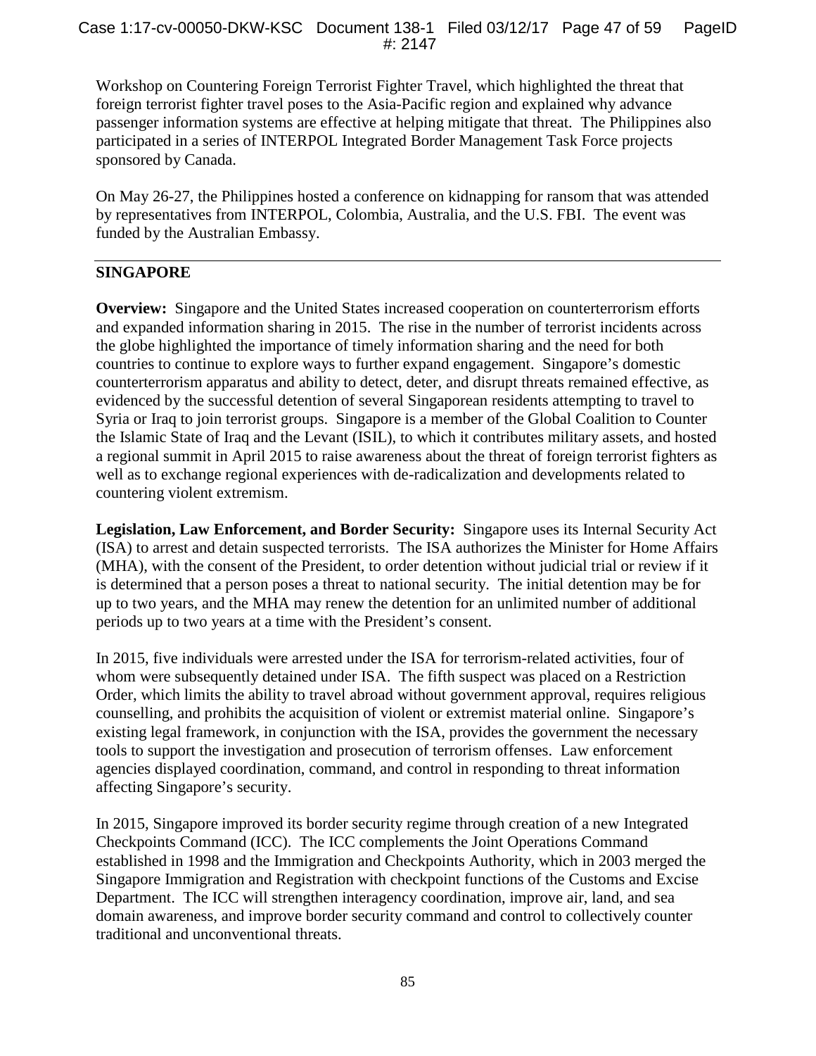Workshop on Countering Foreign Terrorist Fighter Travel, which highlighted the threat that foreign terrorist fighter travel poses to the Asia-Pacific region and explained why advance passenger information systems are effective at helping mitigate that threat. The Philippines also participated in a series of INTERPOL Integrated Border Management Task Force projects sponsored by Canada.

On May 26-27, the Philippines hosted a conference on kidnapping for ransom that was attended by representatives from INTERPOL, Colombia, Australia, and the U.S. FBI. The event was funded by the Australian Embassy.

---

## SINGAPORE

**Overview:** Singapore and the United States increased cooperation on counterterrorism efforts and expanded information sharing in 2015. The rise in the number of terrorist incidents across the globe highlighted the importance of timely information sharing and the need for both countries to continue to explore ways to further expand engagement. Singapore's domestic counterterrorism apparatus and ability to detect, deter, and disrupt threats remained effective, as evidenced by the successful detention of several Singaporean residents attempting to travel to Syria or Iraq to join terrorist groups. Singapore is a member of the Global Coalition to Counter the Islamic State of Iraq and the Levant (ISIL), to which it contributes military assets, and hosted a regional summit in April 2015 to raise awareness about the threat of foreign terrorist fighters as well as to exchange regional experiences with de-radicalization and developments related to countering violent extremism.

**Legislation, Law Enforcement, and Border Security:** Singapore uses its Internal Security Act (ISA) to arrest and detain suspected terrorists. The ISA authorizes the Minister for Home Affairs (MHA), with the consent of the President, to order detention without judicial trial or review if it is determined that a person poses a threat to national security. The initial detention may be for up to two years, and the MHA may renew the detention for an unlimited number of additional periods up to two years at a time with the President's consent.

In 2015, five individuals were arrested under the ISA for terrorism-related activities, four of whom were subsequently detained under ISA. The fifth suspect was placed on a Restriction Order, which limits the ability to travel abroad without government approval, requires religious counselling, and prohibits the acquisition of violent or extremist material online. Singapore's existing legal framework, in conjunction with the ISA, provides the government the necessary tools to support the investigation and prosecution of terrorism offenses. Law enforcement agencies displayed coordination, command, and control in responding to threat information affecting Singapore's security.

In 2015, Singapore improved its border security regime through creation of a new Integrated Checkpoints Command (ICC). The ICC complements the Joint Operations Command established in 1998 and the Immigration and Checkpoints Authority, which in 2003 merged the Singapore Immigration and Registration with checkpoint functions of the Customs and Excise Department. The ICC will strengthen interagency coordination, improve air, land, and sea domain awareness, and improve border security command and control to collectively counter traditional and unconventional threats.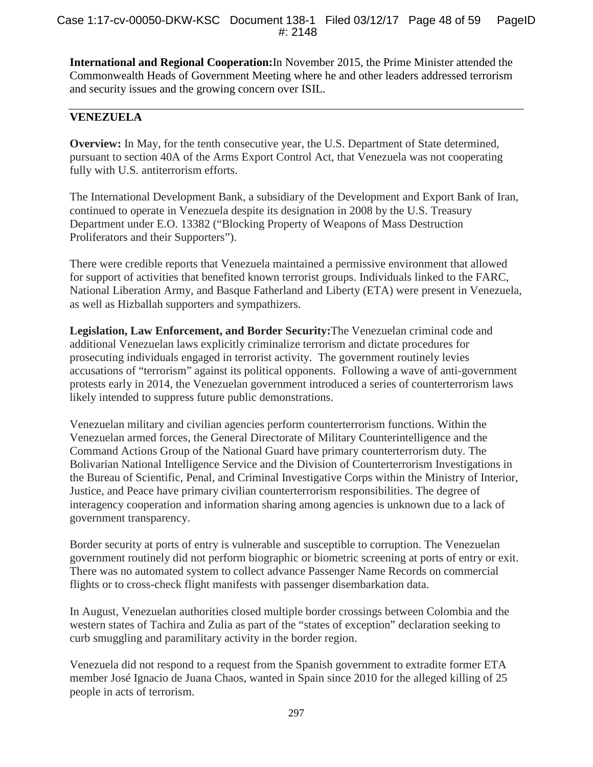**International and Regional Cooperation:** In November 2015, the Prime Minister attended the Commonwealth Heads of Government Meeting where he and other leaders addressed terrorism and security issues and the growing concern over ISIL.

## VENEZUELA

**Overview:** In May, for the tenth consecutive year, the U.S. Department of State determined, pursuant to section 40A of the Arms Export Control Act, that Venezuela was not cooperating fully with U.S. antiterrorism efforts.

The International Development Bank, a subsidiary of the Development and Export Bank of Iran, continued to operate in Venezuela despite its designation in 2008 by the U.S. Treasury Department under E.O. 13382 ("Blocking Property of Weapons of Mass Destruction Proliferators and their Supporters").

There were credible reports that Venezuela maintained a permissive environment that allowed for support of activities that benefited known terrorist groups. Individuals linked to the FARC, National Liberation Army, and Basque Fatherland and Liberty (ETA) were present in Venezuela, as well as Hizballah supporters and sympathizers.

**Legislation, Law Enforcement, and Border Security:** The Venezuelan criminal code and additional Venezuelan laws explicitly criminalize terrorism and dictate procedures for prosecuting individuals engaged in terrorist activity. The government routinely levies accusations of "terrorism" against its political opponents. Following a wave of anti-government protests early in 2014, the Venezuelan government introduced a series of counterterrorism laws likely intended to suppress future public demonstrations.

Venezuelan military and civilian agencies perform counterterrorism functions. Within the Venezuelan armed forces, the General Directorate of Military Counterintelligence and the Command Actions Group of the National Guard have primary counterterrorism duty. The Bolivarian National Intelligence Service and the Division of Counterterrorism Investigations in the Bureau of Scientific, Penal, and Criminal Investigative Corps within the Ministry of Interior, Justice, and Peace have primary civilian counterterrorism responsibilities. The degree of interagency cooperation and information sharing among agencies is unknown due to a lack of government transparency.

Border security at ports of entry is vulnerable and susceptible to corruption. The Venezuelan government routinely did not perform biographic or biometric screening at ports of entry or exit. There was no automated system to collect advance Passenger Name Records on commercial flights or to cross-check flight manifests with passenger disembarkation data.

In August, Venezuelan authorities closed multiple border crossings between Colombia and the western states of Tachira and Zulia as part of the "states of exception" declaration seeking to curb smuggling and paramilitary activity in the border region.

Venezuela did not respond to a request from the Spanish government to extradite former ETA member José Ignacio de Juana Chaos, wanted in Spain since 2010 for the alleged killing of 25 people in acts of terrorism.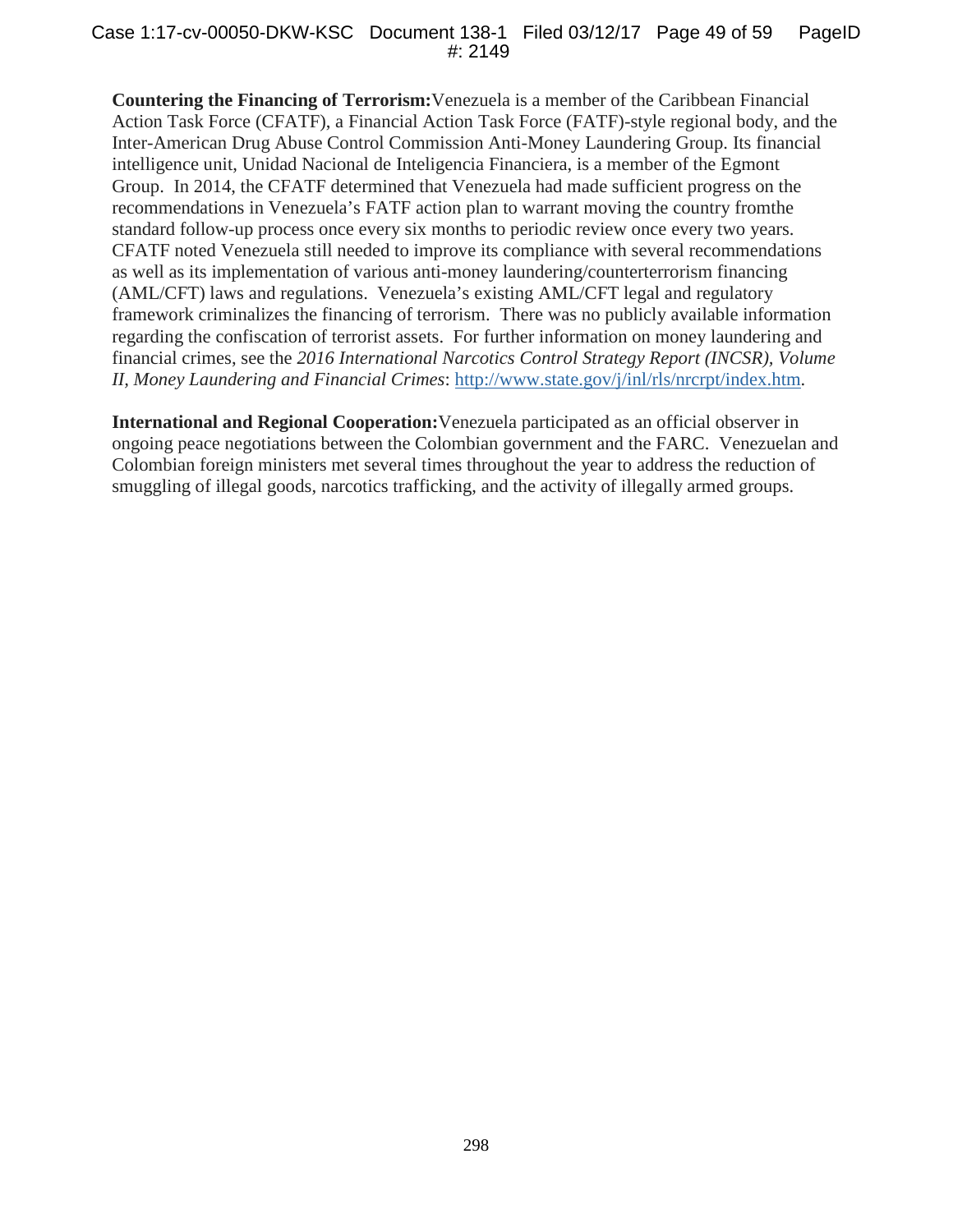**Countering the Financing of Terrorism:** Venezuela is a member of the Caribbean Financial Action Task Force (CFATF), a Financial Action Task Force (FATF)-style regional body, and the Inter-American Drug Abuse Control Commission Anti-Money Laundering Group. Its financial intelligence unit, Unidad Nacional de Inteligencia Financiera, is a member of the Egmont Group. In 2014, the CFATF determined that Venezuela had made sufficient progress on the recommendations in Venezuela's FATF action plan to warrant moving the country fromthe standard follow-up process once every six months to periodic review once every two years. CFATF noted Venezuela still needed to improve its compliance with several recommendations as well as its implementation of various anti-money laundering/counterterrorism financing (AML/CFT) laws and regulations. Venezuela's existing AML/CFT legal and regulatory framework criminalizes the financing of terrorism. There was no publicly available information regarding the confiscation of terrorist assets. For further information on money laundering and financial crimes, see the *2016 International Narcotics Control Strategy Report (INCSR), Volume II, Money Laundering and Financial Crimes*: http://www.state.gov/j/inl/rls/nrcrpt/index.htm.

**International and Regional Cooperation:** Venezuela participated as an official observer in ongoing peace negotiations between the Colombian government and the FARC. Venezuelan and Colombian foreign ministers met several times throughout the year to address the reduction of smuggling of illegal goods, narcotics trafficking, and the activity of illegally armed groups.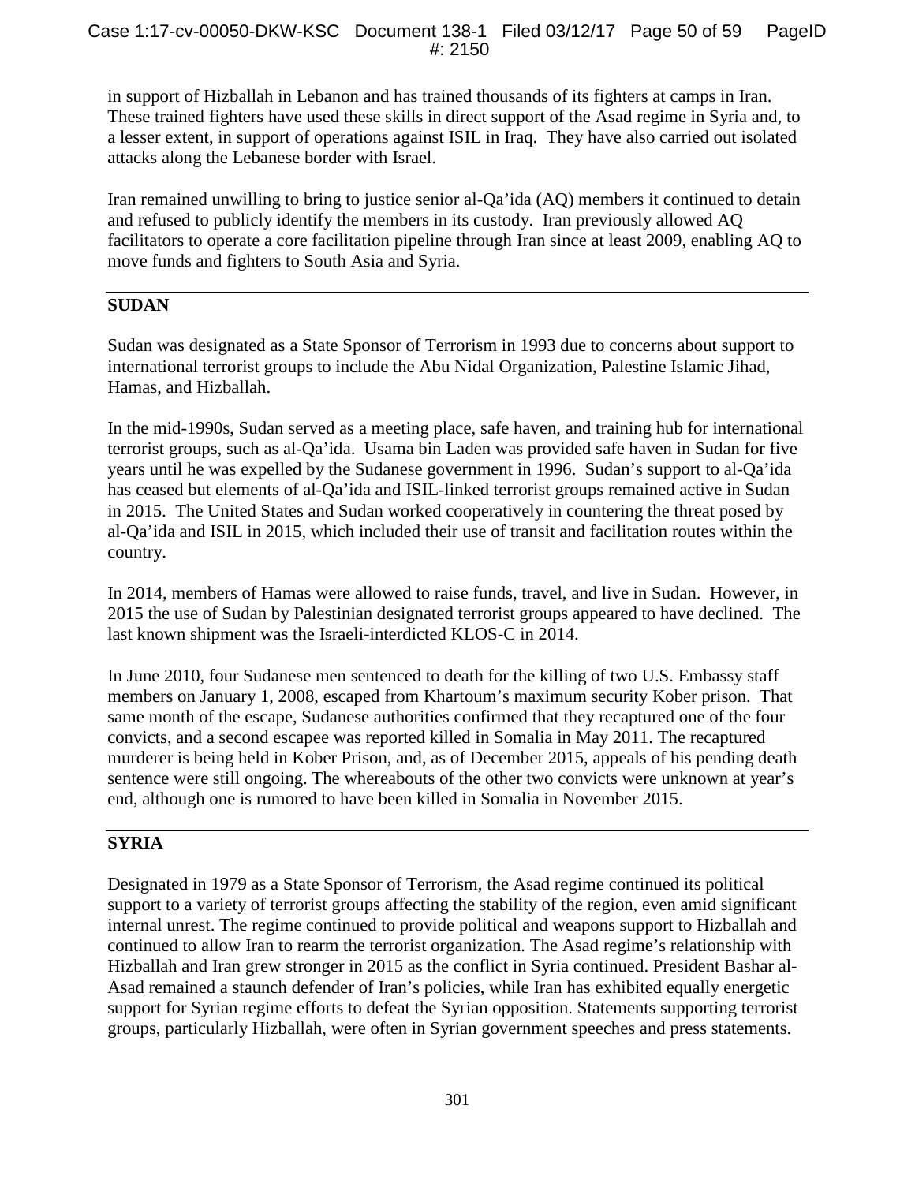in support of Hizballah in Lebanon and has trained thousands of its fighters at camps in Iran. These trained fighters have used these skills in direct support of the Asad regime in Syria and, to a lesser extent, in support of operations against ISIL in Iraq. They have also carried out isolated attacks along the Lebanese border with Israel.

Iran remained unwilling to bring to justice senior al-Qa'ida (AQ) members it continued to detain and refused to publicly identify the members in its custody. Iran previously allowed AQ facilitators to operate a core facilitation pipeline through Iran since at least 2009, enabling AQ to move funds and fighters to South Asia and Syria.

---

## SUDAN

Sudan was designated as a State Sponsor of Terrorism in 1993 due to concerns about support to international terrorist groups to include the Abu Nidal Organization, Palestine Islamic Jihad, Hamas, and Hizballah.

In the mid-1990s, Sudan served as a meeting place, safe haven, and training hub for international terrorist groups, such as al-Qa'ida. Usama bin Laden was provided safe haven in Sudan for five years until he was expelled by the Sudanese government in 1996. Sudan's support to al-Qa'ida has ceased but elements of al-Qa'ida and ISIL-linked terrorist groups remained active in Sudan in 2015. The United States and Sudan worked cooperatively in countering the threat posed by al-Qa'ida and ISIL in 2015, which included their use of transit and facilitation routes within the country.

In 2014, members of Hamas were allowed to raise funds, travel, and live in Sudan. However, in 2015 the use of Sudan by Palestinian designated terrorist groups appeared to have declined. The last known shipment was the Israeli-interdicted KLOS-C in 2014.

In June 2010, four Sudanese men sentenced to death for the killing of two U.S. Embassy staff members on January 1, 2008, escaped from Khartoum's maximum security Kober prison. That same month of the escape, Sudanese authorities confirmed that they recaptured one of the four convicts, and a second escapee was reported killed in Somalia in May 2011. The recaptured murderer is being held in Kober Prison, and, as of December 2015, appeals of his pending death sentence were still ongoing. The whereabouts of the other two convicts were unknown at year's end, although one is rumored to have been killed in Somalia in November 2015.

---

## SYRIA

Designated in 1979 as a State Sponsor of Terrorism, the Asad regime continued its political support to a variety of terrorist groups affecting the stability of the region, even amid significant internal unrest. The regime continued to provide political and weapons support to Hizballah and continued to allow Iran to rearm the terrorist organization. The Asad regime's relationship with Hizballah and Iran grew stronger in 2015 as the conflict in Syria continued. President Bashar al-Asad remained a staunch defender of Iran's policies, while Iran has exhibited equally energetic support for Syrian regime efforts to defeat the Syrian opposition. Statements supporting terrorist groups, particularly Hizballah, were often in Syrian government speeches and press statements.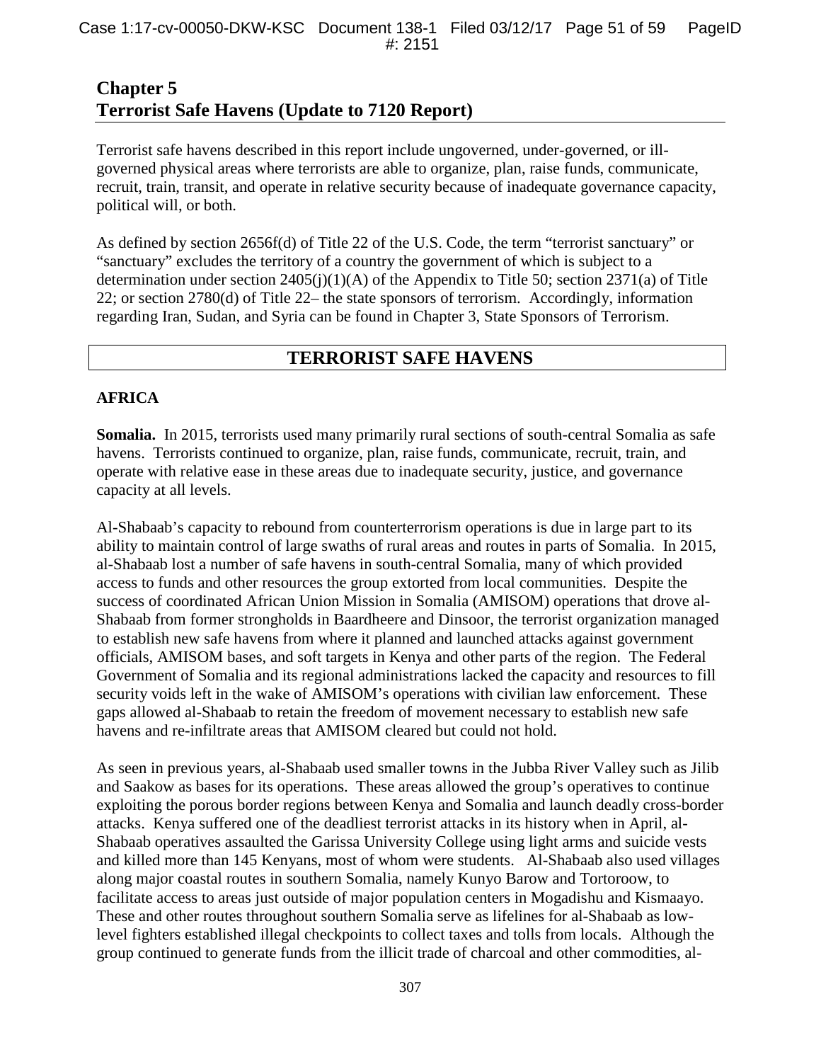# Chapter 5
# Terrorist Safe Havens (Update to 7120 Report)

Terrorist safe havens described in this report include ungoverned, under-governed, or ill-governed physical areas where terrorists are able to organize, plan, raise funds, communicate, recruit, train, transit, and operate in relative security because of inadequate governance capacity, political will, or both.

As defined by section 2656f(d) of Title 22 of the U.S. Code, the term "terrorist sanctuary" or "sanctuary" excludes the territory of a country the government of which is subject to a determination under section 2405(j)(1)(A) of the Appendix to Title 50; section 2371(a) of Title 22; or section 2780(d) of Title 22– the state sponsors of terrorism. Accordingly, information regarding Iran, Sudan, and Syria can be found in Chapter 3, State Sponsors of Terrorism.

## TERRORIST SAFE HAVENS

### AFRICA

**Somalia.** In 2015, terrorists used many primarily rural sections of south-central Somalia as safe havens. Terrorists continued to organize, plan, raise funds, communicate, recruit, train, and operate with relative ease in these areas due to inadequate security, justice, and governance capacity at all levels.

Al-Shabaab's capacity to rebound from counterterrorism operations is due in large part to its ability to maintain control of large swaths of rural areas and routes in parts of Somalia. In 2015, al-Shabaab lost a number of safe havens in south-central Somalia, many of which provided access to funds and other resources the group extorted from local communities. Despite the success of coordinated African Union Mission in Somalia (AMISOM) operations that drove al-Shabaab from former strongholds in Baardheere and Dinsoor, the terrorist organization managed to establish new safe havens from where it planned and launched attacks against government officials, AMISOM bases, and soft targets in Kenya and other parts of the region. The Federal Government of Somalia and its regional administrations lacked the capacity and resources to fill security voids left in the wake of AMISOM's operations with civilian law enforcement. These gaps allowed al-Shabaab to retain the freedom of movement necessary to establish new safe havens and re-infiltrate areas that AMISOM cleared but could not hold.

As seen in previous years, al-Shabaab used smaller towns in the Jubba River Valley such as Jilib and Saakow as bases for its operations. These areas allowed the group's operatives to continue exploiting the porous border regions between Kenya and Somalia and launch deadly cross-border attacks. Kenya suffered one of the deadliest terrorist attacks in its history when in April, al-Shabaab operatives assaulted the Garissa University College using light arms and suicide vests and killed more than 145 Kenyans, most of whom were students. Al-Shabaab also used villages along major coastal routes in southern Somalia, namely Kunyo Barow and Tortoroow, to facilitate access to areas just outside of major population centers in Mogadishu and Kismaayo. These and other routes throughout southern Somalia serve as lifelines for al-Shabaab as low-level fighters established illegal checkpoints to collect taxes and tolls from locals. Although the group continued to generate funds from the illicit trade of charcoal and other commodities, al-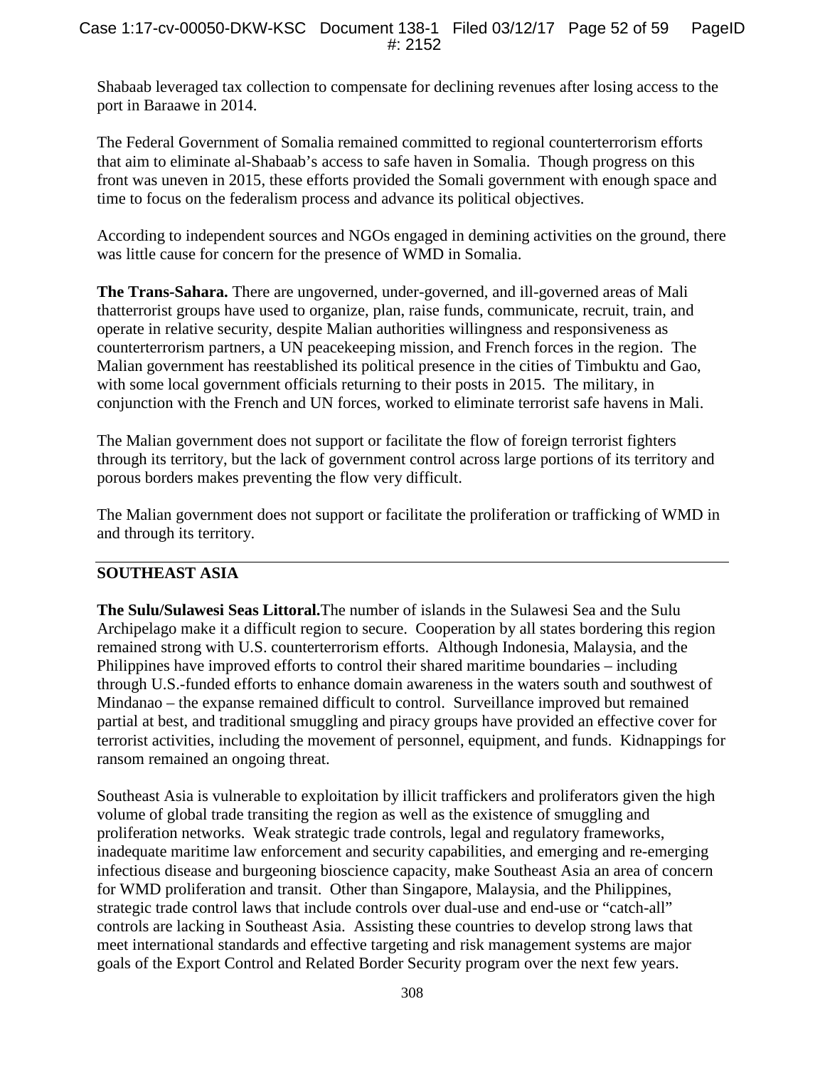Shabaab leveraged tax collection to compensate for declining revenues after losing access to the port in Baraawe in 2014.

The Federal Government of Somalia remained committed to regional counterterrorism efforts that aim to eliminate al-Shabaab's access to safe haven in Somalia. Though progress on this front was uneven in 2015, these efforts provided the Somali government with enough space and time to focus on the federalism process and advance its political objectives.

According to independent sources and NGOs engaged in demining activities on the ground, there was little cause for concern for the presence of WMD in Somalia.

**The Trans-Sahara.** There are ungoverned, under-governed, and ill-governed areas of Mali thatterrorist groups have used to organize, plan, raise funds, communicate, recruit, train, and operate in relative security, despite Malian authorities willingness and responsiveness as counterterrorism partners, a UN peacekeeping mission, and French forces in the region. The Malian government has reestablished its political presence in the cities of Timbuktu and Gao, with some local government officials returning to their posts in 2015. The military, in conjunction with the French and UN forces, worked to eliminate terrorist safe havens in Mali.

The Malian government does not support or facilitate the flow of foreign terrorist fighters through its territory, but the lack of government control across large portions of its territory and porous borders makes preventing the flow very difficult.

The Malian government does not support or facilitate the proliferation or trafficking of WMD in and through its territory.

---

## SOUTHEAST ASIA

**The Sulu/Sulawesi Seas Littoral.**The number of islands in the Sulawesi Sea and the Sulu Archipelago make it a difficult region to secure. Cooperation by all states bordering this region remained strong with U.S. counterterrorism efforts. Although Indonesia, Malaysia, and the Philippines have improved efforts to control their shared maritime boundaries – including through U.S.-funded efforts to enhance domain awareness in the waters south and southwest of Mindanao – the expanse remained difficult to control. Surveillance improved but remained partial at best, and traditional smuggling and piracy groups have provided an effective cover for terrorist activities, including the movement of personnel, equipment, and funds. Kidnappings for ransom remained an ongoing threat.

Southeast Asia is vulnerable to exploitation by illicit traffickers and proliferators given the high volume of global trade transiting the region as well as the existence of smuggling and proliferation networks. Weak strategic trade controls, legal and regulatory frameworks, inadequate maritime law enforcement and security capabilities, and emerging and re-emerging infectious disease and burgeoning bioscience capacity, make Southeast Asia an area of concern for WMD proliferation and transit. Other than Singapore, Malaysia, and the Philippines, strategic trade control laws that include controls over dual-use and end-use or "catch-all" controls are lacking in Southeast Asia. Assisting these countries to develop strong laws that meet international standards and effective targeting and risk management systems are major goals of the Export Control and Related Border Security program over the next few years.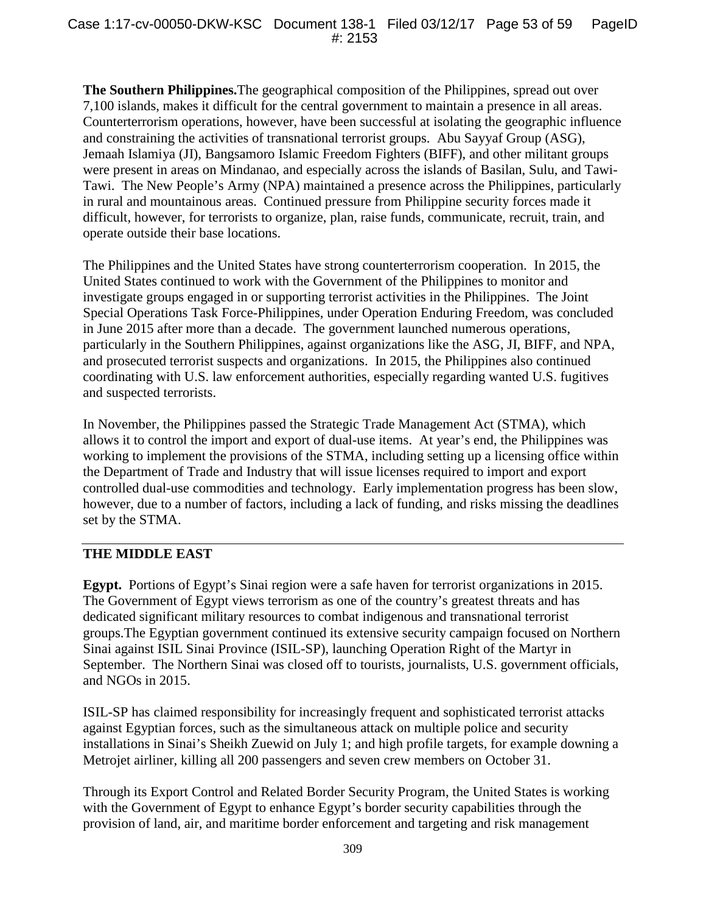**The Southern Philippines.** The geographical composition of the Philippines, spread out over 7,100 islands, makes it difficult for the central government to maintain a presence in all areas. Counterterrorism operations, however, have been successful at isolating the geographic influence and constraining the activities of transnational terrorist groups. Abu Sayyaf Group (ASG), Jemaah Islamiya (JI), Bangsamoro Islamic Freedom Fighters (BIFF), and other militant groups were present in areas on Mindanao, and especially across the islands of Basilan, Sulu, and Tawi-Tawi. The New People's Army (NPA) maintained a presence across the Philippines, particularly in rural and mountainous areas. Continued pressure from Philippine security forces made it difficult, however, for terrorists to organize, plan, raise funds, communicate, recruit, train, and operate outside their base locations.

The Philippines and the United States have strong counterterrorism cooperation. In 2015, the United States continued to work with the Government of the Philippines to monitor and investigate groups engaged in or supporting terrorist activities in the Philippines. The Joint Special Operations Task Force-Philippines, under Operation Enduring Freedom, was concluded in June 2015 after more than a decade. The government launched numerous operations, particularly in the Southern Philippines, against organizations like the ASG, JI, BIFF, and NPA, and prosecuted terrorist suspects and organizations. In 2015, the Philippines also continued coordinating with U.S. law enforcement authorities, especially regarding wanted U.S. fugitives and suspected terrorists.

In November, the Philippines passed the Strategic Trade Management Act (STMA), which allows it to control the import and export of dual-use items. At year's end, the Philippines was working to implement the provisions of the STMA, including setting up a licensing office within the Department of Trade and Industry that will issue licenses required to import and export controlled dual-use commodities and technology. Early implementation progress has been slow, however, due to a number of factors, including a lack of funding, and risks missing the deadlines set by the STMA.

---

## THE MIDDLE EAST

**Egypt.** Portions of Egypt's Sinai region were a safe haven for terrorist organizations in 2015. The Government of Egypt views terrorism as one of the country's greatest threats and has dedicated significant military resources to combat indigenous and transnational terrorist groups. The Egyptian government continued its extensive security campaign focused on Northern Sinai against ISIL Sinai Province (ISIL-SP), launching Operation Right of the Martyr in September. The Northern Sinai was closed off to tourists, journalists, U.S. government officials, and NGOs in 2015.

ISIL-SP has claimed responsibility for increasingly frequent and sophisticated terrorist attacks against Egyptian forces, such as the simultaneous attack on multiple police and security installations in Sinai's Sheikh Zuewid on July 1; and high profile targets, for example downing a Metrojet airliner, killing all 200 passengers and seven crew members on October 31.

Through its Export Control and Related Border Security Program, the United States is working with the Government of Egypt to enhance Egypt's border security capabilities through the provision of land, air, and maritime border enforcement and targeting and risk management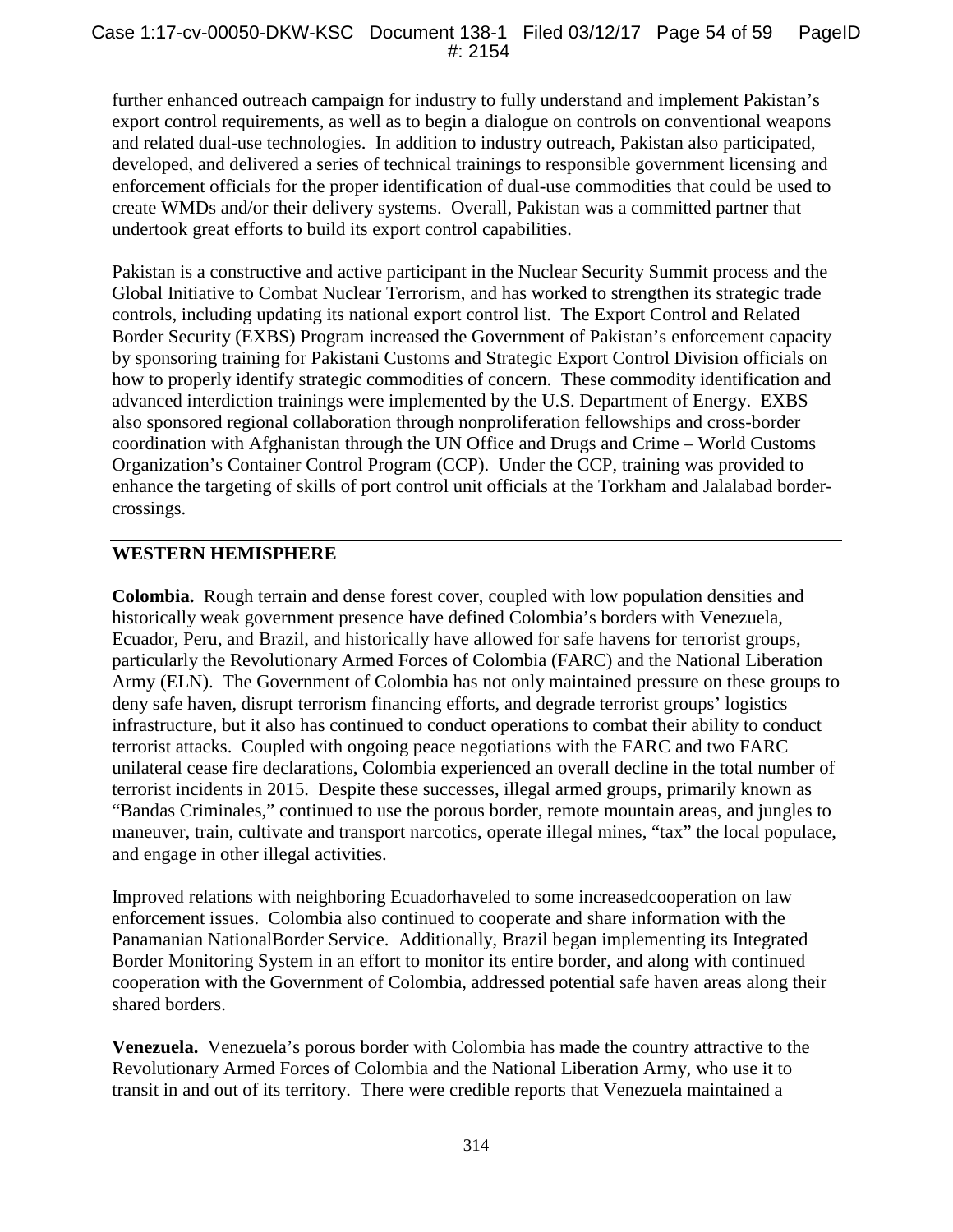further enhanced outreach campaign for industry to fully understand and implement Pakistan's export control requirements, as well as to begin a dialogue on controls on conventional weapons and related dual-use technologies. In addition to industry outreach, Pakistan also participated, developed, and delivered a series of technical trainings to responsible government licensing and enforcement officials for the proper identification of dual-use commodities that could be used to create WMDs and/or their delivery systems. Overall, Pakistan was a committed partner that undertook great efforts to build its export control capabilities.

Pakistan is a constructive and active participant in the Nuclear Security Summit process and the Global Initiative to Combat Nuclear Terrorism, and has worked to strengthen its strategic trade controls, including updating its national export control list. The Export Control and Related Border Security (EXBS) Program increased the Government of Pakistan's enforcement capacity by sponsoring training for Pakistani Customs and Strategic Export Control Division officials on how to properly identify strategic commodities of concern. These commodity identification and advanced interdiction trainings were implemented by the U.S. Department of Energy. EXBS also sponsored regional collaboration through nonproliferation fellowships and cross-border coordination with Afghanistan through the UN Office and Drugs and Crime – World Customs Organization's Container Control Program (CCP). Under the CCP, training was provided to enhance the targeting of skills of port control unit officials at the Torkham and Jalalabad border-crossings.

## WESTERN HEMISPHERE

**Colombia.** Rough terrain and dense forest cover, coupled with low population densities and historically weak government presence have defined Colombia's borders with Venezuela, Ecuador, Peru, and Brazil, and historically have allowed for safe havens for terrorist groups, particularly the Revolutionary Armed Forces of Colombia (FARC) and the National Liberation Army (ELN). The Government of Colombia has not only maintained pressure on these groups to deny safe haven, disrupt terrorism financing efforts, and degrade terrorist groups' logistics infrastructure, but it also has continued to conduct operations to combat their ability to conduct terrorist attacks. Coupled with ongoing peace negotiations with the FARC and two FARC unilateral cease fire declarations, Colombia experienced an overall decline in the total number of terrorist incidents in 2015. Despite these successes, illegal armed groups, primarily known as "Bandas Criminales," continued to use the porous border, remote mountain areas, and jungles to maneuver, train, cultivate and transport narcotics, operate illegal mines, "tax" the local populace, and engage in other illegal activities.

Improved relations with neighboring Ecuadorhaveled to some increasedcooperation on law enforcement issues. Colombia also continued to cooperate and share information with the Panamanian NationalBorder Service. Additionally, Brazil began implementing its Integrated Border Monitoring System in an effort to monitor its entire border, and along with continued cooperation with the Government of Colombia, addressed potential safe haven areas along their shared borders.

**Venezuela.** Venezuela's porous border with Colombia has made the country attractive to the Revolutionary Armed Forces of Colombia and the National Liberation Army, who use it to transit in and out of its territory. There were credible reports that Venezuela maintained a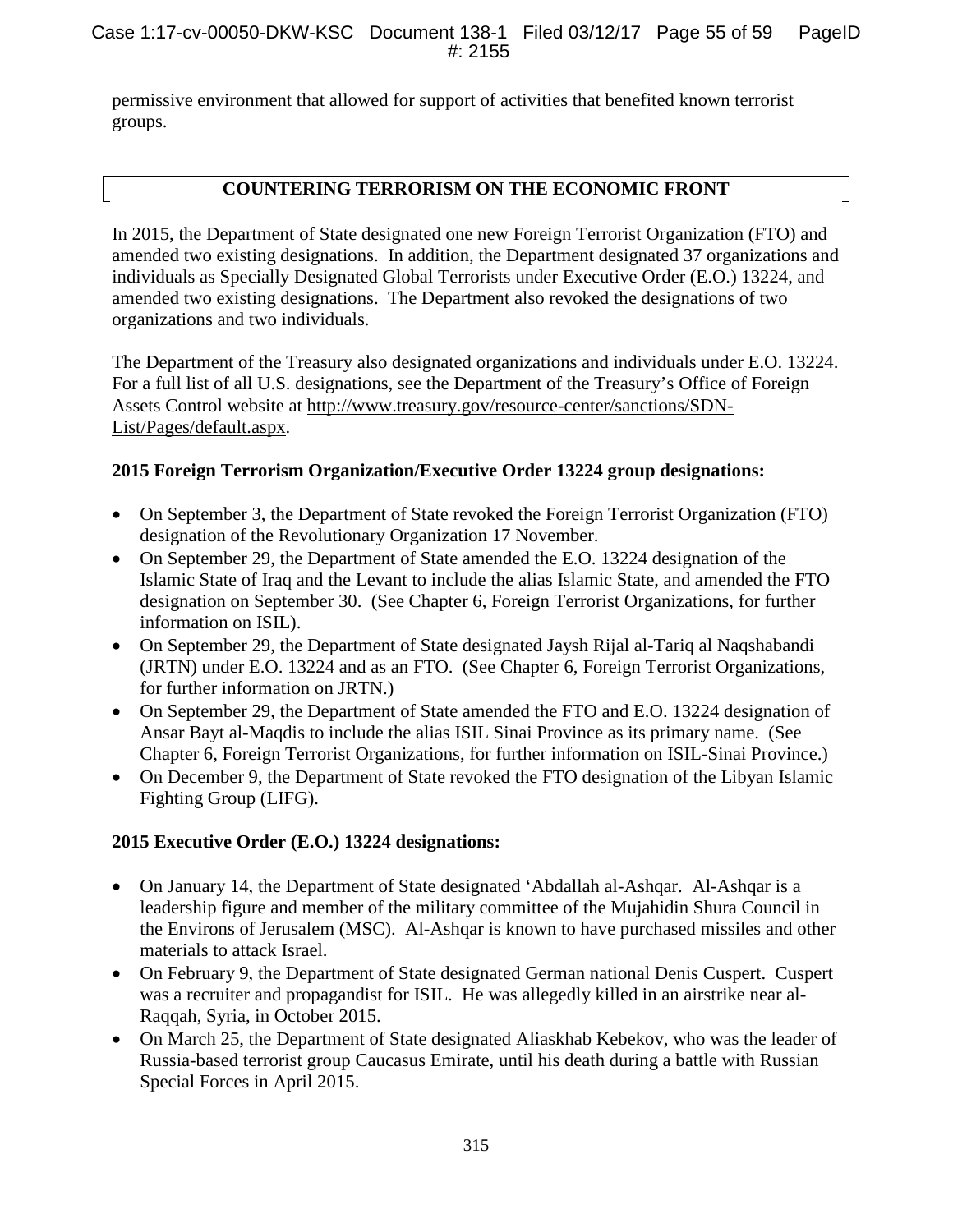permissive environment that allowed for support of activities that benefited known terrorist groups.

## COUNTERING TERRORISM ON THE ECONOMIC FRONT

In 2015, the Department of State designated one new Foreign Terrorist Organization (FTO) and amended two existing designations. In addition, the Department designated 37 organizations and individuals as Specially Designated Global Terrorists under Executive Order (E.O.) 13224, and amended two existing designations. The Department also revoked the designations of two organizations and two individuals.

The Department of the Treasury also designated organizations and individuals under E.O. 13224. For a full list of all U.S. designations, see the Department of the Treasury's Office of Foreign Assets Control website at http://www.treasury.gov/resource-center/sanctions/SDN-List/Pages/default.aspx.

**2015 Foreign Terrorism Organization/Executive Order 13224 group designations:**

- On September 3, the Department of State revoked the Foreign Terrorist Organization (FTO) designation of the Revolutionary Organization 17 November.
- On September 29, the Department of State amended the E.O. 13224 designation of the Islamic State of Iraq and the Levant to include the alias Islamic State, and amended the FTO designation on September 30. (See Chapter 6, Foreign Terrorist Organizations, for further information on ISIL).
- On September 29, the Department of State designated Jaysh Rijal al-Tariq al Naqshabandi (JRTN) under E.O. 13224 and as an FTO. (See Chapter 6, Foreign Terrorist Organizations, for further information on JRTN.)
- On September 29, the Department of State amended the FTO and E.O. 13224 designation of Ansar Bayt al-Maqdis to include the alias ISIL Sinai Province as its primary name. (See Chapter 6, Foreign Terrorist Organizations, for further information on ISIL-Sinai Province.)
- On December 9, the Department of State revoked the FTO designation of the Libyan Islamic Fighting Group (LIFG).

**2015 Executive Order (E.O.) 13224 designations:**

- On January 14, the Department of State designated 'Abdallah al-Ashqar. Al-Ashqar is a leadership figure and member of the military committee of the Mujahidin Shura Council in the Environs of Jerusalem (MSC). Al-Ashqar is known to have purchased missiles and other materials to attack Israel.
- On February 9, the Department of State designated German national Denis Cuspert. Cuspert was a recruiter and propagandist for ISIL. He was allegedly killed in an airstrike near al-Raqqah, Syria, in October 2015.
- On March 25, the Department of State designated Aliaskhab Kebekov, who was the leader of Russia-based terrorist group Caucasus Emirate, until his death during a battle with Russian Special Forces in April 2015.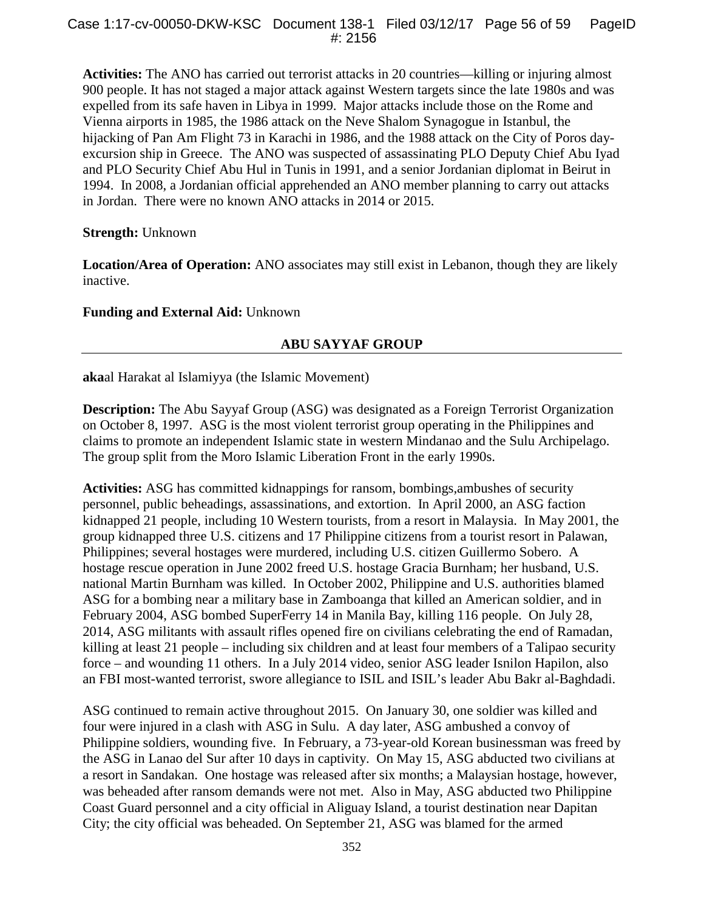**Activities:** The ANO has carried out terrorist attacks in 20 countries—killing or injuring almost 900 people. It has not staged a major attack against Western targets since the late 1980s and was expelled from its safe haven in Libya in 1999. Major attacks include those on the Rome and Vienna airports in 1985, the 1986 attack on the Neve Shalom Synagogue in Istanbul, the hijacking of Pan Am Flight 73 in Karachi in 1986, and the 1988 attack on the City of Poros day-excursion ship in Greece. The ANO was suspected of assassinating PLO Deputy Chief Abu Iyad and PLO Security Chief Abu Hul in Tunis in 1991, and a senior Jordanian diplomat in Beirut in 1994. In 2008, a Jordanian official apprehended an ANO member planning to carry out attacks in Jordan. There were no known ANO attacks in 2014 or 2015.

**Strength:** Unknown

**Location/Area of Operation:** ANO associates may still exist in Lebanon, though they are likely inactive.

**Funding and External Aid:** Unknown

## ABU SAYYAF GROUP

**aka**al Harakat al Islamiyya (the Islamic Movement)

**Description:** The Abu Sayyaf Group (ASG) was designated as a Foreign Terrorist Organization on October 8, 1997. ASG is the most violent terrorist group operating in the Philippines and claims to promote an independent Islamic state in western Mindanao and the Sulu Archipelago. The group split from the Moro Islamic Liberation Front in the early 1990s.

**Activities:** ASG has committed kidnappings for ransom, bombings,ambushes of security personnel, public beheadings, assassinations, and extortion. In April 2000, an ASG faction kidnapped 21 people, including 10 Western tourists, from a resort in Malaysia. In May 2001, the group kidnapped three U.S. citizens and 17 Philippine citizens from a tourist resort in Palawan, Philippines; several hostages were murdered, including U.S. citizen Guillermo Sobero. A hostage rescue operation in June 2002 freed U.S. hostage Gracia Burnham; her husband, U.S. national Martin Burnham was killed. In October 2002, Philippine and U.S. authorities blamed ASG for a bombing near a military base in Zamboanga that killed an American soldier, and in February 2004, ASG bombed SuperFerry 14 in Manila Bay, killing 116 people. On July 28, 2014, ASG militants with assault rifles opened fire on civilians celebrating the end of Ramadan, killing at least 21 people – including six children and at least four members of a Talipao security force – and wounding 11 others. In a July 2014 video, senior ASG leader Isnilon Hapilon, also an FBI most-wanted terrorist, swore allegiance to ISIL and ISIL's leader Abu Bakr al-Baghdadi.

ASG continued to remain active throughout 2015. On January 30, one soldier was killed and four were injured in a clash with ASG in Sulu. A day later, ASG ambushed a convoy of Philippine soldiers, wounding five. In February, a 73-year-old Korean businessman was freed by the ASG in Lanao del Sur after 10 days in captivity. On May 15, ASG abducted two civilians at a resort in Sandakan. One hostage was released after six months; a Malaysian hostage, however, was beheaded after ransom demands were not met. Also in May, ASG abducted two Philippine Coast Guard personnel and a city official in Aliguay Island, a tourist destination near Dapitan City; the city official was beheaded. On September 21, ASG was blamed for the armed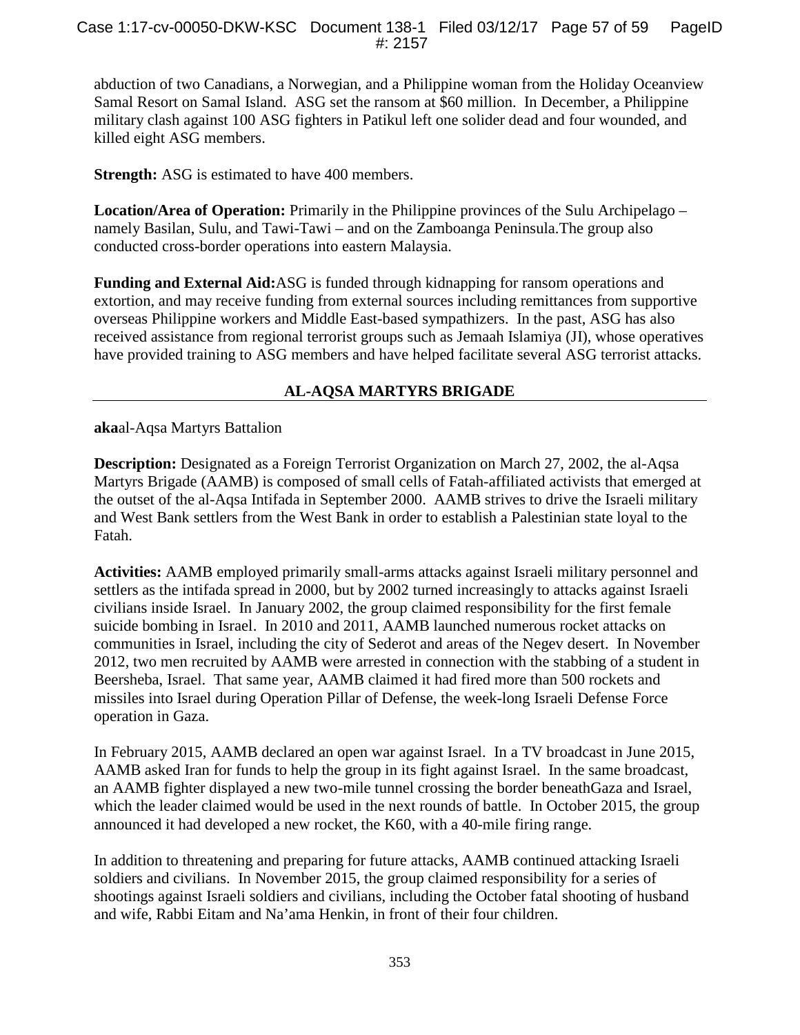abduction of two Canadians, a Norwegian, and a Philippine woman from the Holiday Oceanview Samal Resort on Samal Island. ASG set the ransom at $60 million. In December, a Philippine military clash against 100 ASG fighters in Patikul left one solider dead and four wounded, and killed eight ASG members.

**Strength:** ASG is estimated to have 400 members.

**Location/Area of Operation:** Primarily in the Philippine provinces of the Sulu Archipelago – namely Basilan, Sulu, and Tawi-Tawi – and on the Zamboanga Peninsula.The group also conducted cross-border operations into eastern Malaysia.

**Funding and External Aid:**ASG is funded through kidnapping for ransom operations and extortion, and may receive funding from external sources including remittances from supportive overseas Philippine workers and Middle East-based sympathizers. In the past, ASG has also received assistance from regional terrorist groups such as Jemaah Islamiya (JI), whose operatives have provided training to ASG members and have helped facilitate several ASG terrorist attacks.

## AL-AQSA MARTYRS BRIGADE

**aka**al-Aqsa Martyrs Battalion

**Description:** Designated as a Foreign Terrorist Organization on March 27, 2002, the al-Aqsa Martyrs Brigade (AAMB) is composed of small cells of Fatah-affiliated activists that emerged at the outset of the al-Aqsa Intifada in September 2000. AAMB strives to drive the Israeli military and West Bank settlers from the West Bank in order to establish a Palestinian state loyal to the Fatah.

**Activities:** AAMB employed primarily small-arms attacks against Israeli military personnel and settlers as the intifada spread in 2000, but by 2002 turned increasingly to attacks against Israeli civilians inside Israel. In January 2002, the group claimed responsibility for the first female suicide bombing in Israel. In 2010 and 2011, AAMB launched numerous rocket attacks on communities in Israel, including the city of Sederot and areas of the Negev desert. In November 2012, two men recruited by AAMB were arrested in connection with the stabbing of a student in Beersheba, Israel. That same year, AAMB claimed it had fired more than 500 rockets and missiles into Israel during Operation Pillar of Defense, the week-long Israeli Defense Force operation in Gaza.

In February 2015, AAMB declared an open war against Israel. In a TV broadcast in June 2015, AAMB asked Iran for funds to help the group in its fight against Israel. In the same broadcast, an AAMB fighter displayed a new two-mile tunnel crossing the border beneathGaza and Israel, which the leader claimed would be used in the next rounds of battle. In October 2015, the group announced it had developed a new rocket, the K60, with a 40-mile firing range.

In addition to threatening and preparing for future attacks, AAMB continued attacking Israeli soldiers and civilians. In November 2015, the group claimed responsibility for a series of shootings against Israeli soldiers and civilians, including the October fatal shooting of husband and wife, Rabbi Eitam and Na'ama Henkin, in front of their four children.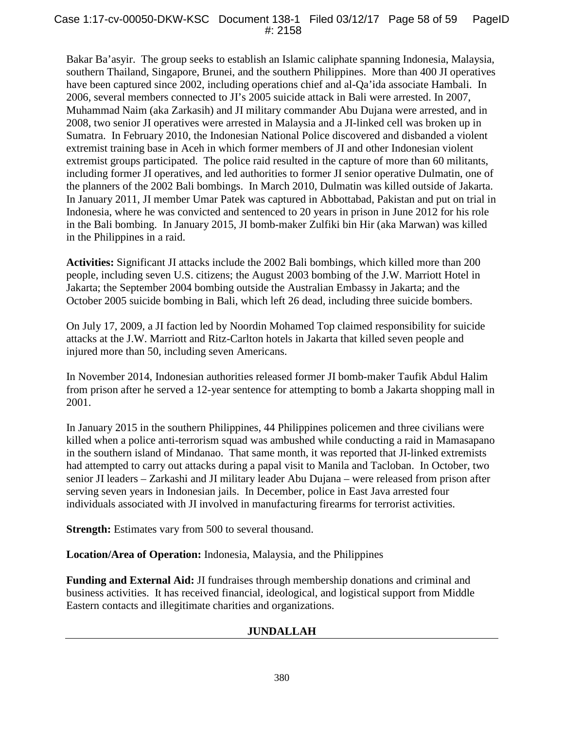Bakar Ba'asyir. The group seeks to establish an Islamic caliphate spanning Indonesia, Malaysia, southern Thailand, Singapore, Brunei, and the southern Philippines. More than 400 JI operatives have been captured since 2002, including operations chief and al-Qa'ida associate Hambali. In 2006, several members connected to JI's 2005 suicide attack in Bali were arrested. In 2007, Muhammad Naim (aka Zarkasih) and JI military commander Abu Dujana were arrested, and in 2008, two senior JI operatives were arrested in Malaysia and a JI-linked cell was broken up in Sumatra. In February 2010, the Indonesian National Police discovered and disbanded a violent extremist training base in Aceh in which former members of JI and other Indonesian violent extremist groups participated. The police raid resulted in the capture of more than 60 militants, including former JI operatives, and led authorities to former JI senior operative Dulmatin, one of the planners of the 2002 Bali bombings. In March 2010, Dulmatin was killed outside of Jakarta. In January 2011, JI member Umar Patek was captured in Abbottabad, Pakistan and put on trial in Indonesia, where he was convicted and sentenced to 20 years in prison in June 2012 for his role in the Bali bombing. In January 2015, JI bomb-maker Zulfiki bin Hir (aka Marwan) was killed in the Philippines in a raid.

**Activities:** Significant JI attacks include the 2002 Bali bombings, which killed more than 200 people, including seven U.S. citizens; the August 2003 bombing of the J.W. Marriott Hotel in Jakarta; the September 2004 bombing outside the Australian Embassy in Jakarta; and the October 2005 suicide bombing in Bali, which left 26 dead, including three suicide bombers.

On July 17, 2009, a JI faction led by Noordin Mohamed Top claimed responsibility for suicide attacks at the J.W. Marriott and Ritz-Carlton hotels in Jakarta that killed seven people and injured more than 50, including seven Americans.

In November 2014, Indonesian authorities released former JI bomb-maker Taufik Abdul Halim from prison after he served a 12-year sentence for attempting to bomb a Jakarta shopping mall in 2001.

In January 2015 in the southern Philippines, 44 Philippines policemen and three civilians were killed when a police anti-terrorism squad was ambushed while conducting a raid in Mamasapano in the southern island of Mindanao. That same month, it was reported that JI-linked extremists had attempted to carry out attacks during a papal visit to Manila and Tacloban. In October, two senior JI leaders – Zarkashi and JI military leader Abu Dujana – were released from prison after serving seven years in Indonesian jails. In December, police in East Java arrested four individuals associated with JI involved in manufacturing firearms for terrorist activities.

**Strength:** Estimates vary from 500 to several thousand.

**Location/Area of Operation:** Indonesia, Malaysia, and the Philippines

**Funding and External Aid:** JI fundraises through membership donations and criminal and business activities. It has received financial, ideological, and logistical support from Middle Eastern contacts and illegitimate charities and organizations.

## JUNDALLAH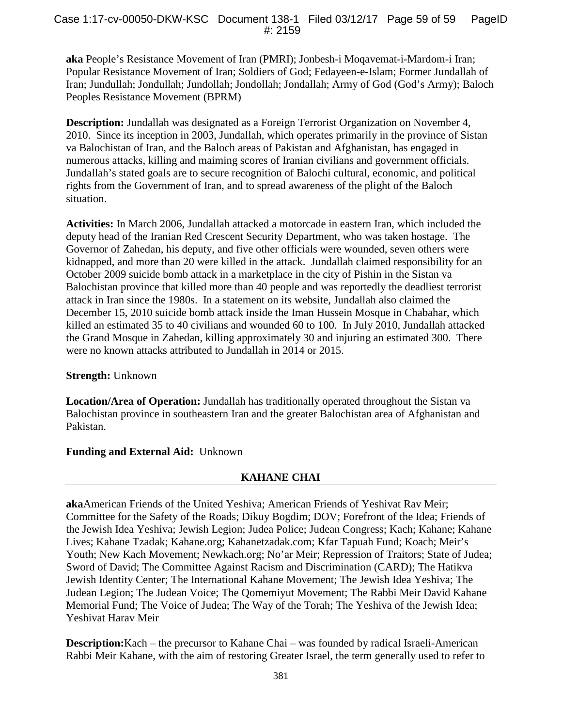**aka** People's Resistance Movement of Iran (PMRI); Jonbesh-i Moqavemat-i-Mardom-i Iran; Popular Resistance Movement of Iran; Soldiers of God; Fedayeen-e-Islam; Former Jundallah of Iran; Jundullah; Jondullah; Jundollah; Jondollah; Jondallah; Army of God (God's Army); Baloch Peoples Resistance Movement (BPRM)

**Description:** Jundallah was designated as a Foreign Terrorist Organization on November 4, 2010. Since its inception in 2003, Jundallah, which operates primarily in the province of Sistan va Balochistan of Iran, and the Baloch areas of Pakistan and Afghanistan, has engaged in numerous attacks, killing and maiming scores of Iranian civilians and government officials. Jundallah's stated goals are to secure recognition of Balochi cultural, economic, and political rights from the Government of Iran, and to spread awareness of the plight of the Baloch situation.

**Activities:** In March 2006, Jundallah attacked a motorcade in eastern Iran, which included the deputy head of the Iranian Red Crescent Security Department, who was taken hostage. The Governor of Zahedan, his deputy, and five other officials were wounded, seven others were kidnapped, and more than 20 were killed in the attack. Jundallah claimed responsibility for an October 2009 suicide bomb attack in a marketplace in the city of Pishin in the Sistan va Balochistan province that killed more than 40 people and was reportedly the deadliest terrorist attack in Iran since the 1980s. In a statement on its website, Jundallah also claimed the December 15, 2010 suicide bomb attack inside the Iman Hussein Mosque in Chabahar, which killed an estimated 35 to 40 civilians and wounded 60 to 100. In July 2010, Jundallah attacked the Grand Mosque in Zahedan, killing approximately 30 and injuring an estimated 300. There were no known attacks attributed to Jundallah in 2014 or 2015.

**Strength:** Unknown

**Location/Area of Operation:** Jundallah has traditionally operated throughout the Sistan va Balochistan province in southeastern Iran and the greater Balochistan area of Afghanistan and Pakistan.

**Funding and External Aid:** Unknown

## KAHANE CHAI

**aka**American Friends of the United Yeshiva; American Friends of Yeshivat Rav Meir; Committee for the Safety of the Roads; Dikuy Bogdim; DOV; Forefront of the Idea; Friends of the Jewish Idea Yeshiva; Jewish Legion; Judea Police; Judean Congress; Kach; Kahane; Kahane Lives; Kahane Tzadak; Kahane.org; Kahanetzadak.com; Kfar Tapuah Fund; Koach; Meir's Youth; New Kach Movement; Newkach.org; No'ar Meir; Repression of Traitors; State of Judea; Sword of David; The Committee Against Racism and Discrimination (CARD); The Hatikva Jewish Identity Center; The International Kahane Movement; The Jewish Idea Yeshiva; The Judean Legion; The Judean Voice; The Qomemiyut Movement; The Rabbi Meir David Kahane Memorial Fund; The Voice of Judea; The Way of the Torah; The Yeshiva of the Jewish Idea; Yeshivat Harav Meir

**Description:**Kach – the precursor to Kahane Chai – was founded by radical Israeli-American Rabbi Meir Kahane, with the aim of restoring Greater Israel, the term generally used to refer to